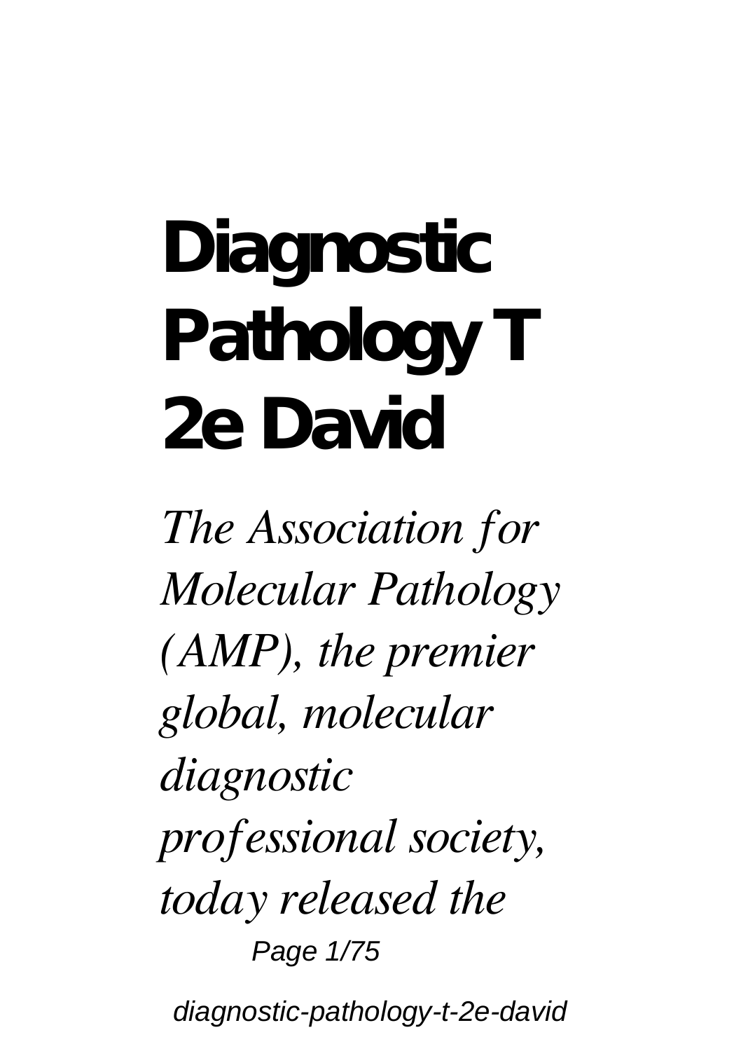# Diagnostic Pathology T 2e David

*The Association for Molecular Pathology (AMP), the premier global, molecular diagnostic professional society, today released the*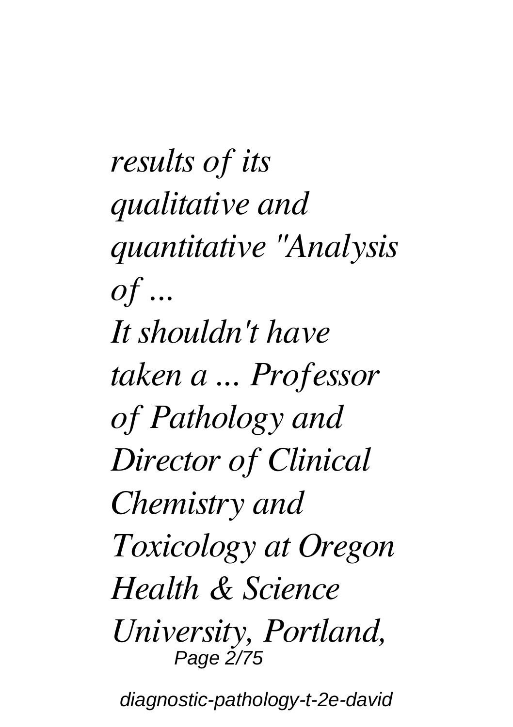*results of its qualitative and quantitative "Analysis of ...*

*It shouldn't have taken a ... Professor of Pathology and Director of Clinical Chemistry and Toxicology at Oregon Health & Science University, Portland,*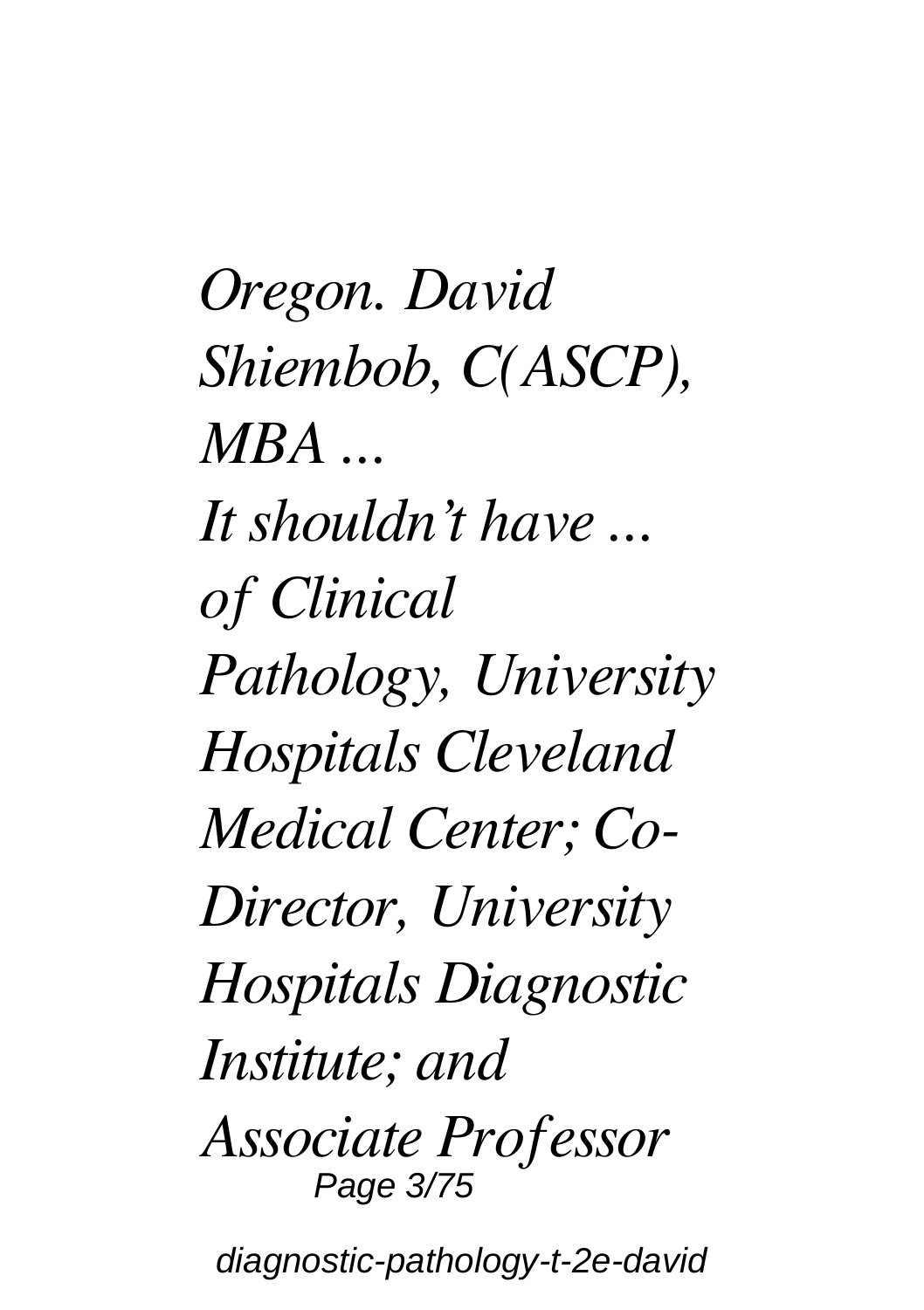*Oregon. David Shiembob, C(ASCP), MBA ...*

*It shouldn't have ...*

*of Clinical Pathology, University Hospitals Cleveland Medical Center; Co-Director, University Hospitals Diagnostic Institute; and Associate Professor*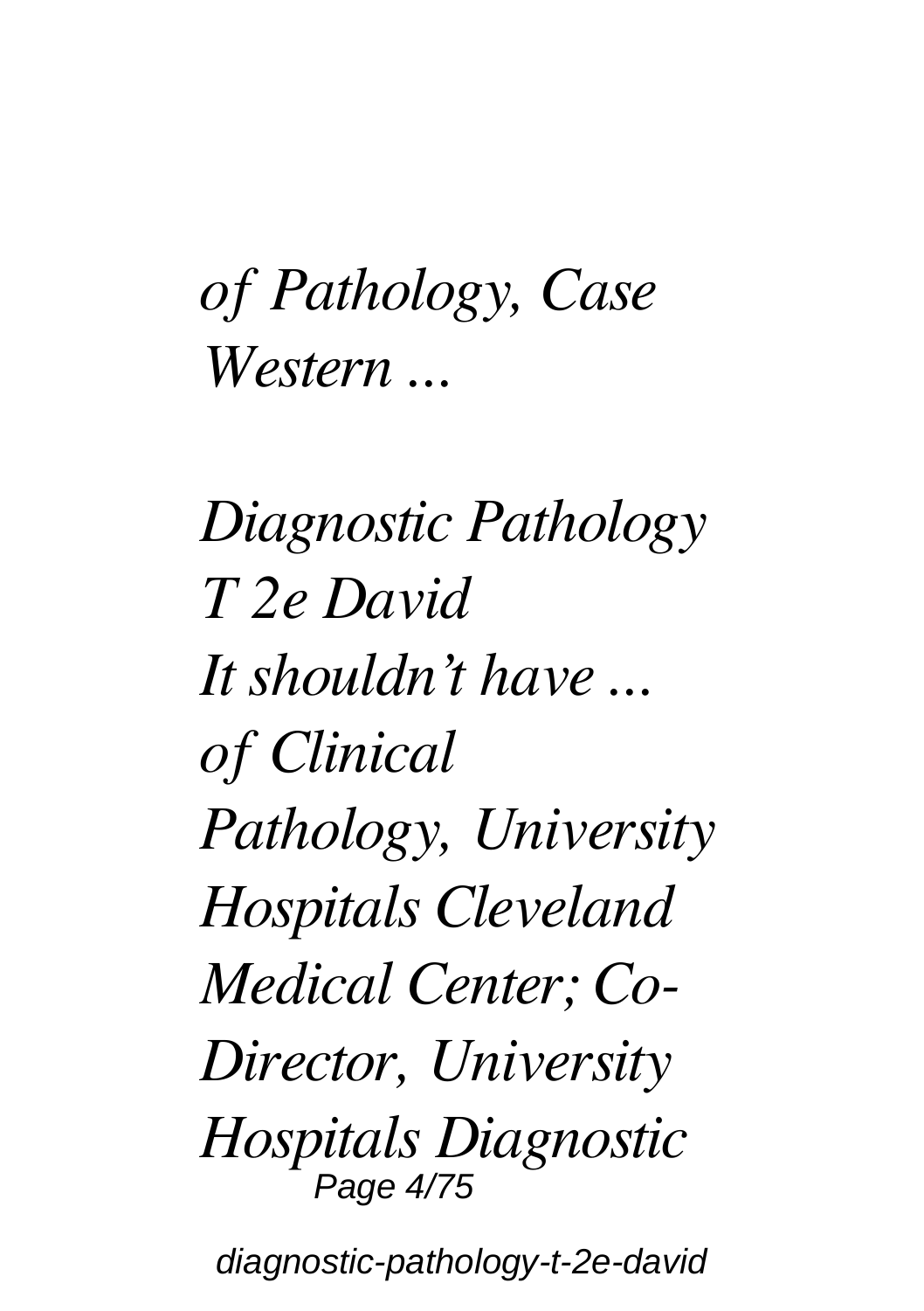*of Pathology, Case Western ...*

*Diagnostic Pathology T 2e David*

*It shouldn't have ... of Clinical Pathology, University Hospitals Cleveland Medical Center; Co-Director, University Hospitals Diagnostic*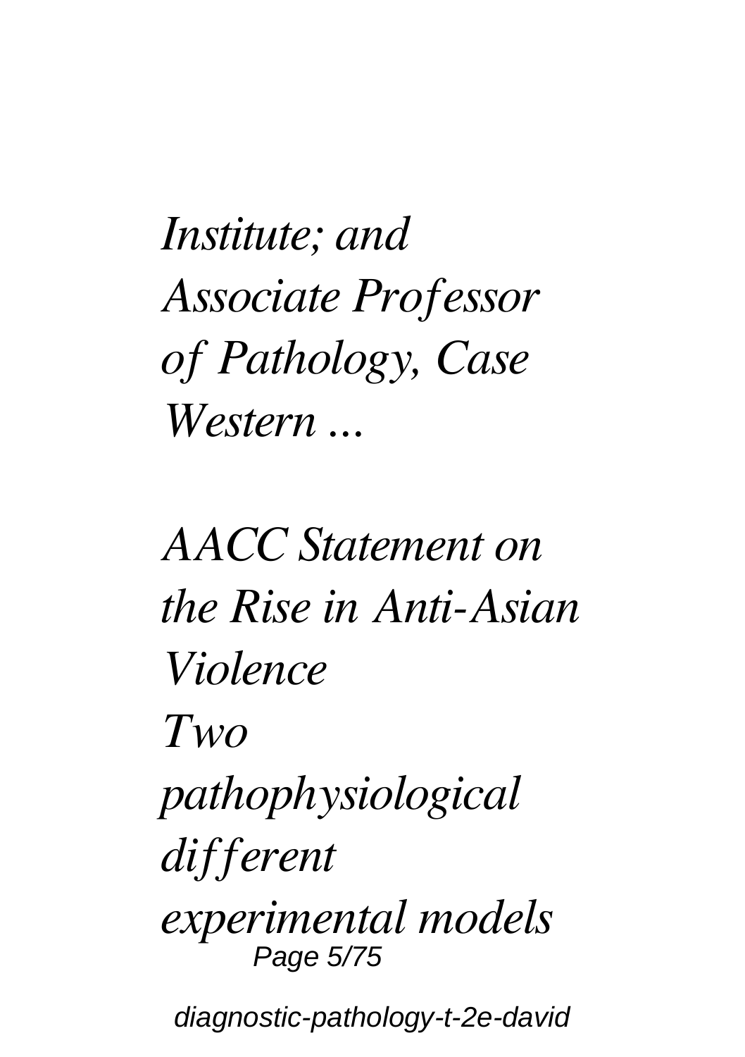*Institute; and Associate Professor of Pathology, Case Western ...*

*AACC Statement on the Rise in Anti-Asian Violence*

*Two pathophysiological different experimental models*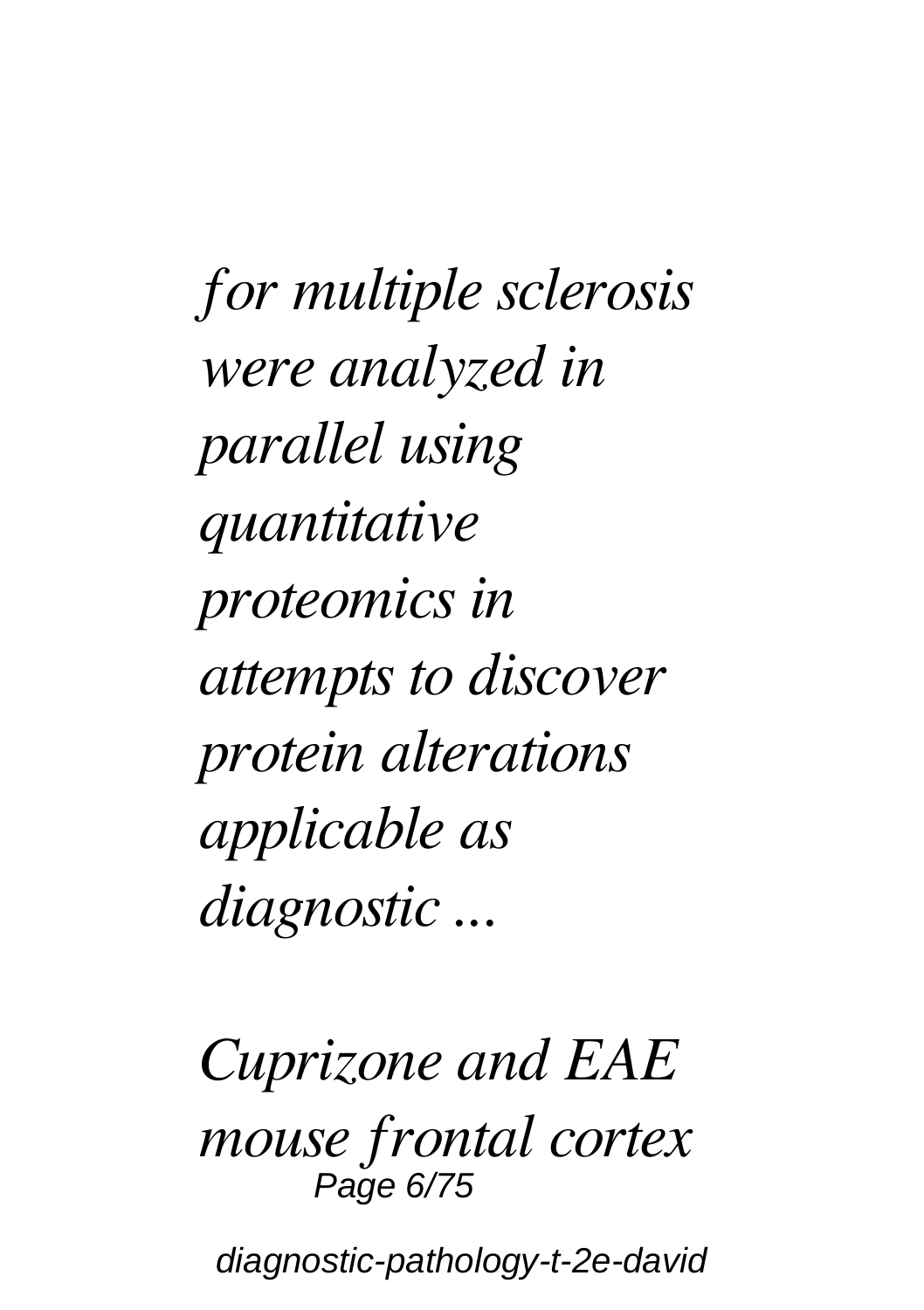*for multiple sclerosis were analyzed in parallel using quantitative proteomics in attempts to discover protein alterations applicable as diagnostic ...*

*Cuprizone and EAE mouse frontal cortex*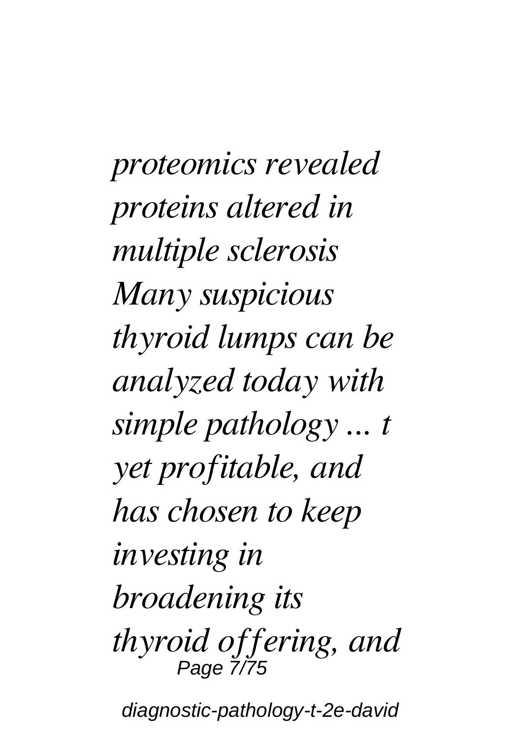*proteomics revealed proteins altered in multiple sclerosis Many suspicious thyroid lumps can be analyzed today with simple pathology ... t yet profitable, and has chosen to keep investing in broadening its thyroid offering, and*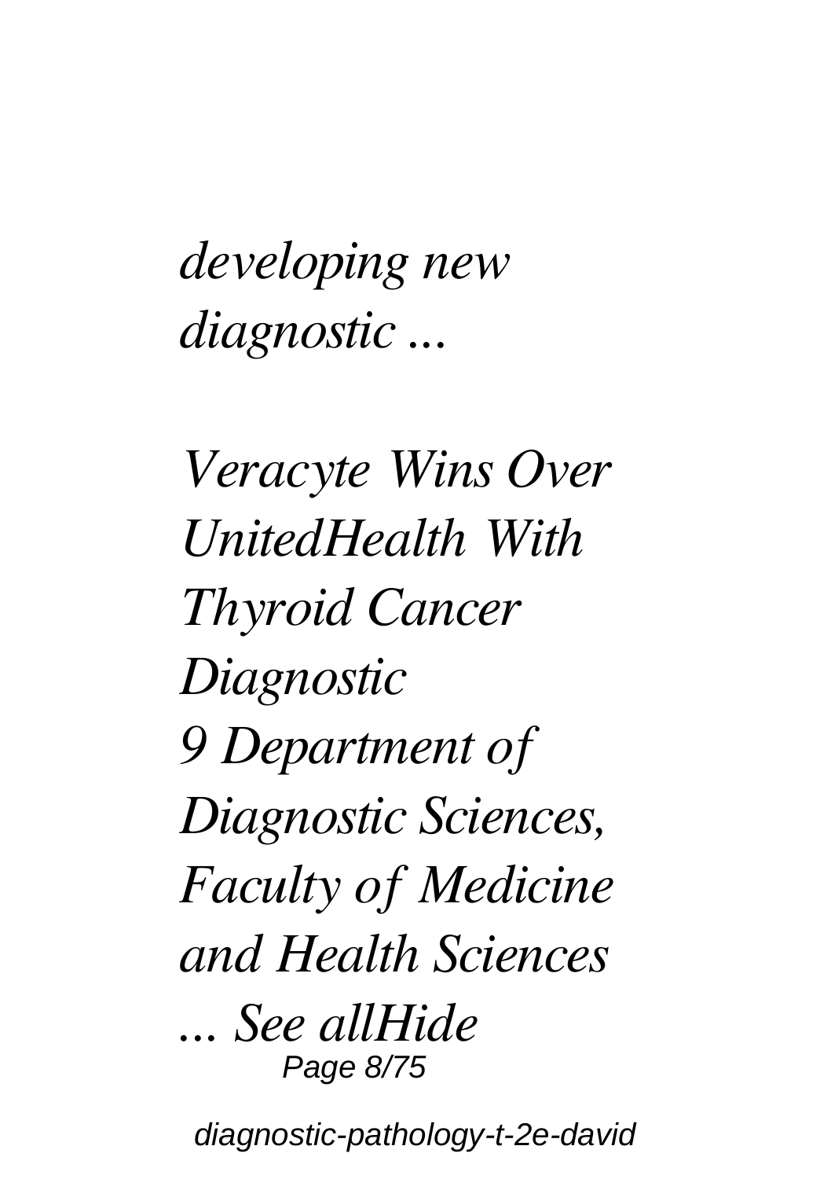*developing new diagnostic ...*

*Veracyte Wins Over UnitedHealth With Thyroid Cancer Diagnostic*

*9 Department of Diagnostic Sciences, Faculty of Medicine and Health Sciences ... See allHide*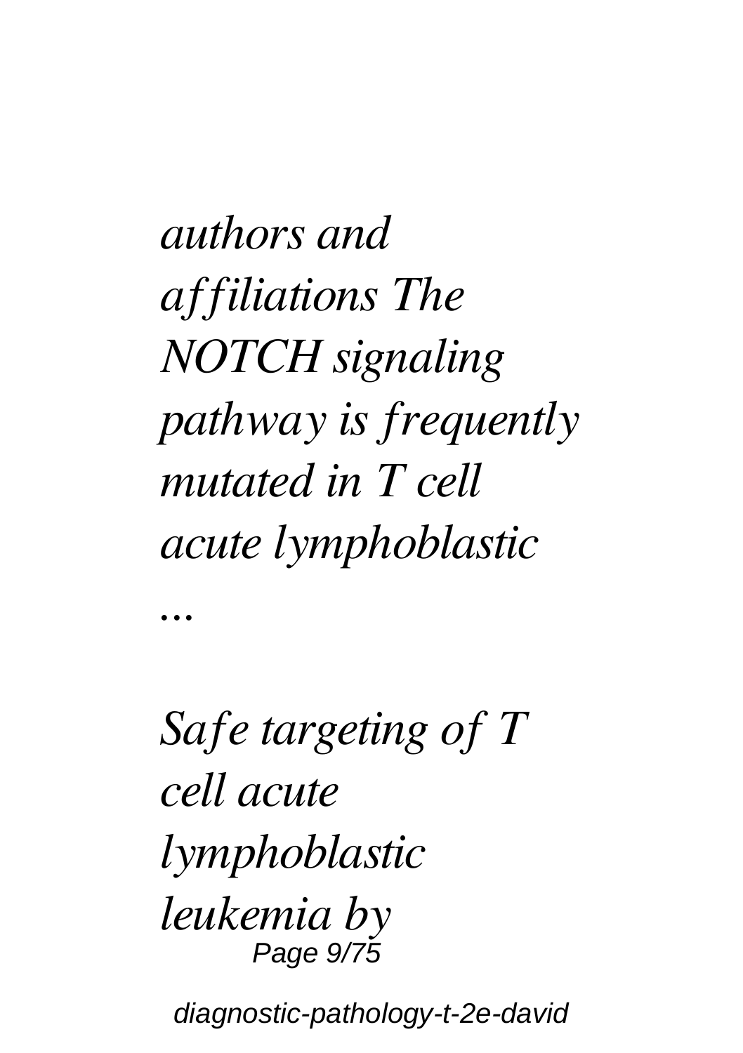*authors and affiliations The NOTCH signaling pathway is frequently mutated in T cell acute lymphoblastic ...*

*Safe targeting of T cell acute lymphoblastic leukemia by*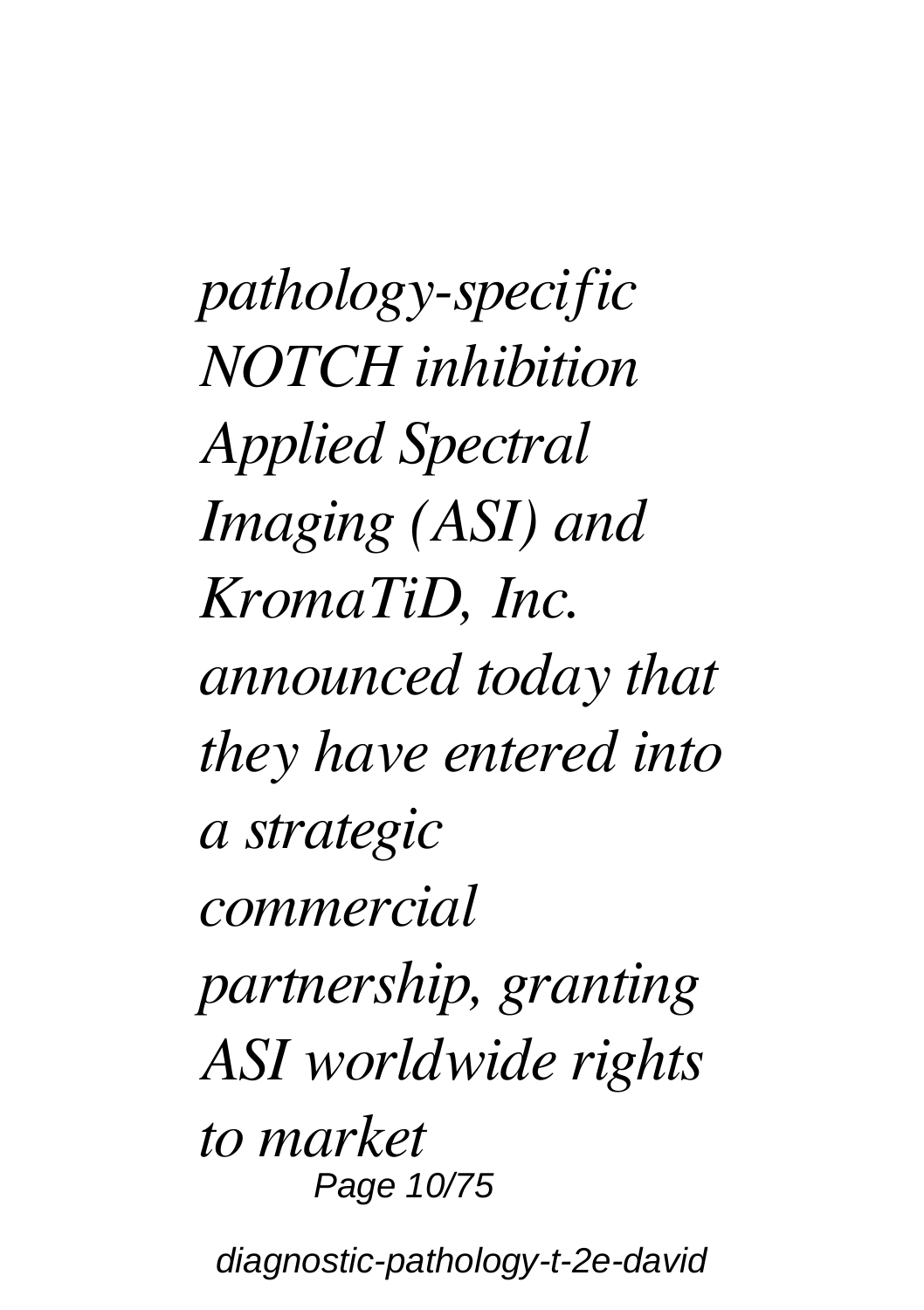*pathology-specific NOTCH inhibition Applied Spectral Imaging (ASI) and KromaTiD, Inc. announced today that they have entered into a strategic commercial partnership, granting ASI worldwide rights to market*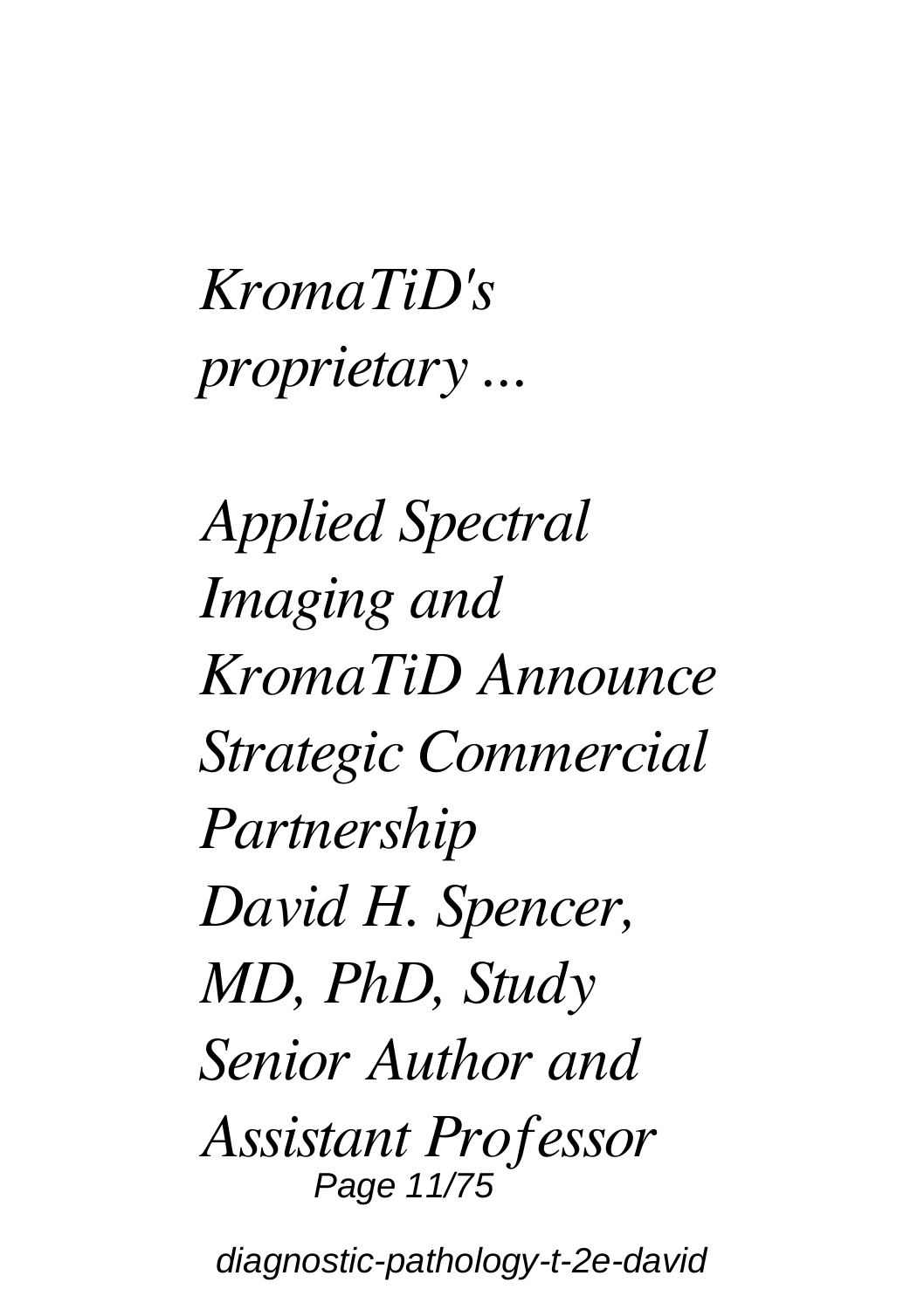*KromaTiD's proprietary ...*

*Applied Spectral Imaging and KromaTiD Announce Strategic Commercial Partnership*
*David H. Spencer, MD, PhD, Study Senior Author and Assistant Professor*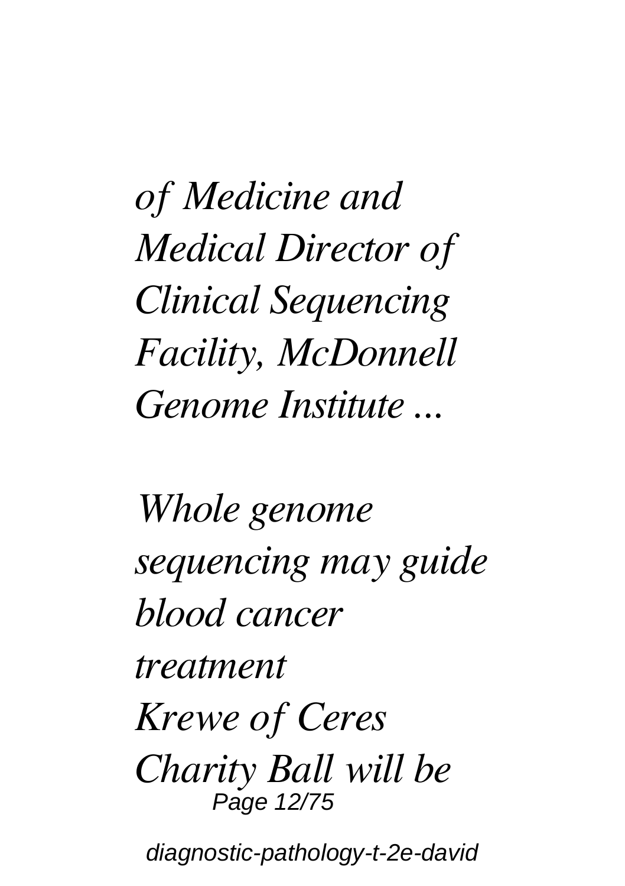*of Medicine and Medical Director of Clinical Sequencing Facility, McDonnell Genome Institute ...*

*Whole genome sequencing may guide blood cancer treatment*
*Krewe of Ceres Charity Ball will be*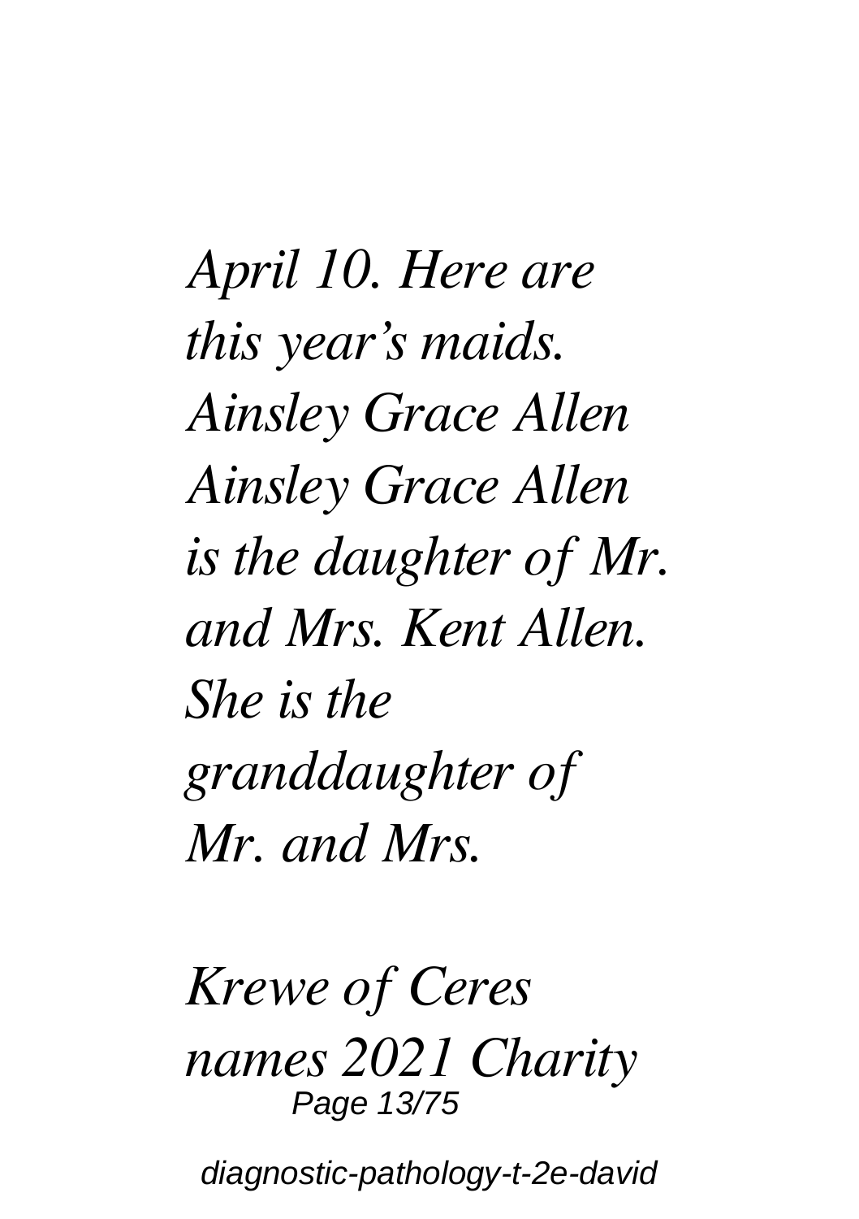*April 10. Here are this year's maids. Ainsley Grace Allen Ainsley Grace Allen is the daughter of Mr. and Mrs. Kent Allen. She is the granddaughter of Mr. and Mrs.*

*Krewe of Ceres names 2021 Charity*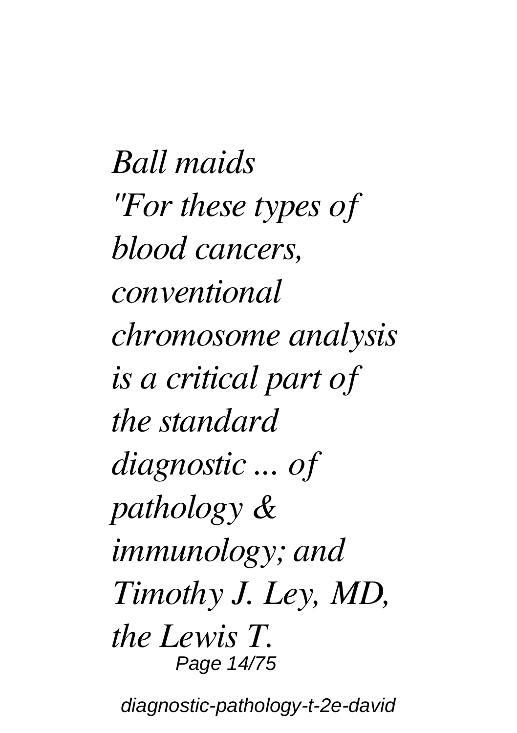*Ball maids*

*"For these types of blood cancers, conventional chromosome analysis is a critical part of the standard diagnostic ... of pathology & immunology; and Timothy J. Ley, MD, the Lewis T.*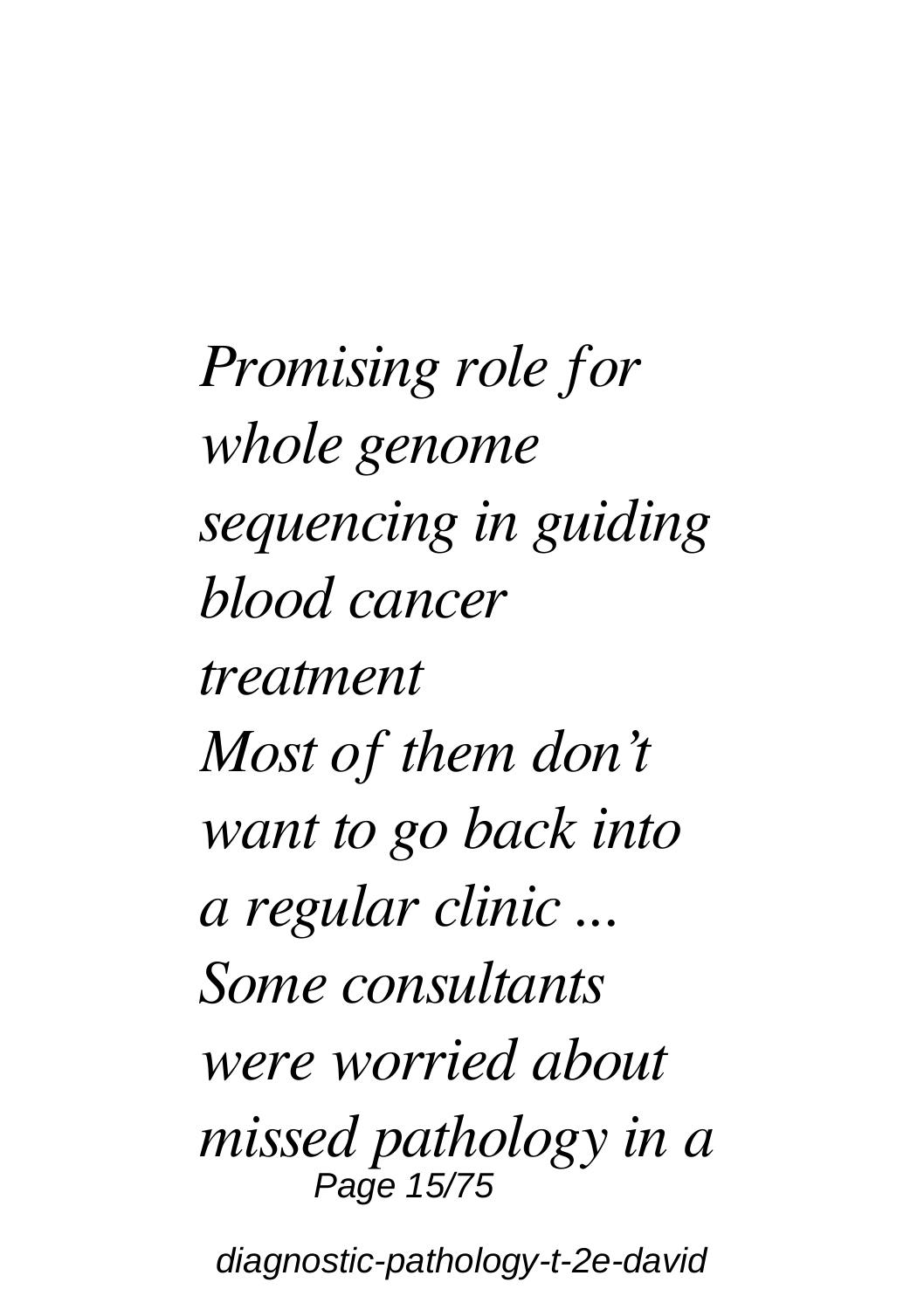*Promising role for whole genome sequencing in guiding blood cancer treatment*

*Most of them don’t want to go back into a regular clinic ... Some consultants were worried about missed pathology in a*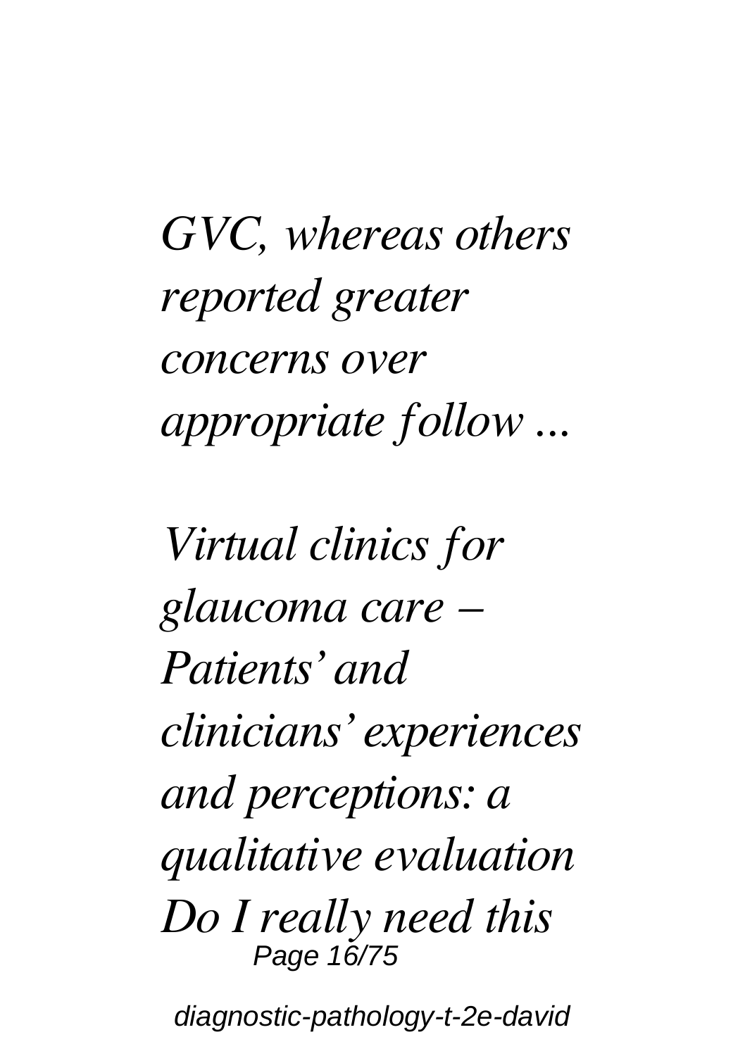*GVC, whereas others reported greater concerns over appropriate follow ...*

*Virtual clinics for glaucoma care – Patients' and clinicians' experiences and perceptions: a qualitative evaluation Do I really need this*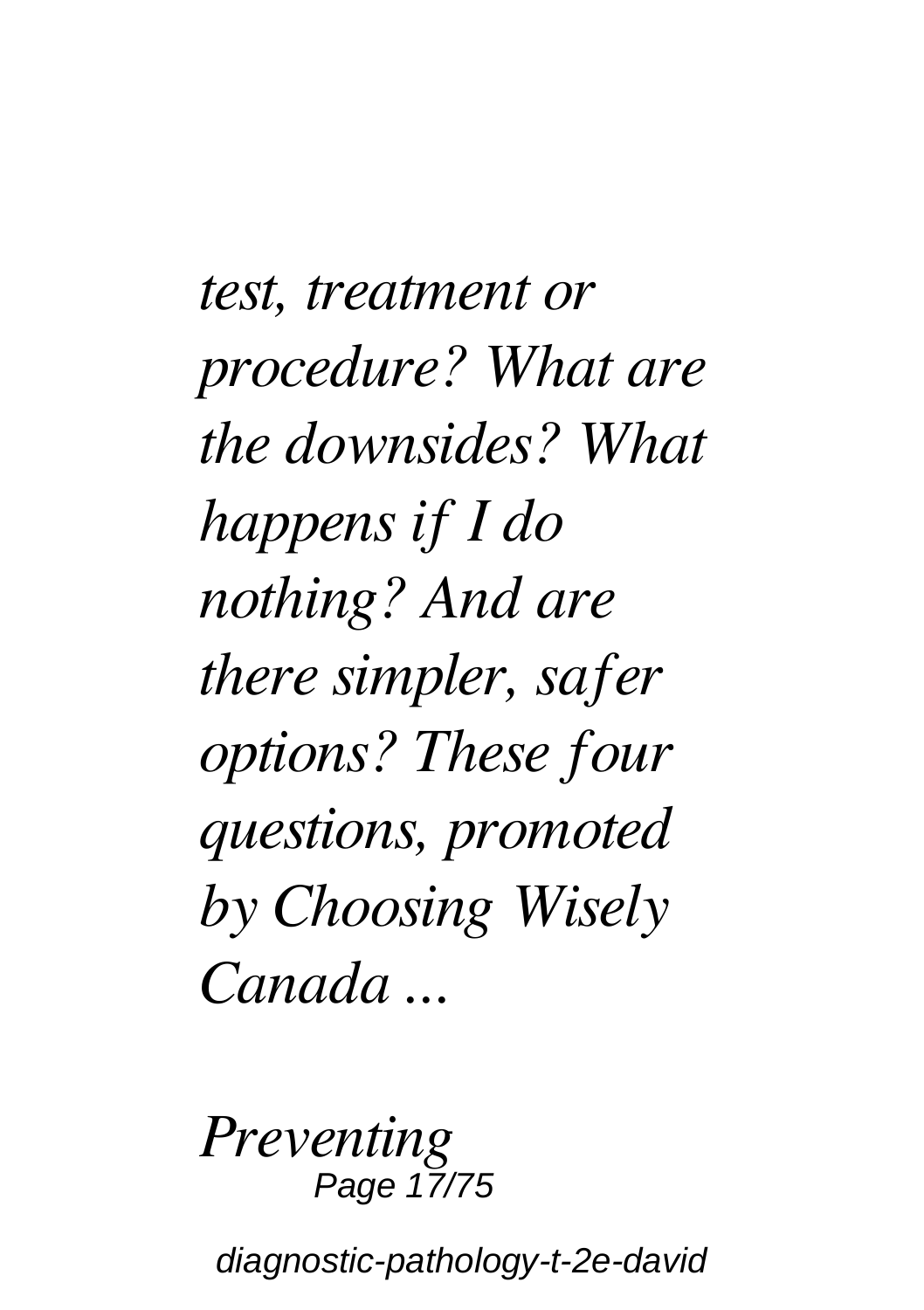*test, treatment or procedure? What are the downsides? What happens if I do nothing? And are there simpler, safer options? These four questions, promoted by Choosing Wisely Canada ...*

*Preventing*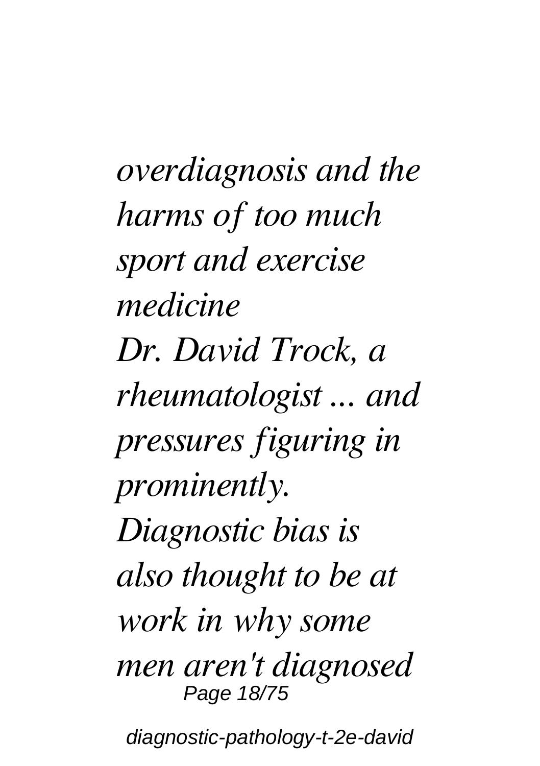*overdiagnosis and the harms of too much sport and exercise medicine*

*Dr. David Trock, a rheumatologist ... and pressures figuring in prominently.*

*Diagnostic bias is also thought to be at work in why some men aren't diagnosed*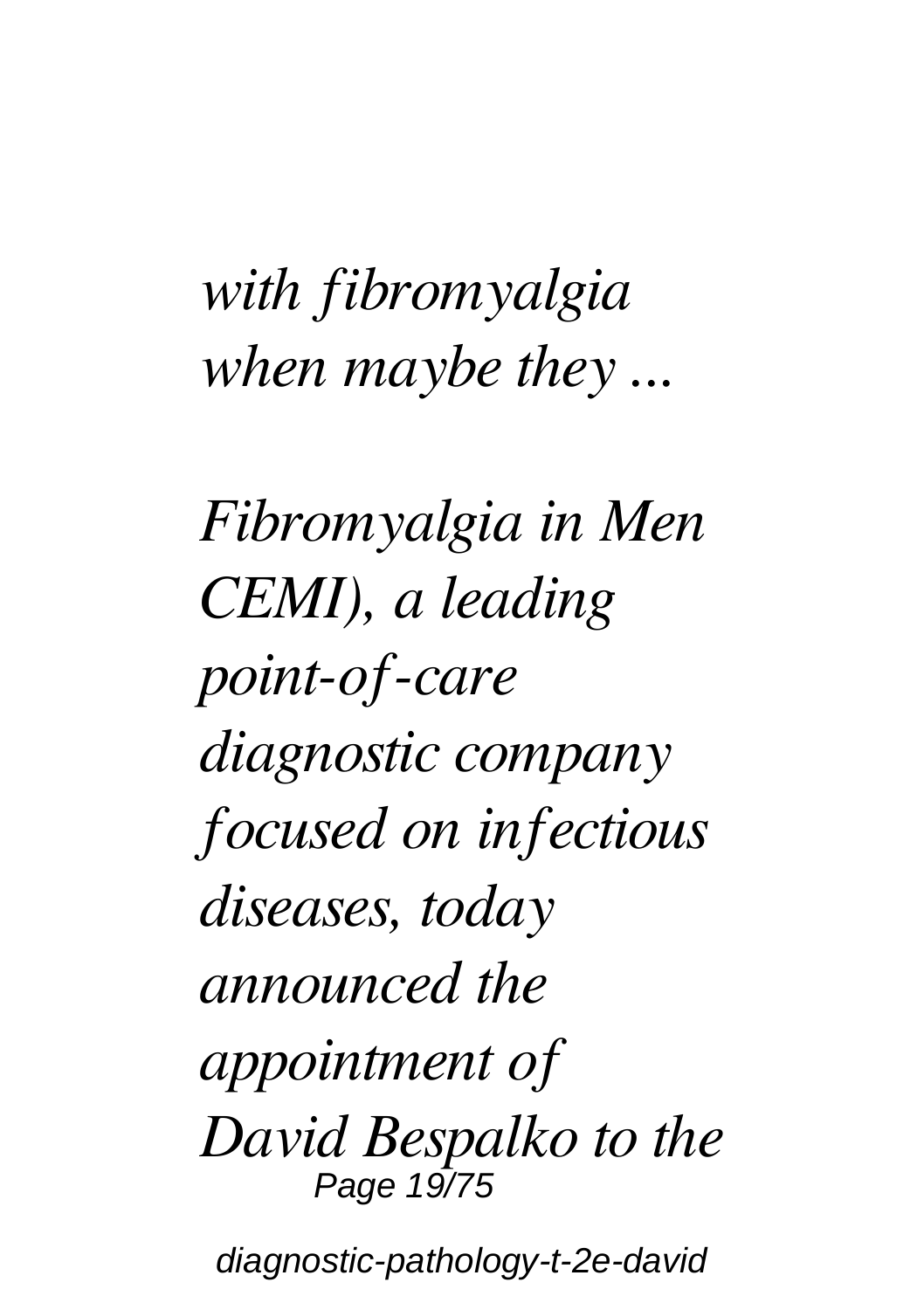*with fibromyalgia when maybe they ...*

*Fibromyalgia in Men CEMI), a leading point-of-care diagnostic company focused on infectious diseases, today announced the appointment of David Bespalko to the*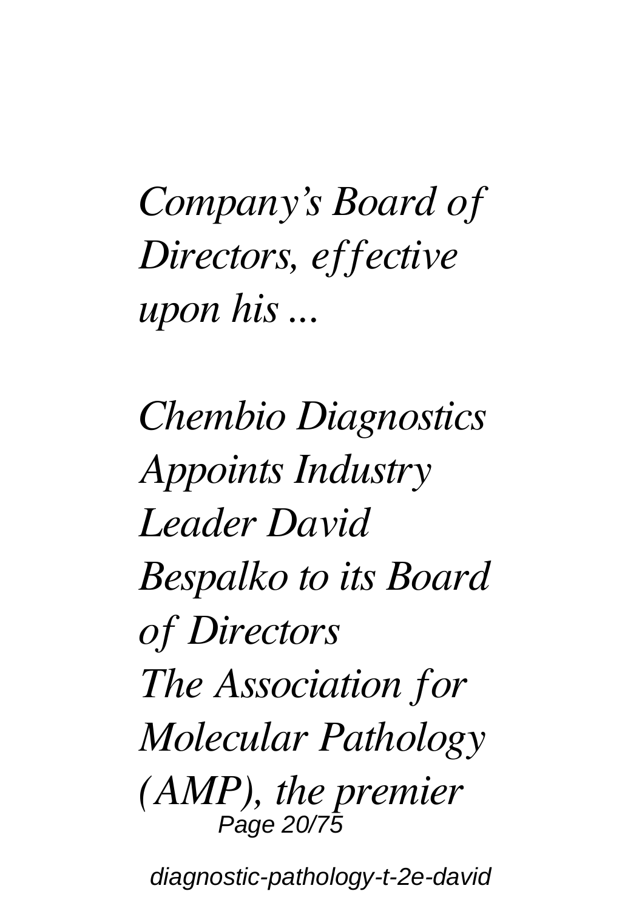*Company's Board of Directors, effective upon his ...*

*Chembio Diagnostics Appoints Industry Leader David Bespalko to its Board of Directors*

*The Association for Molecular Pathology (AMP), the premier*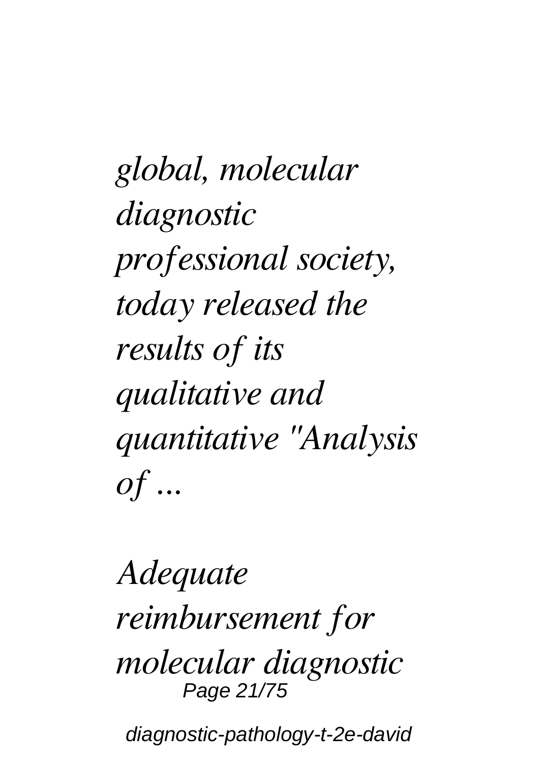*global, molecular diagnostic professional society, today released the results of its qualitative and quantitative "Analysis of ...*

*Adequate reimbursement for molecular diagnostic*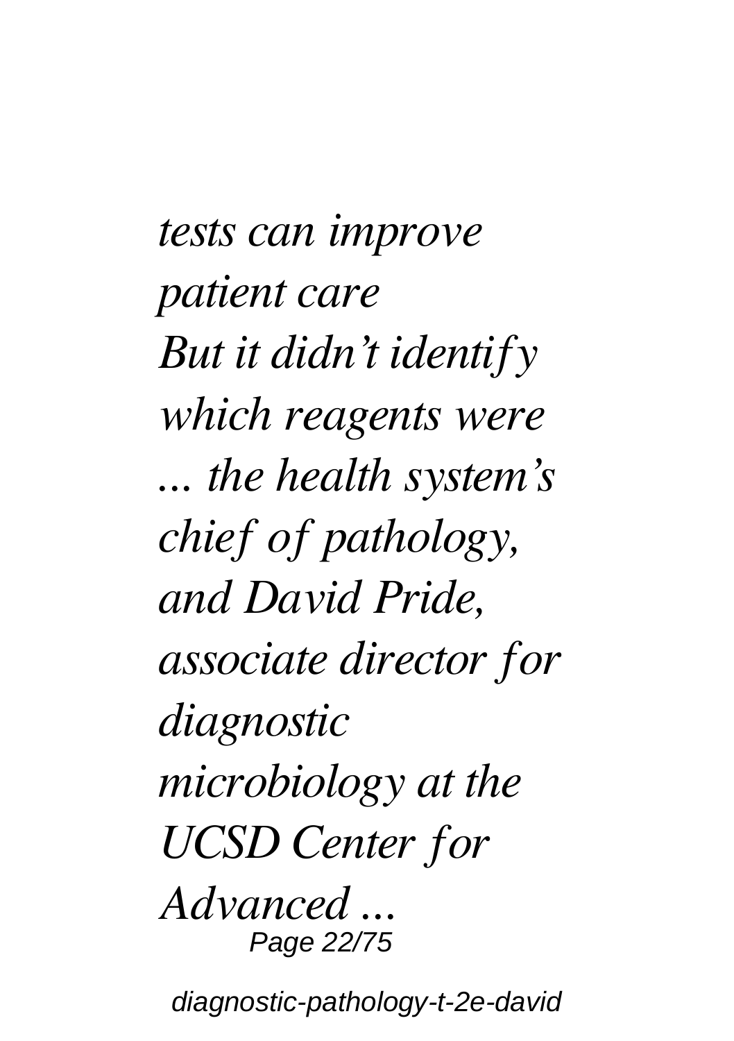*tests can improve patient care*

*But it didn’t identify which reagents were ... the health system’s chief of pathology, and David Pride, associate director for diagnostic microbiology at the UCSD Center for Advanced ...*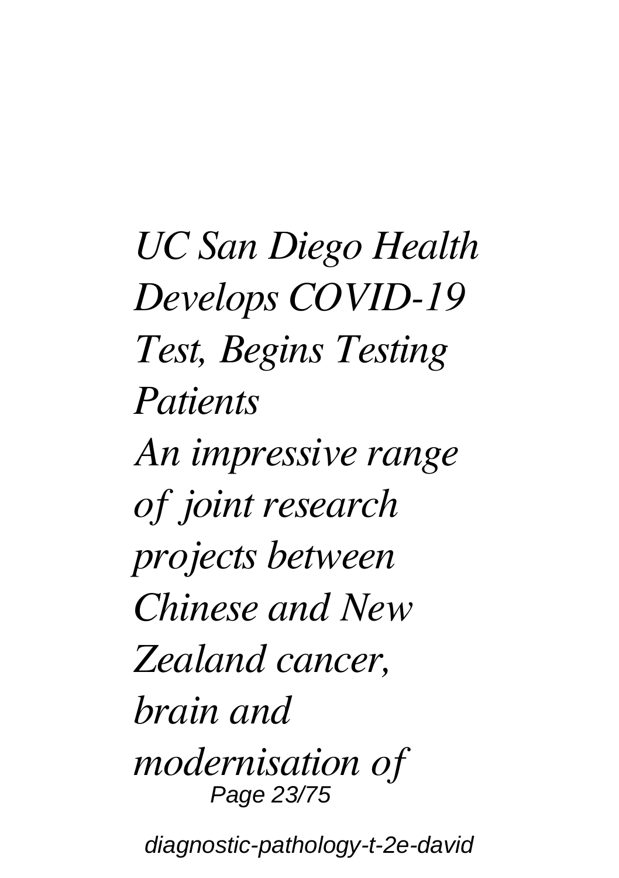*UC San Diego Health Develops COVID-19 Test, Begins Testing Patients*

*An impressive range of joint research projects between Chinese and New Zealand cancer, brain and modernisation of*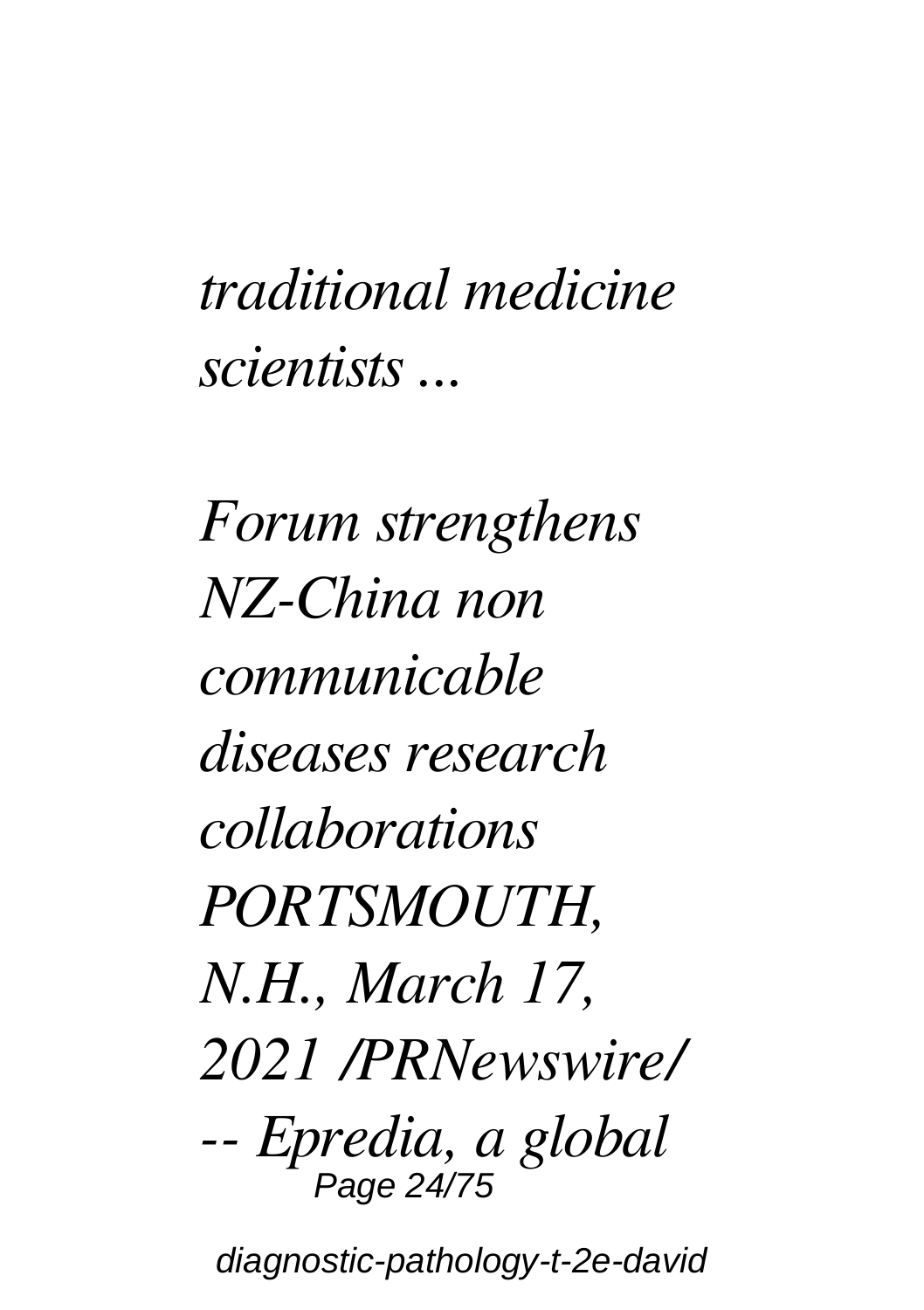*traditional medicine scientists ...*

*Forum strengthens NZ-China non communicable diseases research collaborations PORTSMOUTH, N.H., March 17, 2021 /PRNewswire/ -- Epredia, a global*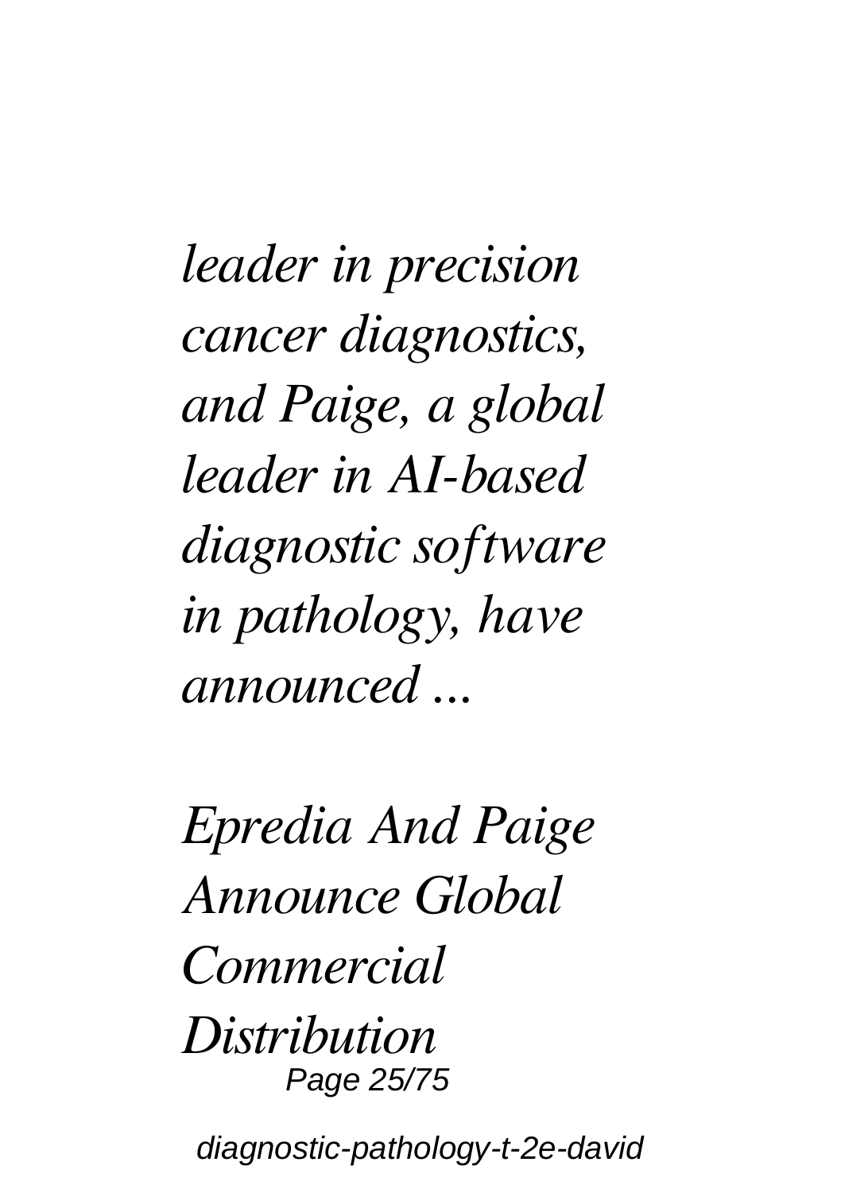*leader in precision cancer diagnostics, and Paige, a global leader in AI-based diagnostic software in pathology, have announced ...*

*Epredia And Paige Announce Global Commercial Distribution*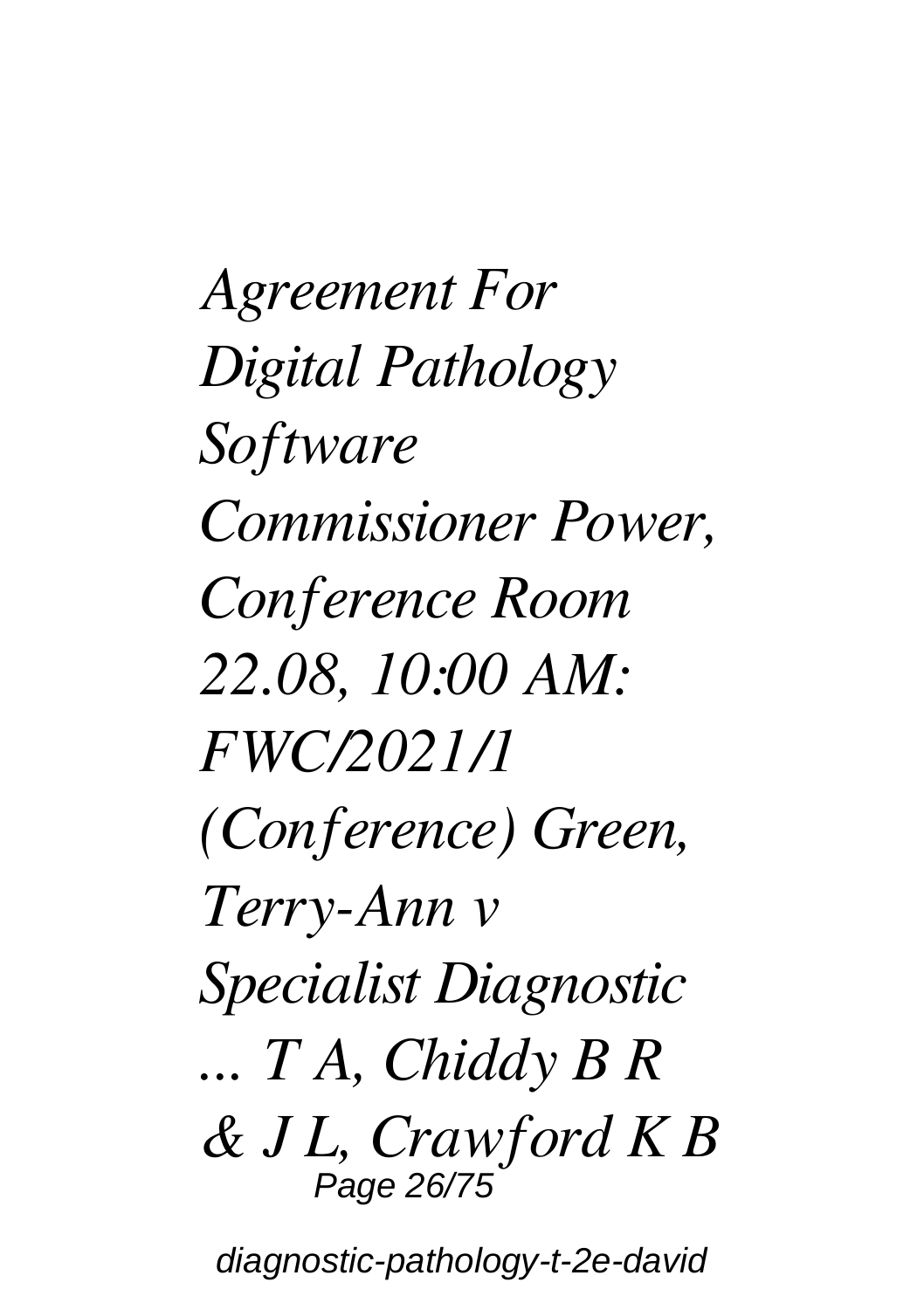*Agreement For Digital Pathology Software Commissioner Power, Conference Room 22.08, 10:00 AM: FWC/2021/1 (Conference) Green, Terry-Ann v Specialist Diagnostic ... T A, Chiddy B R & J L, Crawford K B*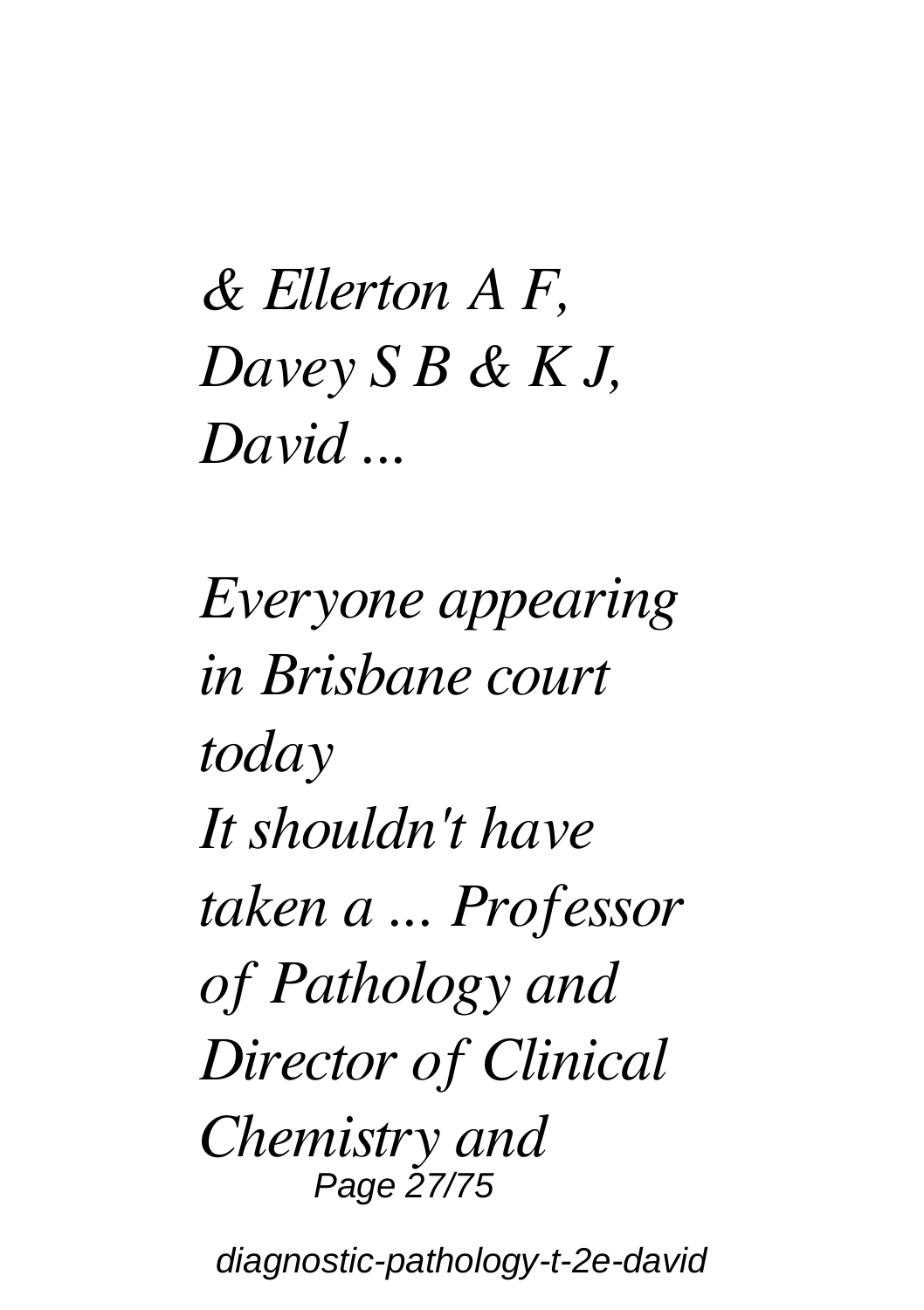*& Ellerton A F, Davey S B & K J, David ...*

*Everyone appearing in Brisbane court today*

*It shouldn't have taken a ... Professor of Pathology and Director of Clinical Chemistry and*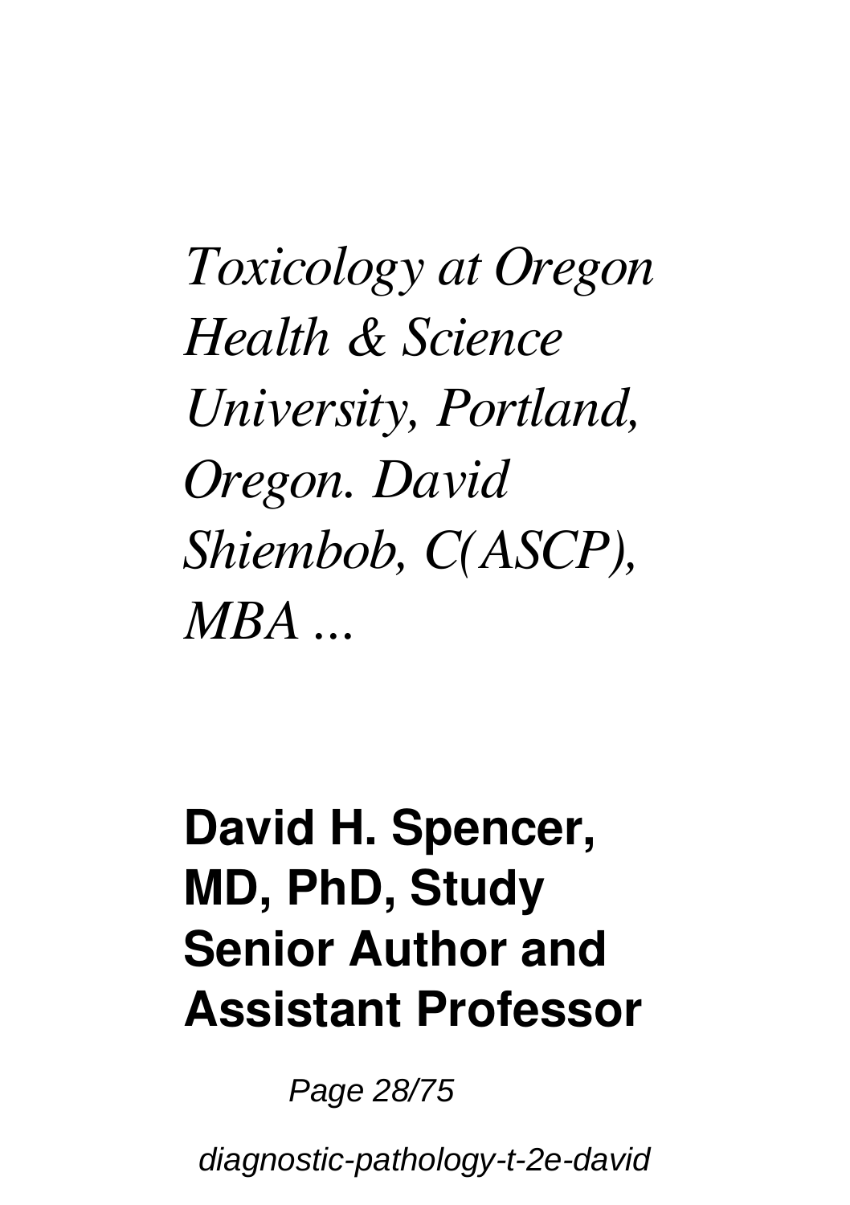*Toxicology at Oregon Health & Science University, Portland, Oregon. David Shiembob, C(ASCP), MBA ...*

## **David H. Spencer, MD, PhD, Study Senior Author and Assistant Professor**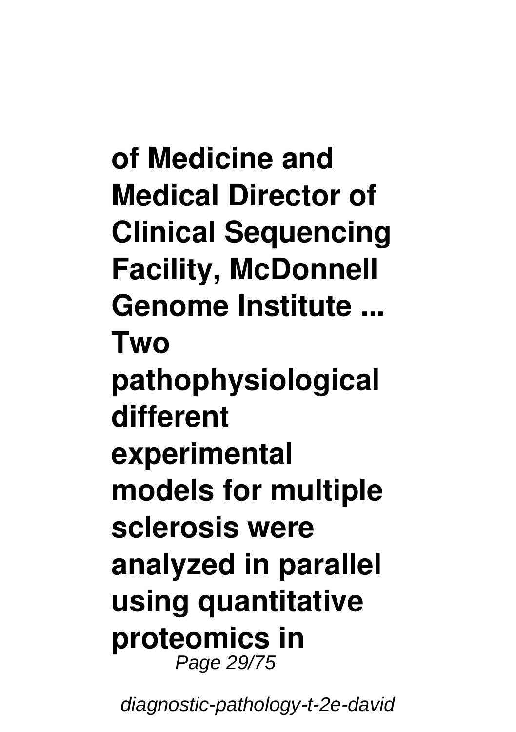**of Medicine and Medical Director of Clinical Sequencing Facility, McDonnell Genome Institute ...**
**Two pathophysiological different experimental models for multiple sclerosis were analyzed in parallel using quantitative proteomics in**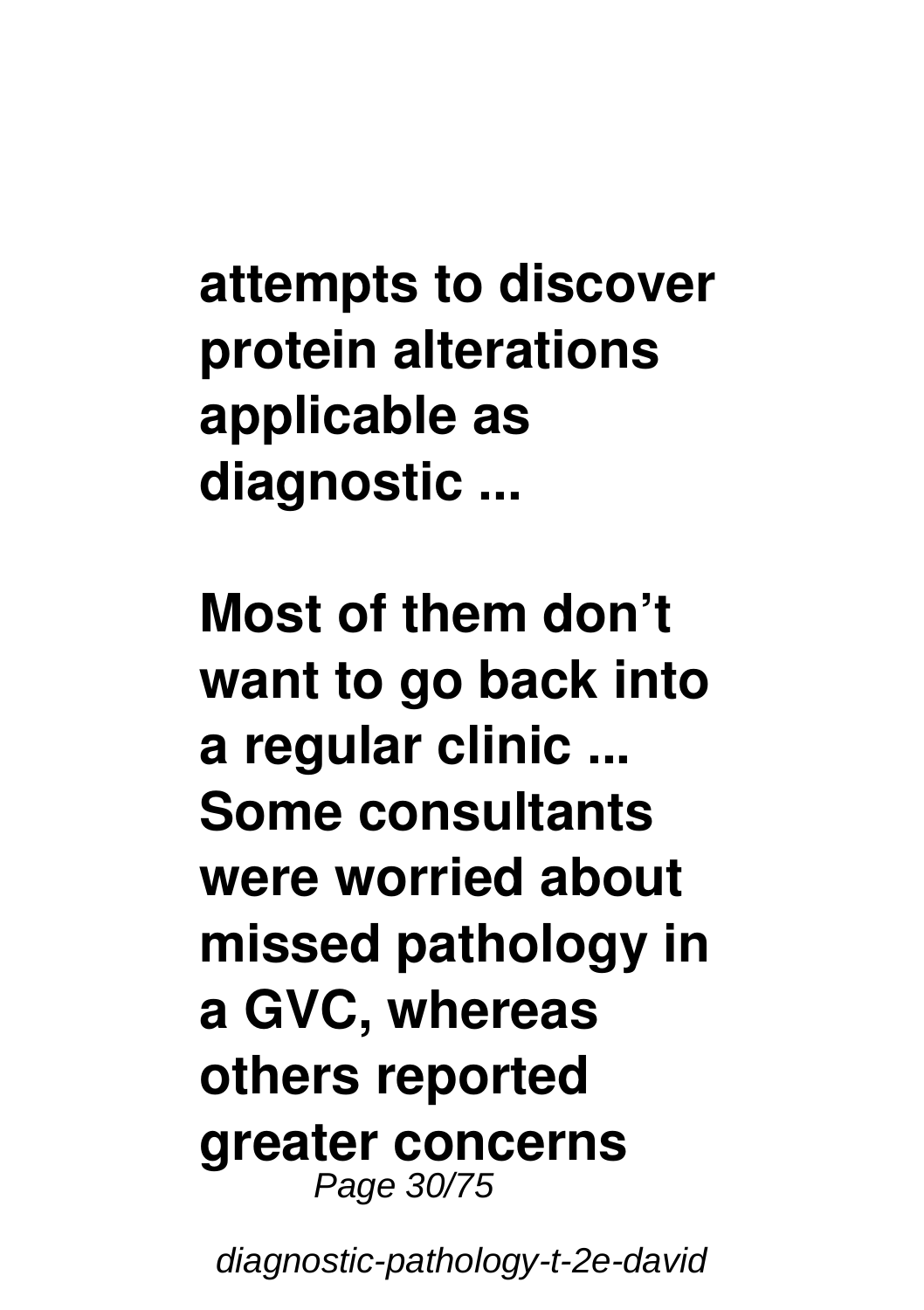**attempts to discover protein alterations applicable as diagnostic ...**

**Most of them don't want to go back into a regular clinic ... Some consultants were worried about missed pathology in a GVC, whereas others reported greater concerns**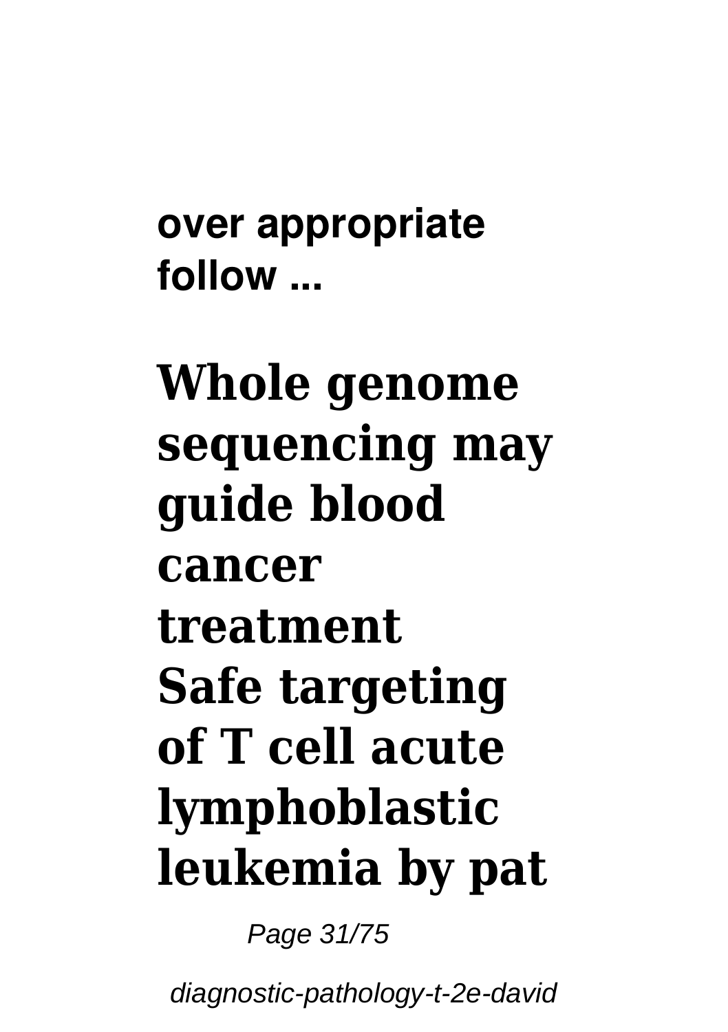**over appropriate follow ...**

## Whole genome sequencing may guide blood cancer treatment
## Safe targeting of T cell acute lymphoblastic leukemia by pat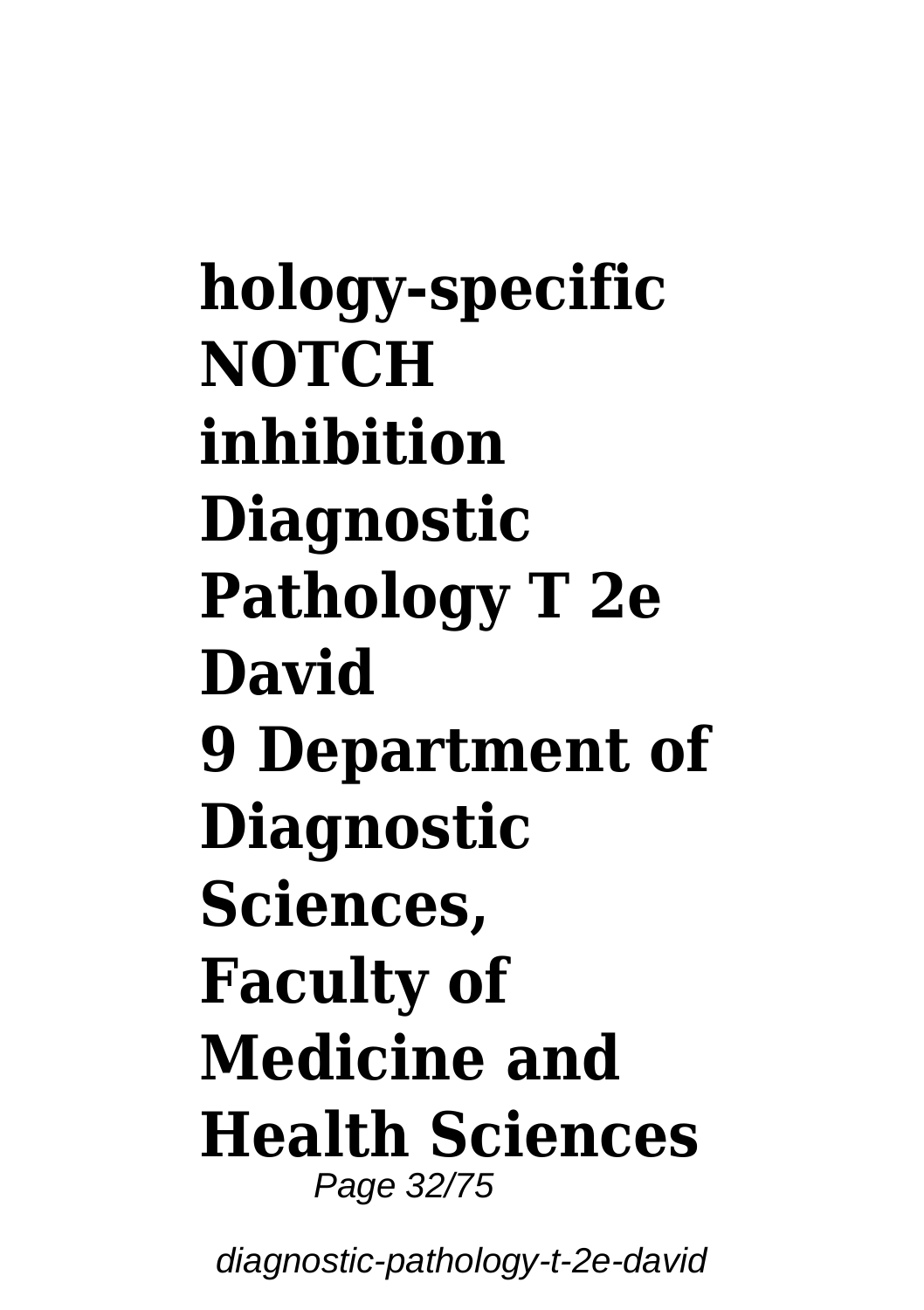**hology-specific NOTCH inhibition Diagnostic Pathology T 2e David**

**9 Department of Diagnostic Sciences, Faculty of Medicine and Health Sciences**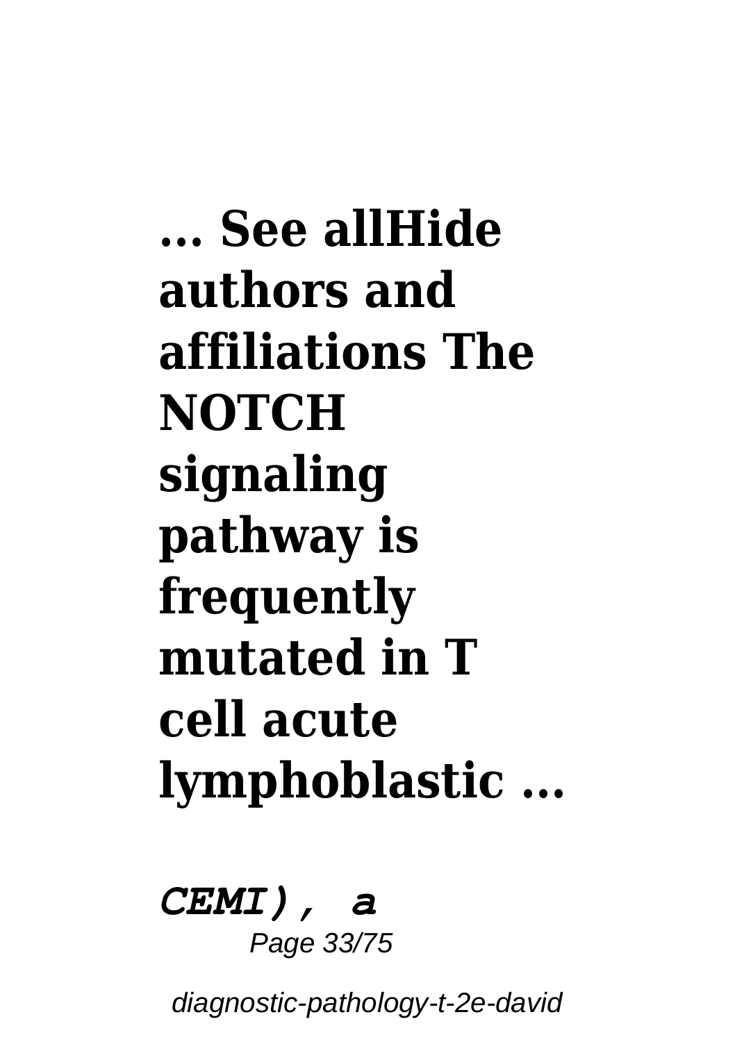**... See allHide authors and affiliations The NOTCH signaling pathway is frequently mutated in T cell acute lymphoblastic ...**

***CEMI), a***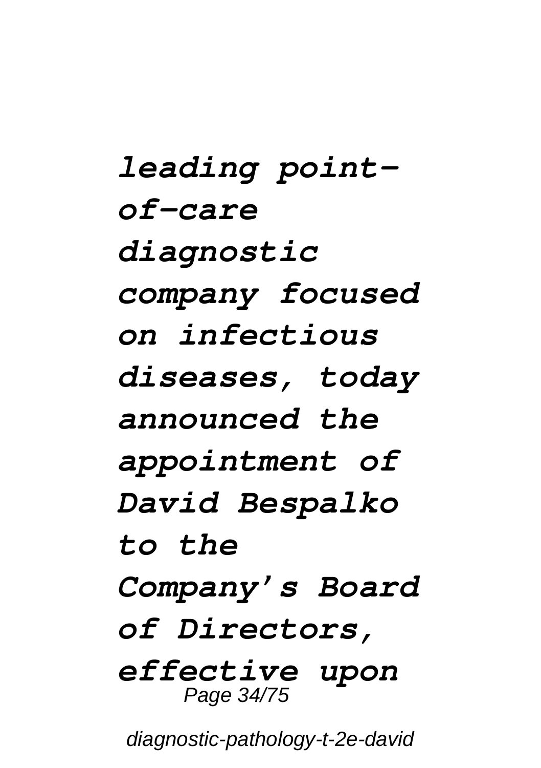*leading point-of-care diagnostic company focused on infectious diseases, today announced the appointment of David Bespalko to the Company's Board of Directors, effective upon*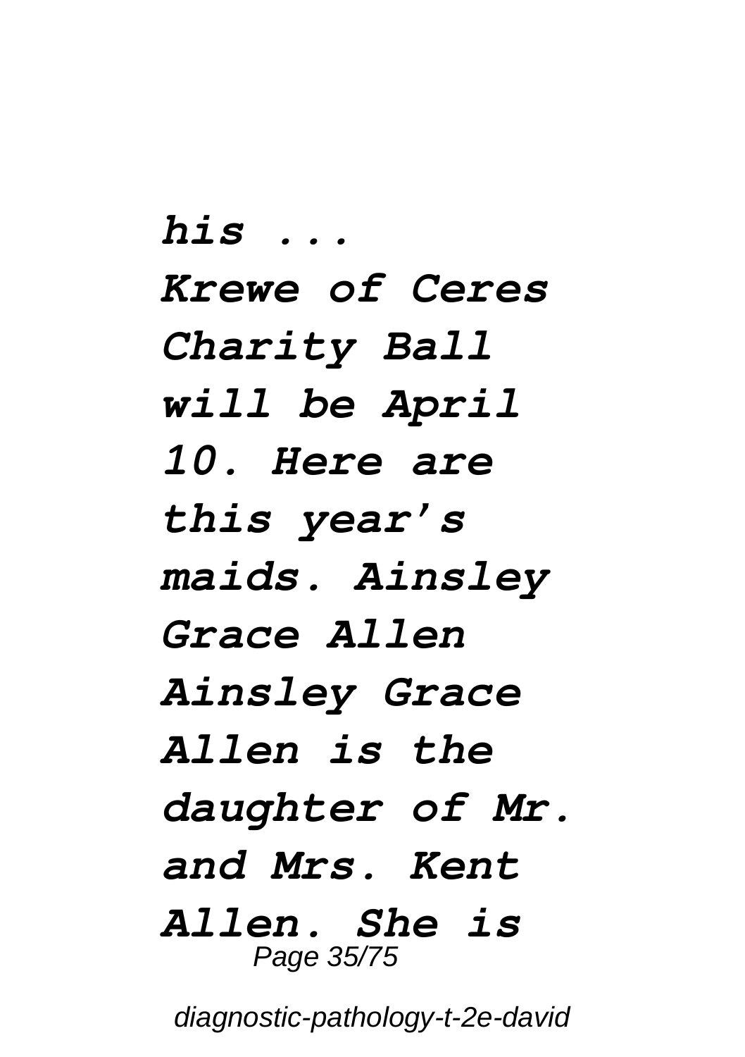*his ...*

*Krewe of Ceres Charity Ball will be April 10. Here are this year's maids. Ainsley Grace Allen Ainsley Grace Allen is the daughter of Mr. and Mrs. Kent Allen. She is*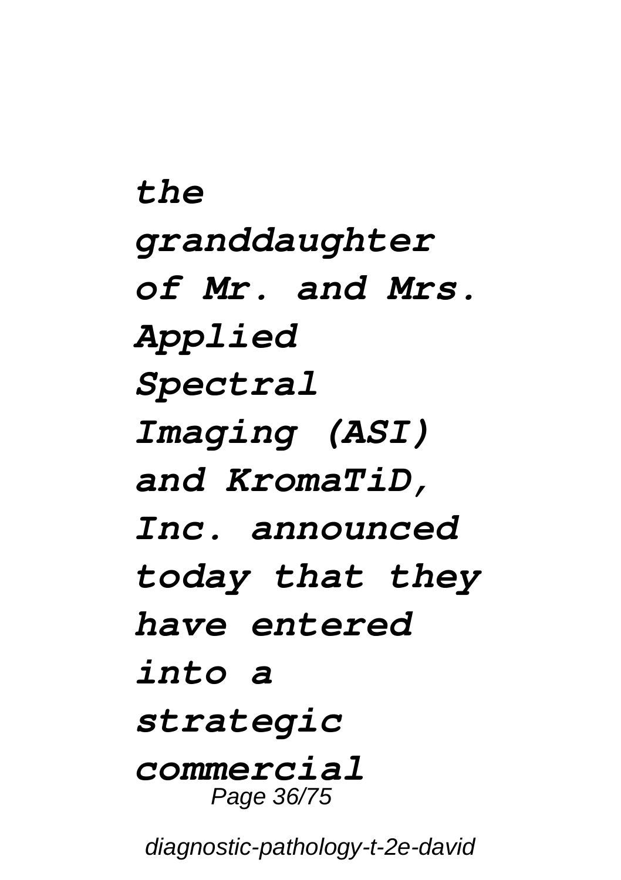***the granddaughter of Mr. and Mrs. Applied Spectral Imaging (ASI) and KromaTiD, Inc. announced today that they have entered into a strategic commercial***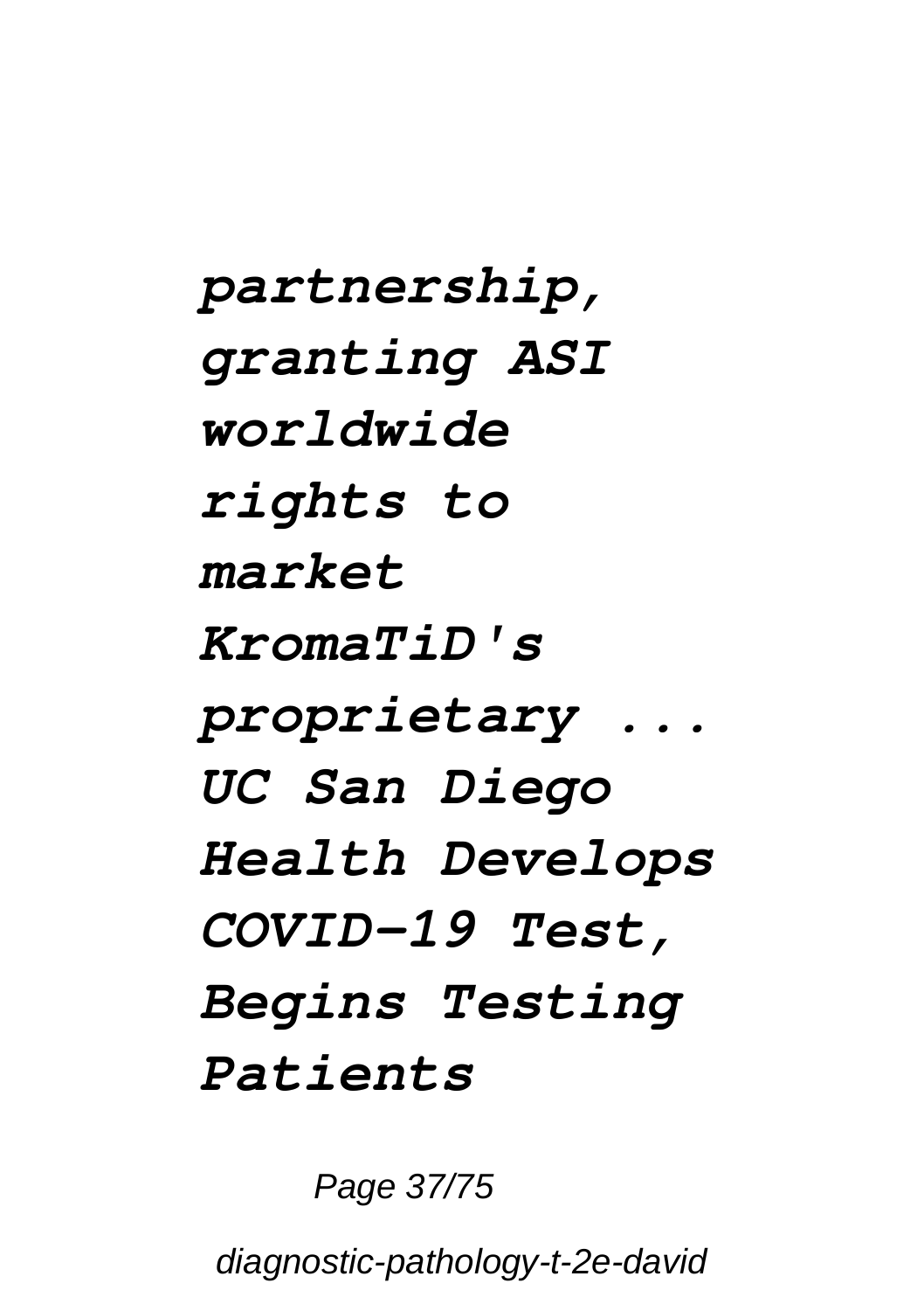***partnership, granting ASI worldwide rights to market KromaTiD's proprietary ...***
***UC San Diego Health Develops COVID-19 Test, Begins Testing Patients***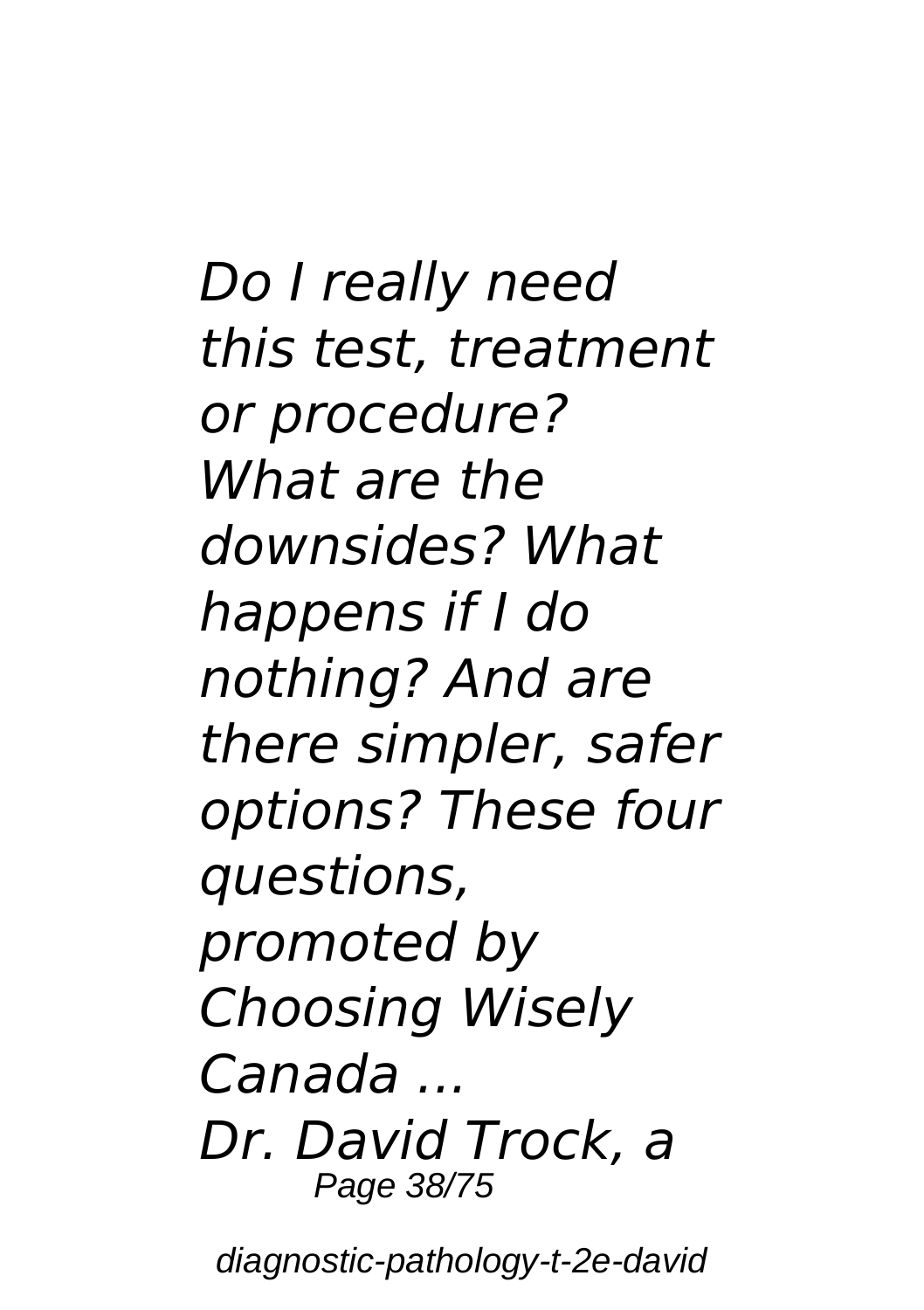***Do I really need this test, treatment or procedure? What are the downsides? What happens if I do nothing? And are there simpler, safer options? These four questions, promoted by Choosing Wisely Canada ...***

***Dr. David Trock, a***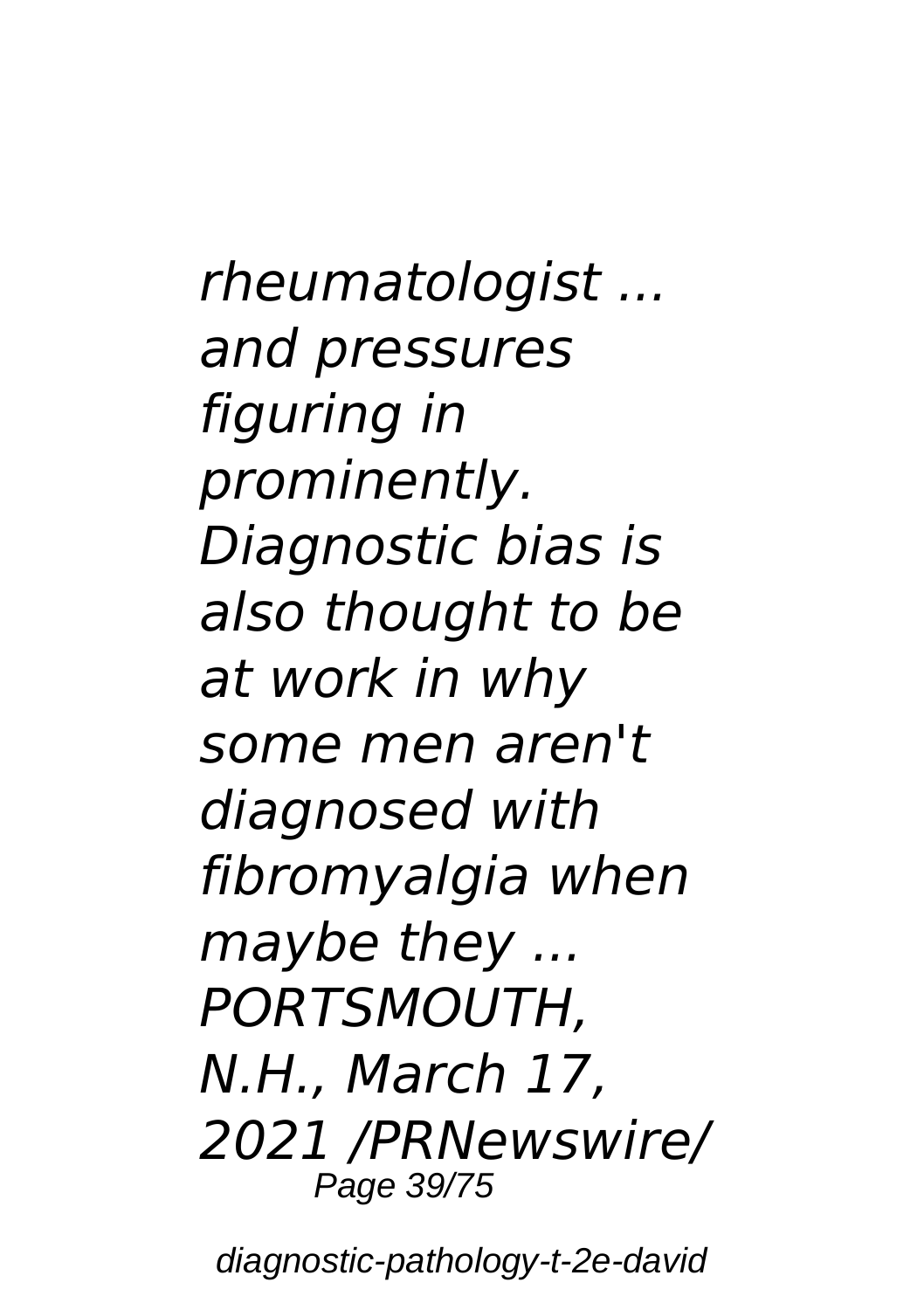*rheumatologist ... and pressures figuring in prominently. Diagnostic bias is also thought to be at work in why some men aren't diagnosed with fibromyalgia when maybe they ... PORTSMOUTH, N.H., March 17, 2021 /PRNewswire/*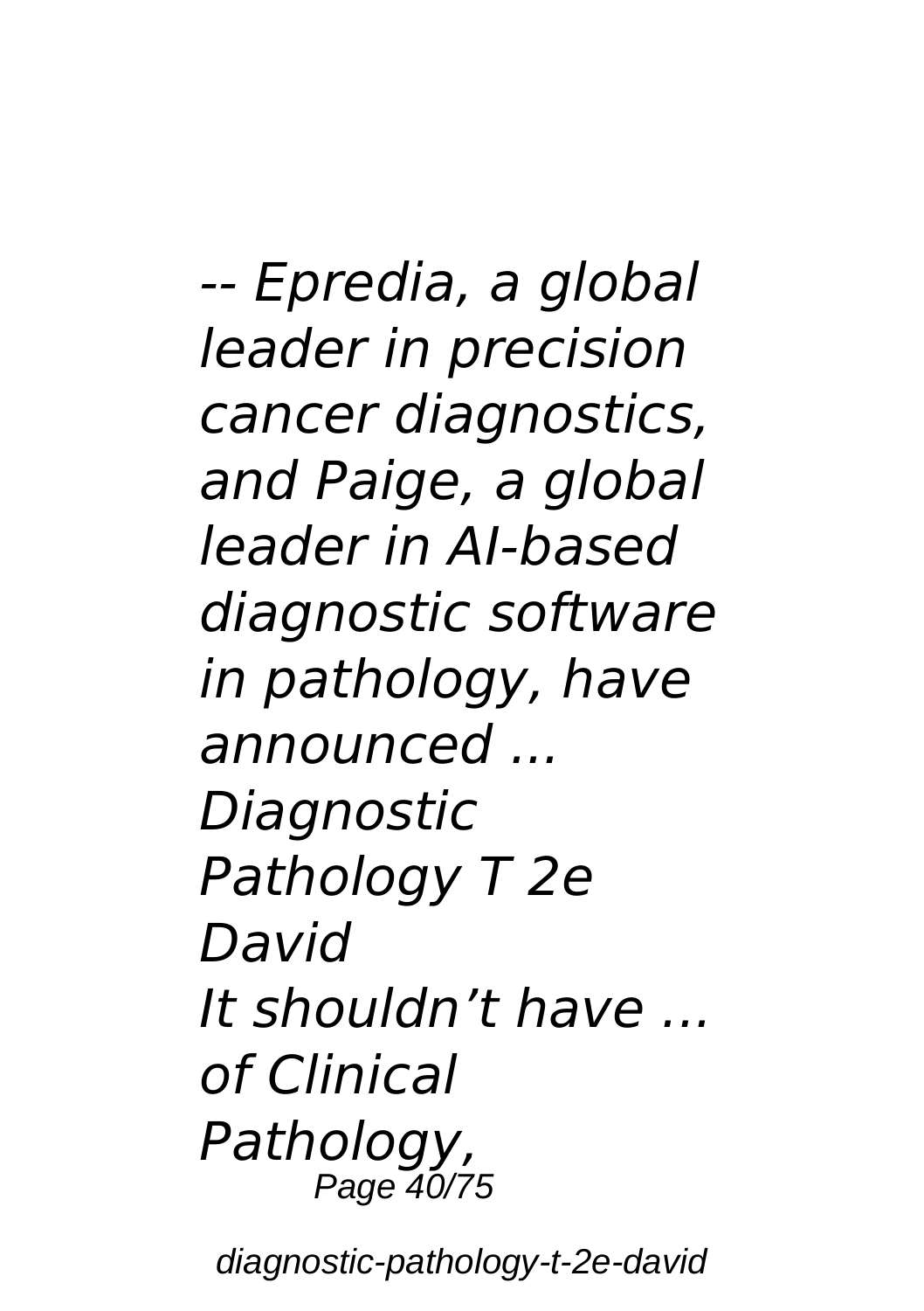*-- Epredia, a global leader in precision cancer diagnostics, and Paige, a global leader in AI-based diagnostic software in pathology, have announced ...*
*Diagnostic Pathology T 2e David*
*It shouldn't have ... of Clinical Pathology,*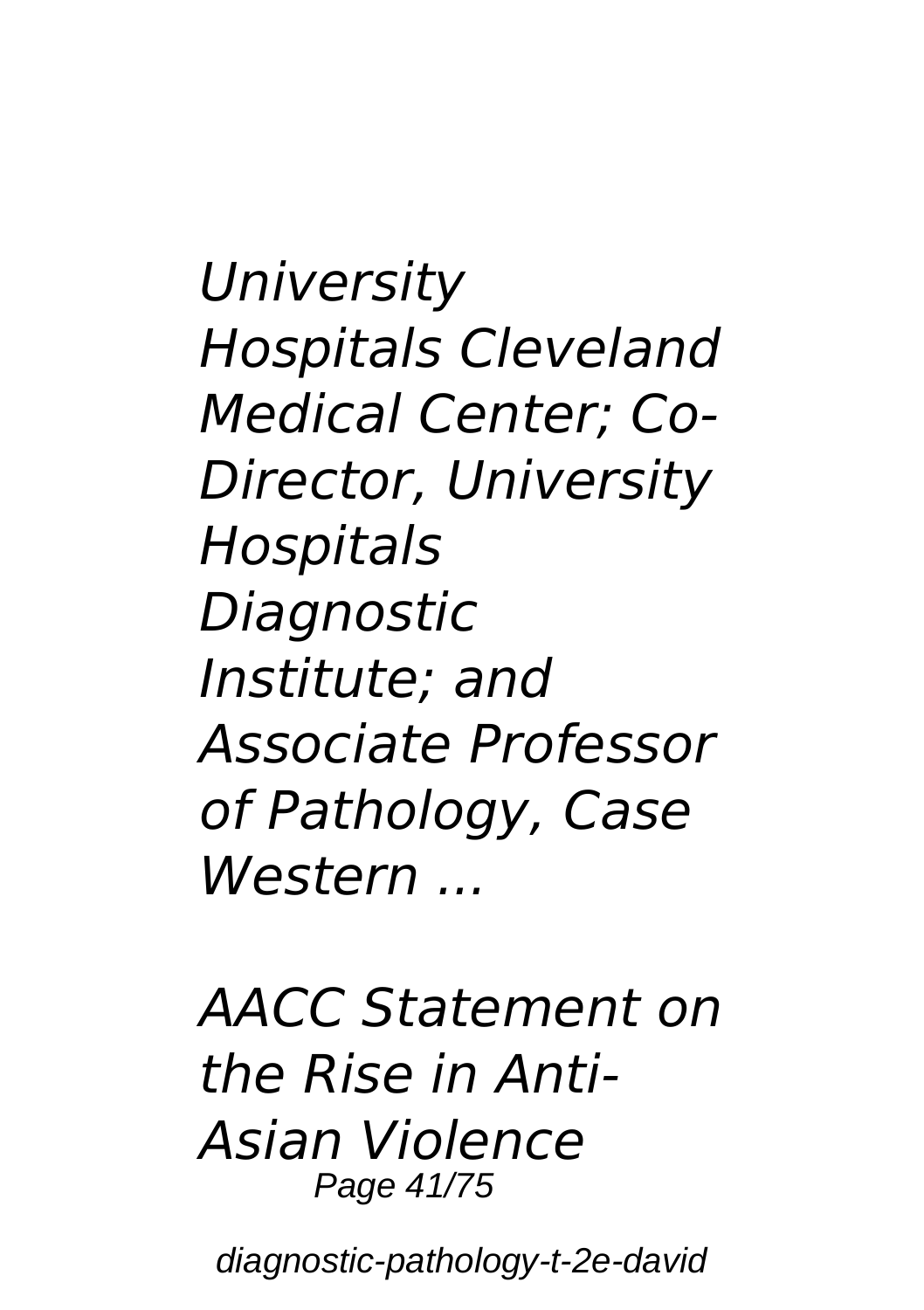*University Hospitals Cleveland Medical Center; Co-Director, University Hospitals Diagnostic Institute; and Associate Professor of Pathology, Case Western ...*

*AACC Statement on the Rise in Anti-Asian Violence*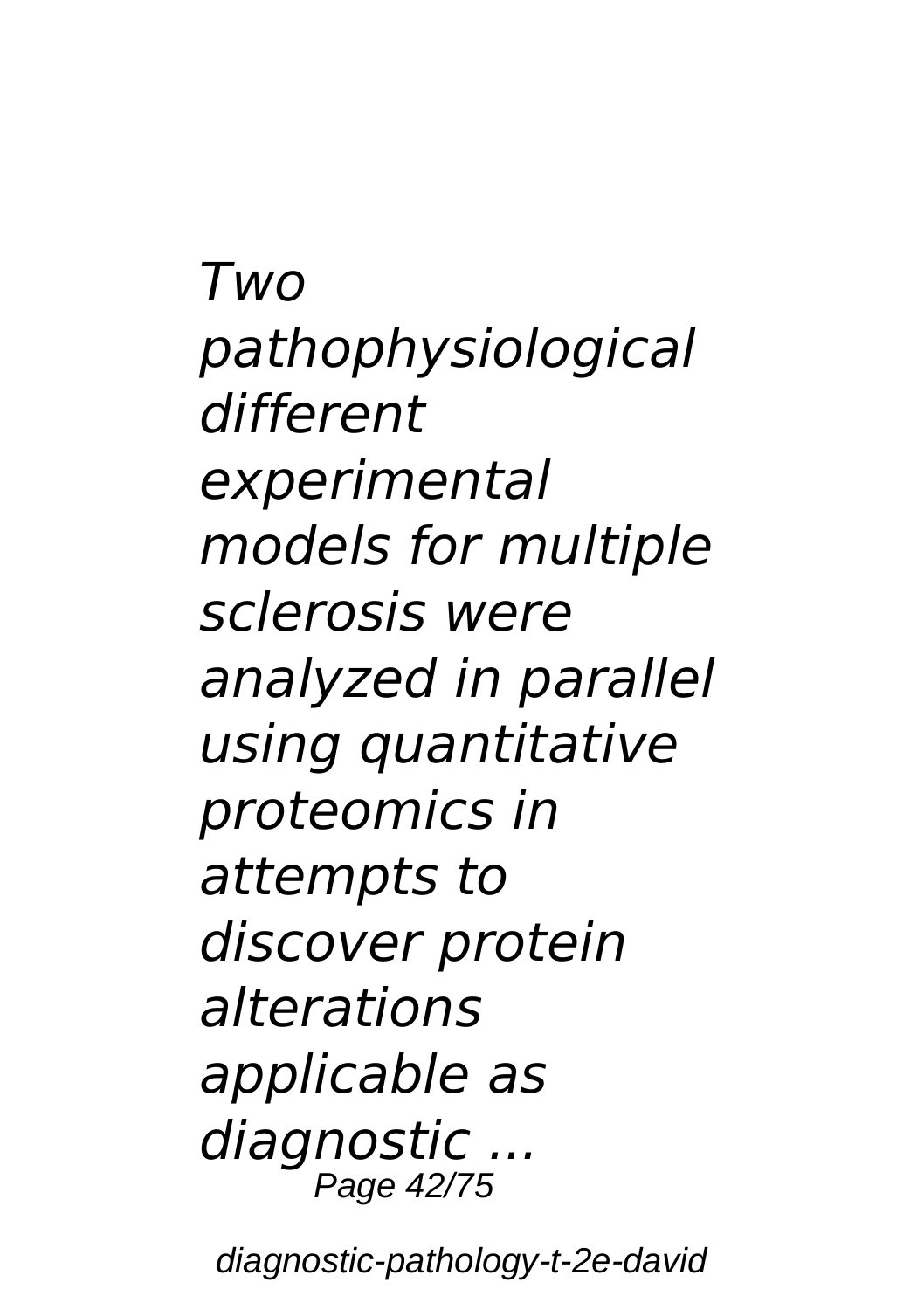*Two pathophysiological different experimental models for multiple sclerosis were analyzed in parallel using quantitative proteomics in attempts to discover protein alterations applicable as diagnostic ...*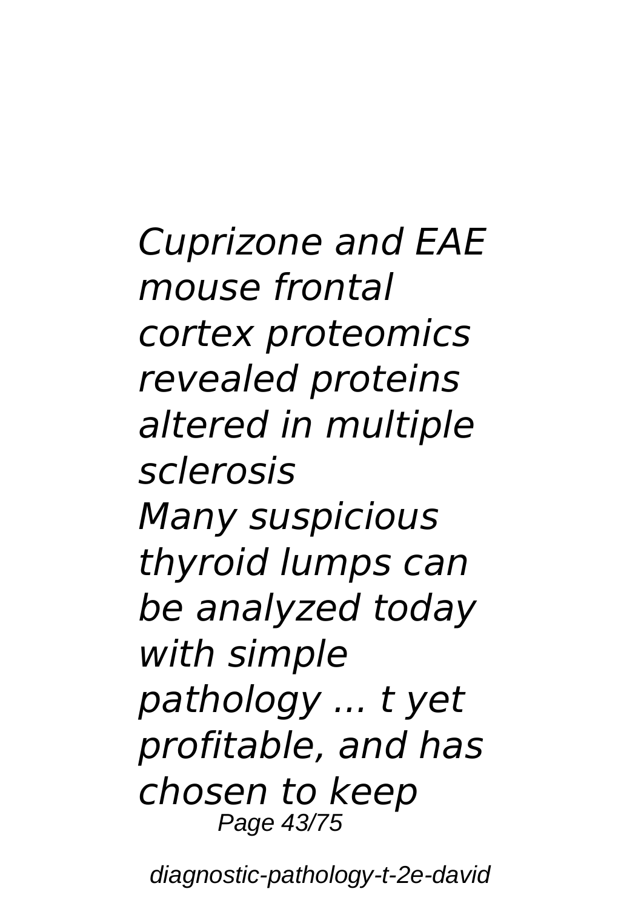*Cuprizone and EAE mouse frontal cortex proteomics revealed proteins altered in multiple sclerosis*

*Many suspicious thyroid lumps can be analyzed today with simple pathology ... t yet profitable, and has chosen to keep*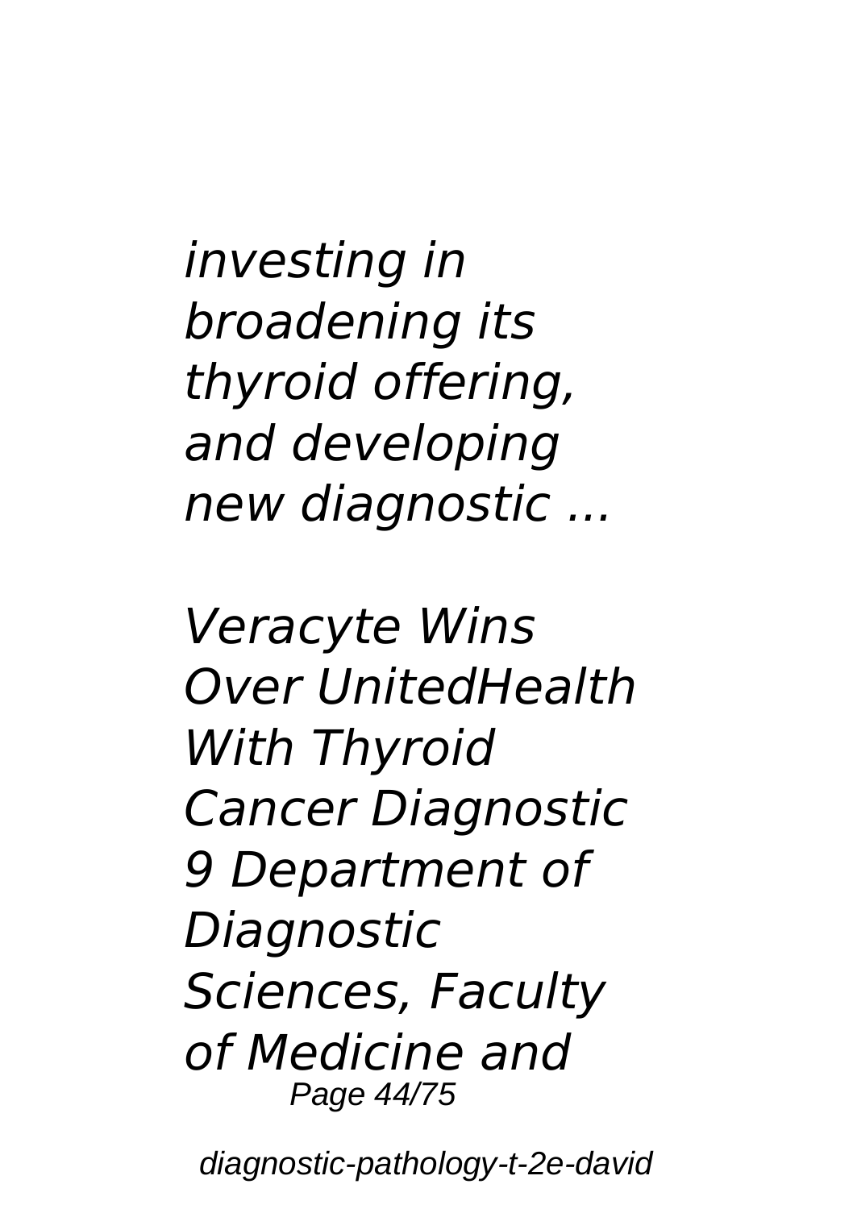*investing in broadening its thyroid offering, and developing new diagnostic ...*

*Veracyte Wins Over UnitedHealth With Thyroid Cancer Diagnostic 9 Department of Diagnostic Sciences, Faculty of Medicine and*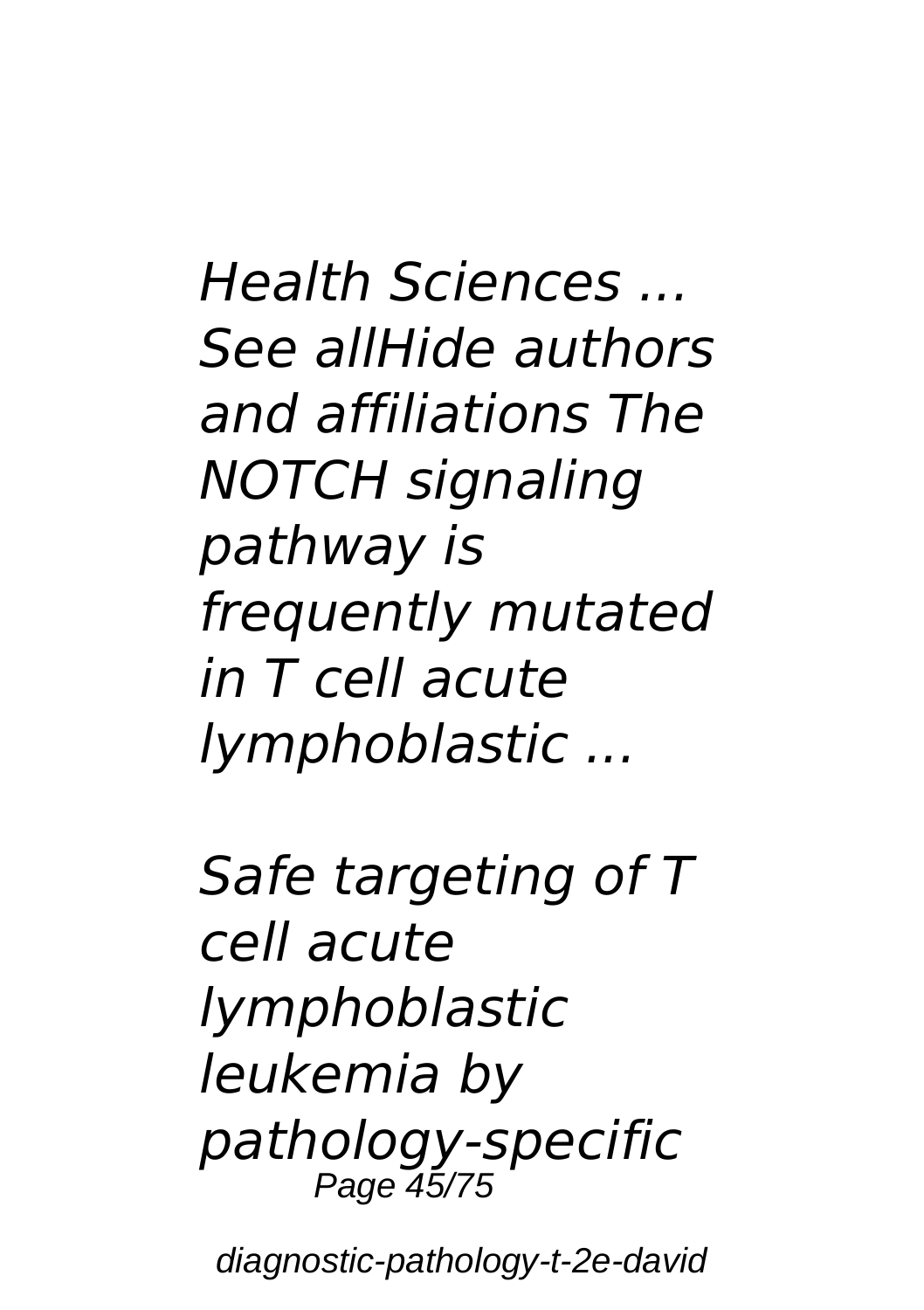*Health Sciences ... See allHide authors and affiliations The NOTCH signaling pathway is frequently mutated in T cell acute lymphoblastic ...*

*Safe targeting of T cell acute lymphoblastic leukemia by pathology-specific*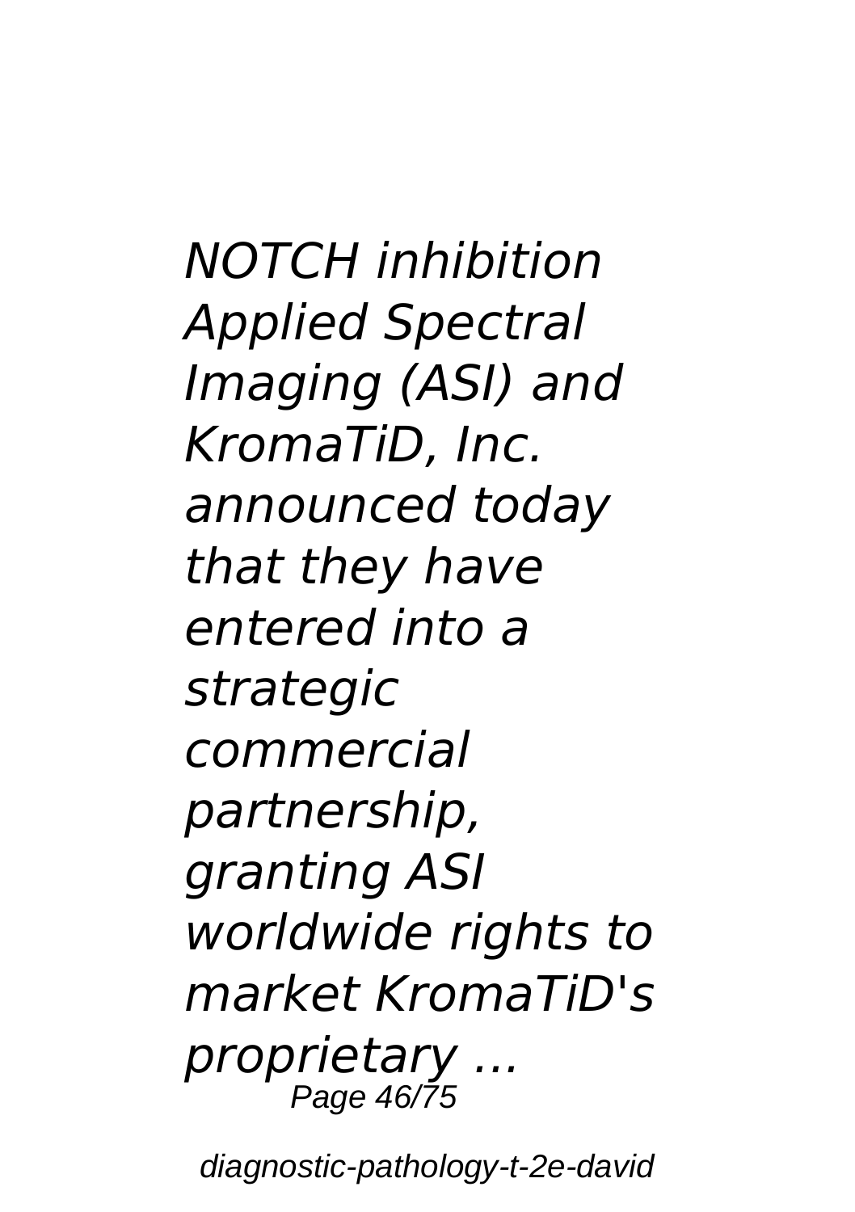*NOTCH inhibition Applied Spectral Imaging (ASI) and KromaTiD, Inc. announced today that they have entered into a strategic commercial partnership, granting ASI worldwide rights to market KromaTiD's proprietary ...*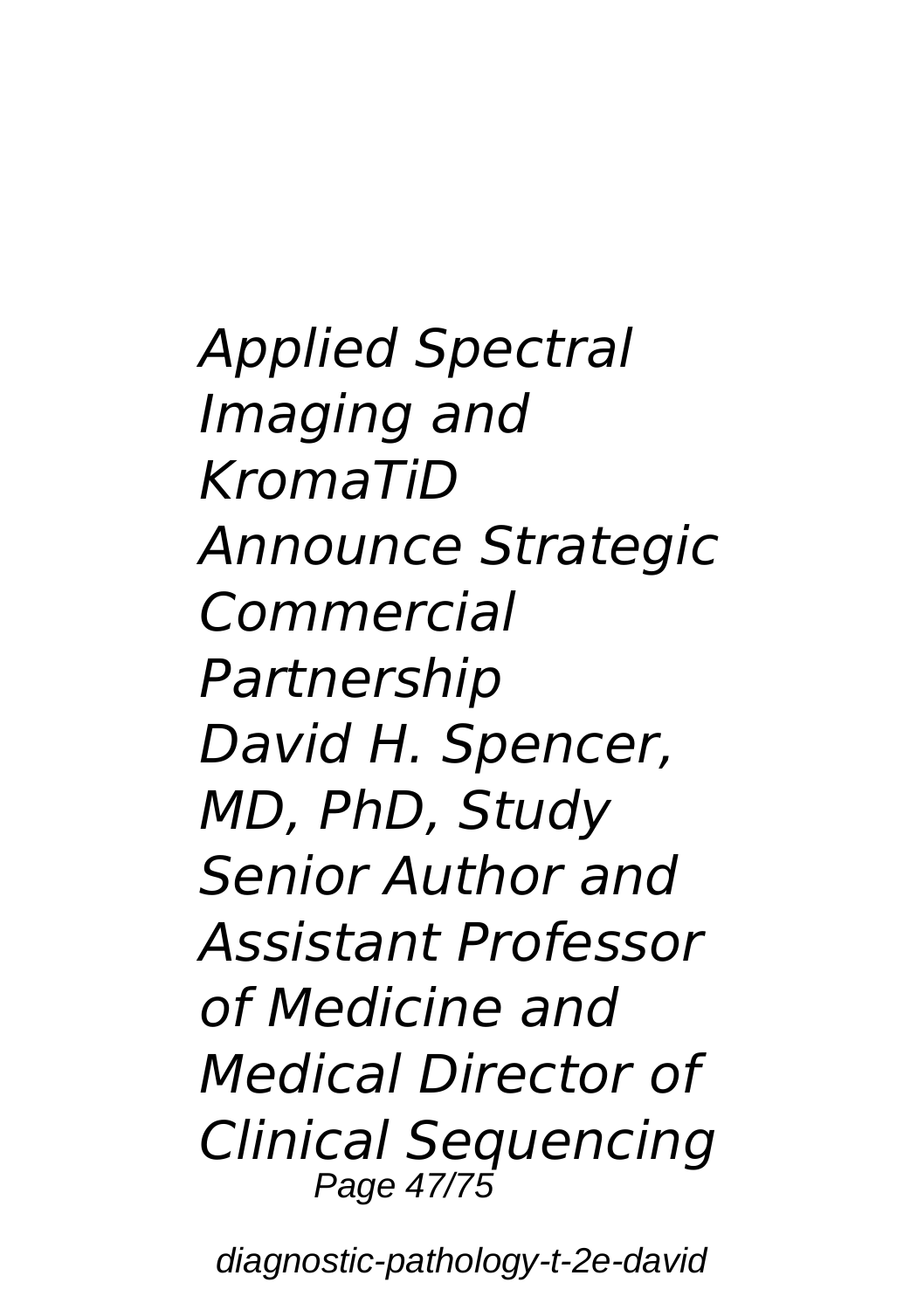*Applied Spectral Imaging and KromaTiD Announce Strategic Commercial Partnership*

*David H. Spencer, MD, PhD, Study Senior Author and Assistant Professor of Medicine and Medical Director of Clinical Sequencing*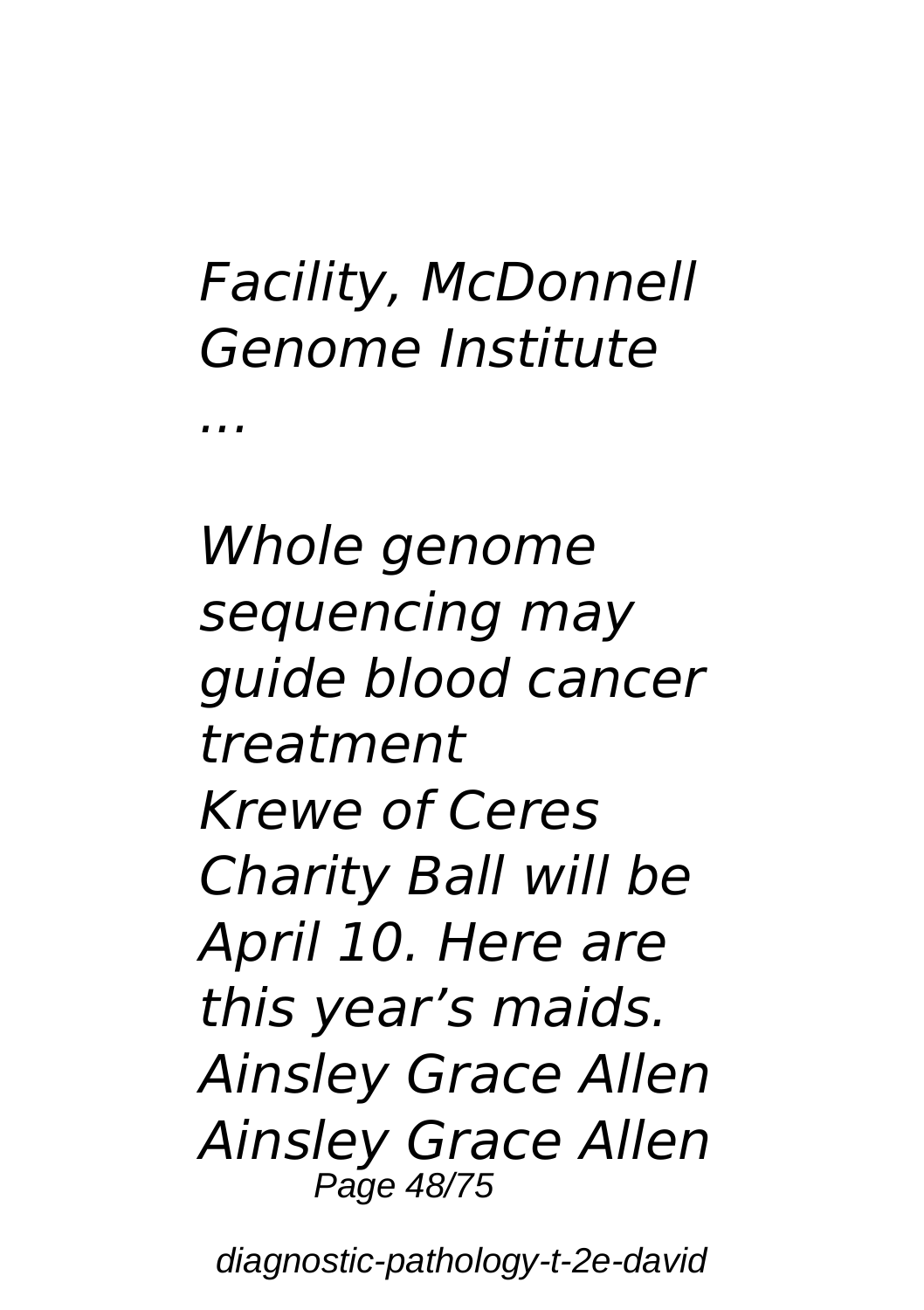*Facility, McDonnell Genome Institute ...*

*Whole genome sequencing may guide blood cancer treatment*
*Krewe of Ceres Charity Ball will be April 10. Here are this year's maids. Ainsley Grace Allen Ainsley Grace Allen*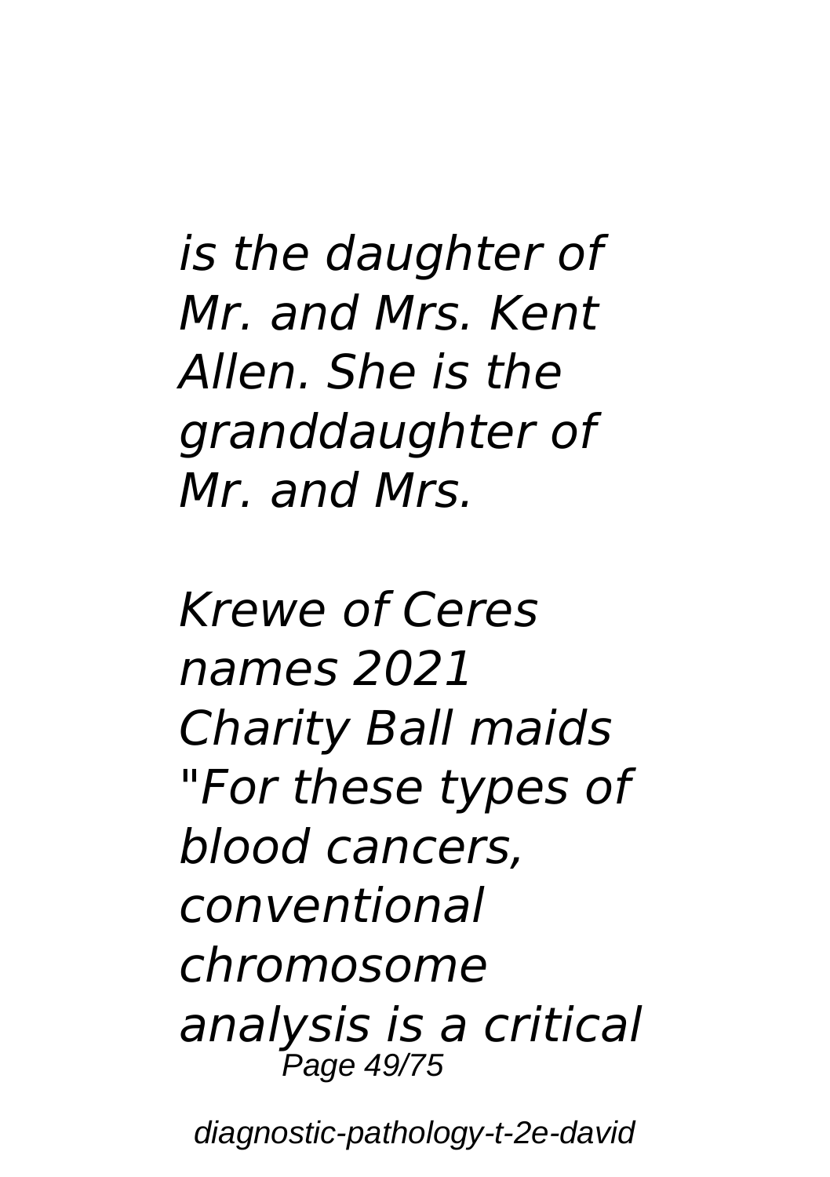*is the daughter of Mr. and Mrs. Kent Allen. She is the granddaughter of Mr. and Mrs.*

*Krewe of Ceres names 2021 Charity Ball maids "For these types of blood cancers, conventional chromosome analysis is a critical*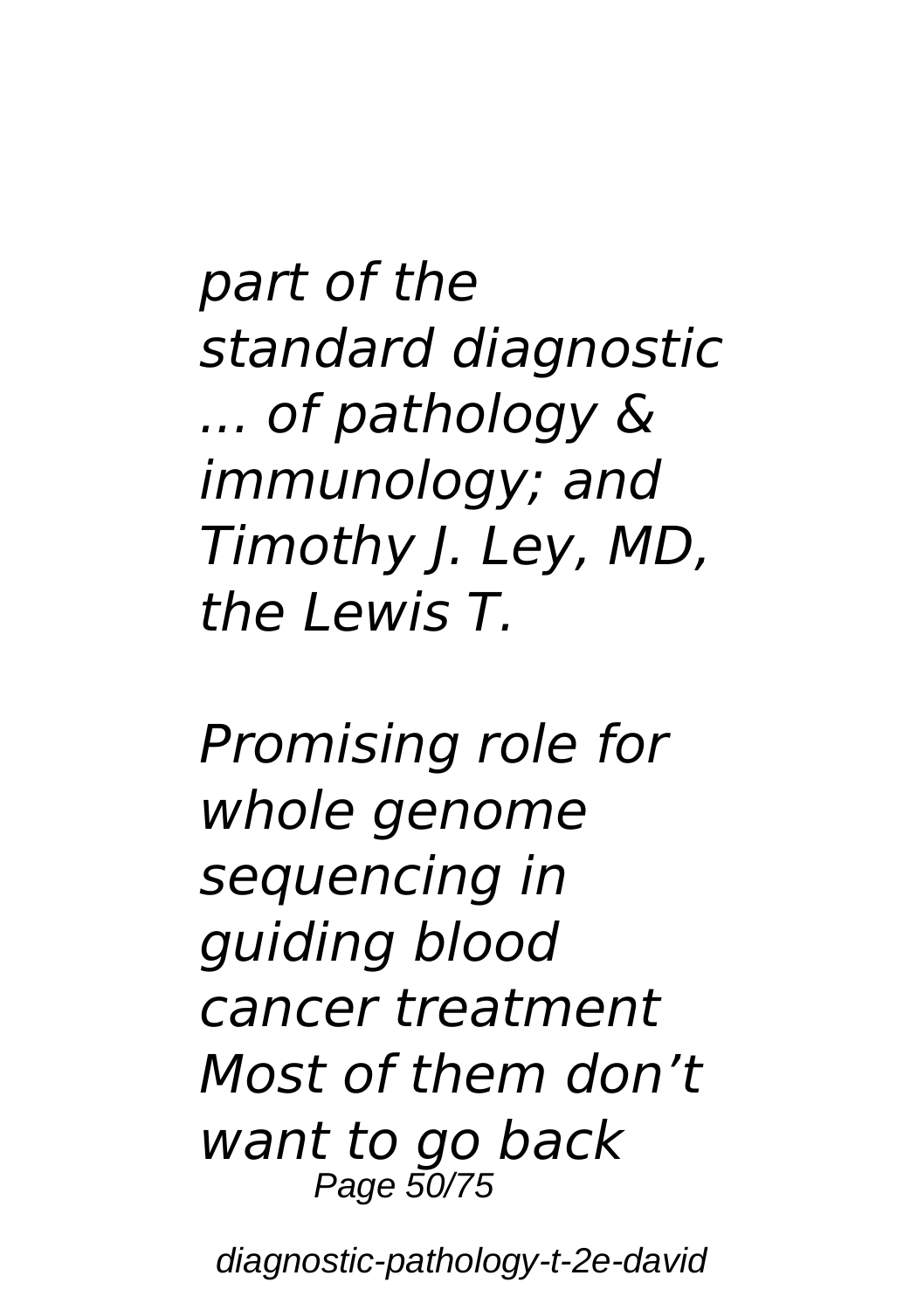*part of the standard diagnostic ... of pathology & immunology; and Timothy J. Ley, MD, the Lewis T.*

*Promising role for whole genome sequencing in guiding blood cancer treatment Most of them don't want to go back*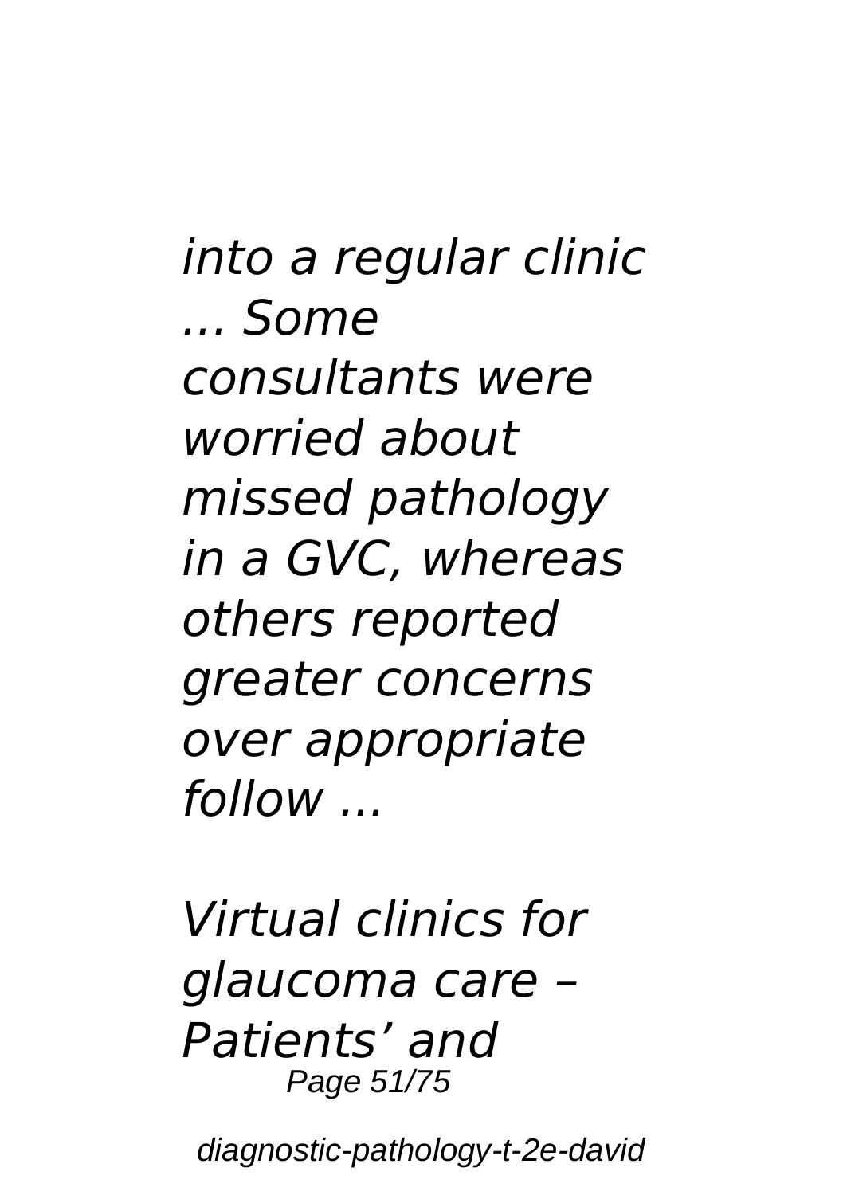*into a regular clinic ... Some consultants were worried about missed pathology in a GVC, whereas others reported greater concerns over appropriate follow ...*

*Virtual clinics for glaucoma care – Patients' and*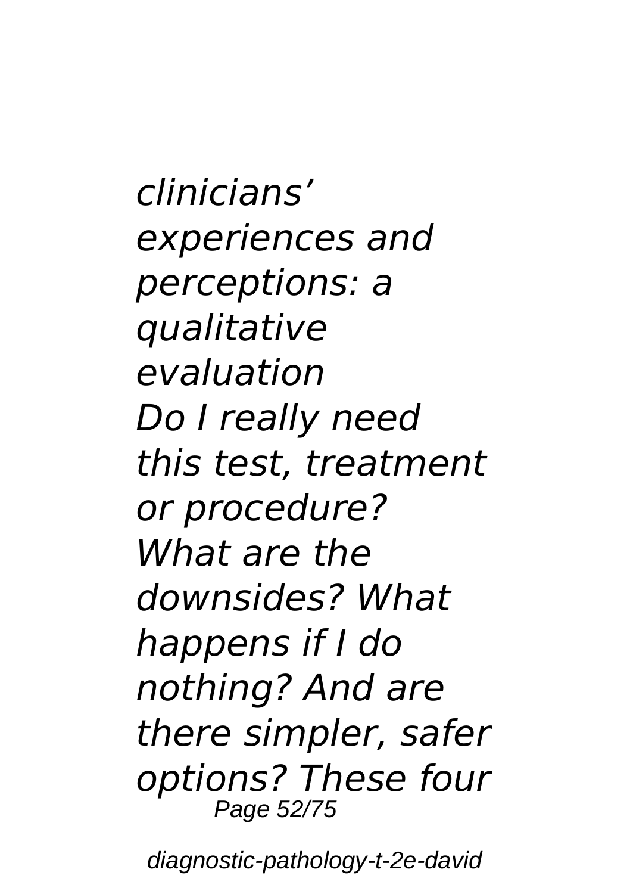*clinicians' experiences and perceptions: a qualitative evaluation*
*Do I really need this test, treatment or procedure? What are the downsides? What happens if I do nothing? And are there simpler, safer options? These four*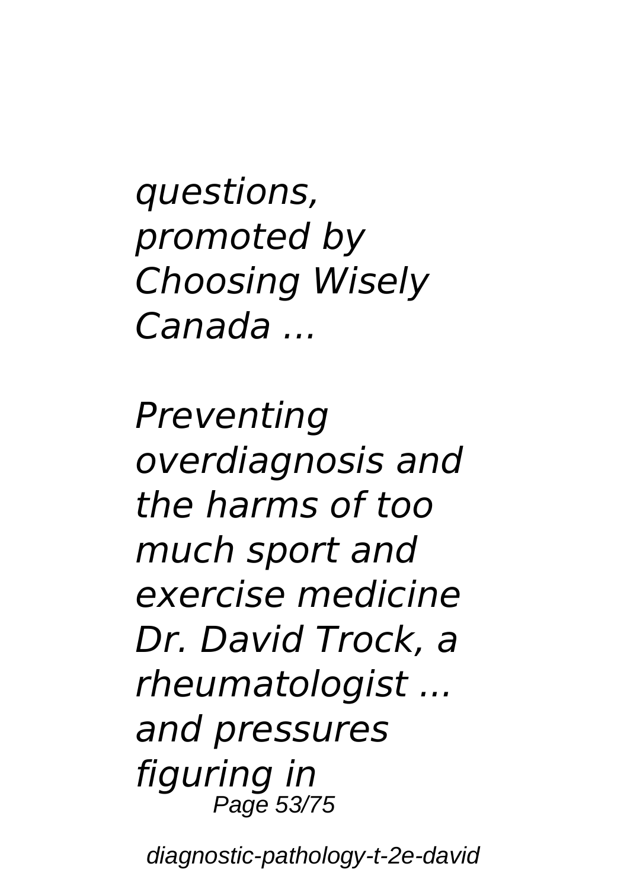*questions, promoted by Choosing Wisely Canada ...*

*Preventing overdiagnosis and the harms of too much sport and exercise medicine Dr. David Trock, a rheumatologist ... and pressures figuring in*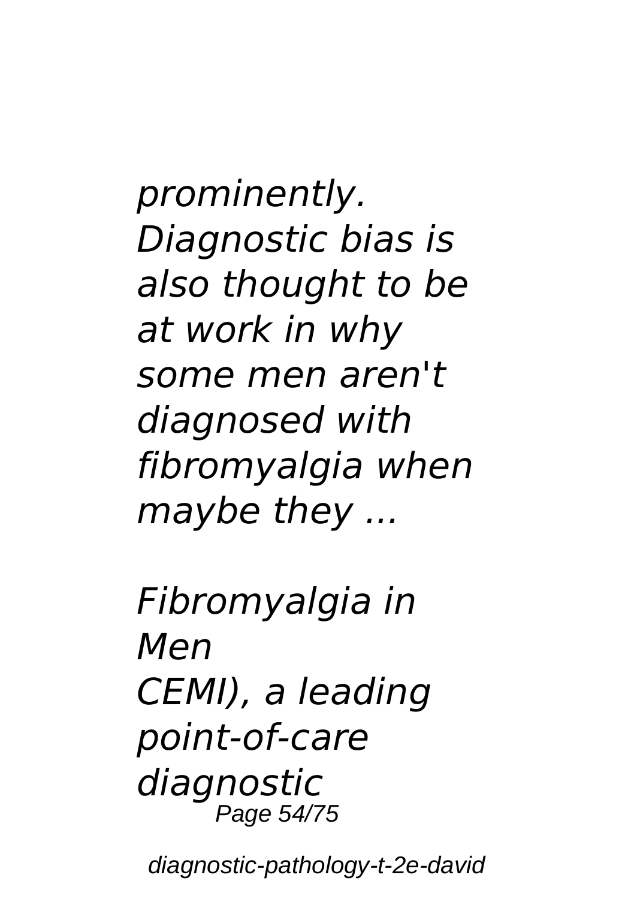*prominently. Diagnostic bias is also thought to be at work in why some men aren't diagnosed with fibromyalgia when maybe they ...*

*Fibromyalgia in Men*
*CEMI), a leading point-of-care diagnostic*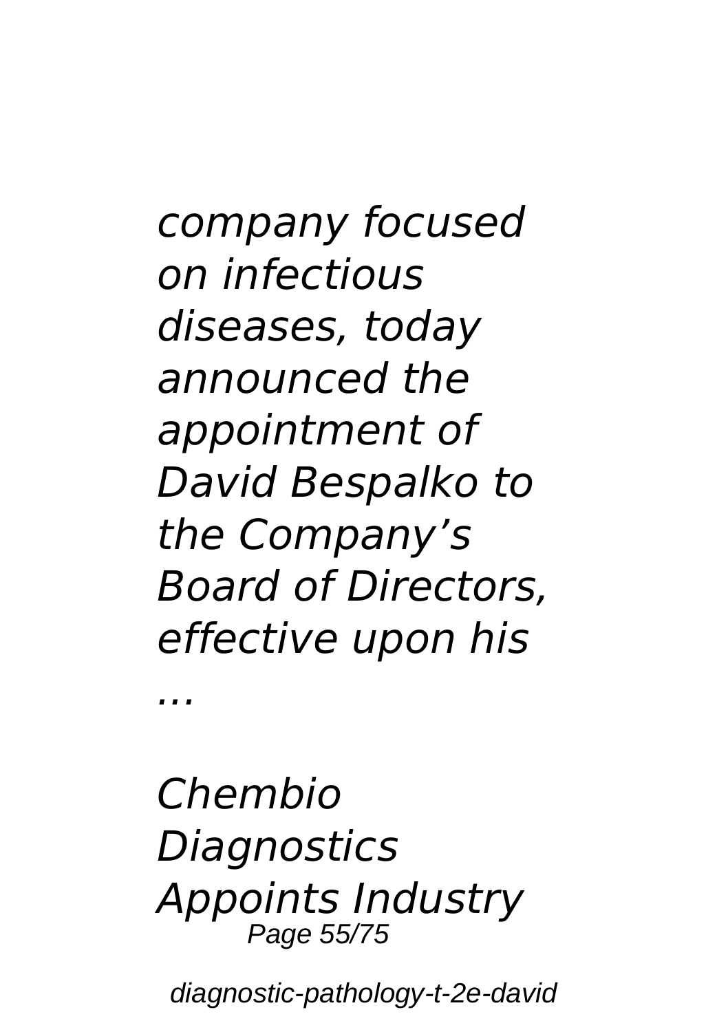*company focused on infectious diseases, today announced the appointment of David Bespalko to the Company's Board of Directors, effective upon his ...*

*Chembio Diagnostics Appoints Industry*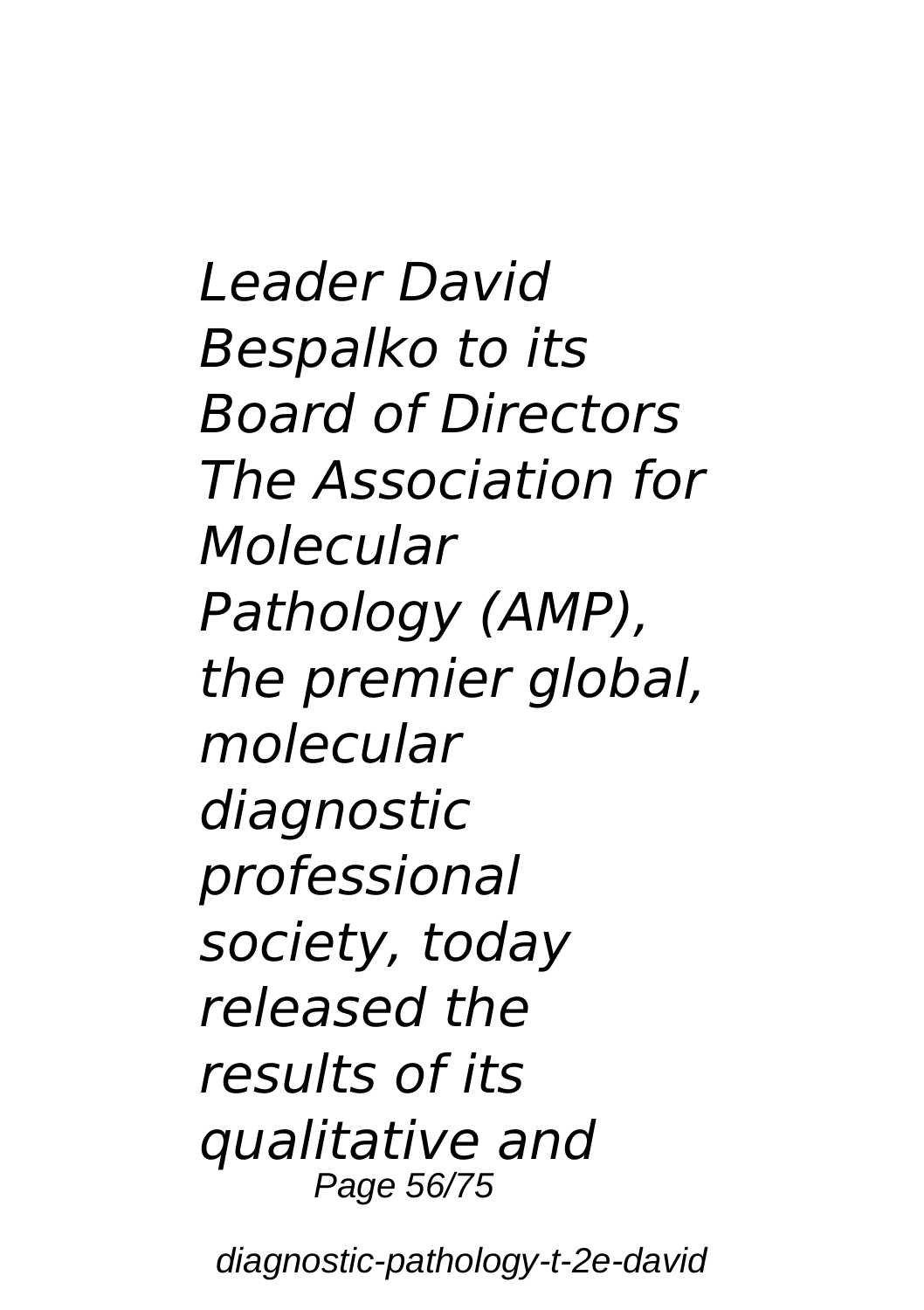*Leader David Bespalko to its Board of Directors The Association for Molecular Pathology (AMP), the premier global, molecular diagnostic professional society, today released the results of its qualitative and*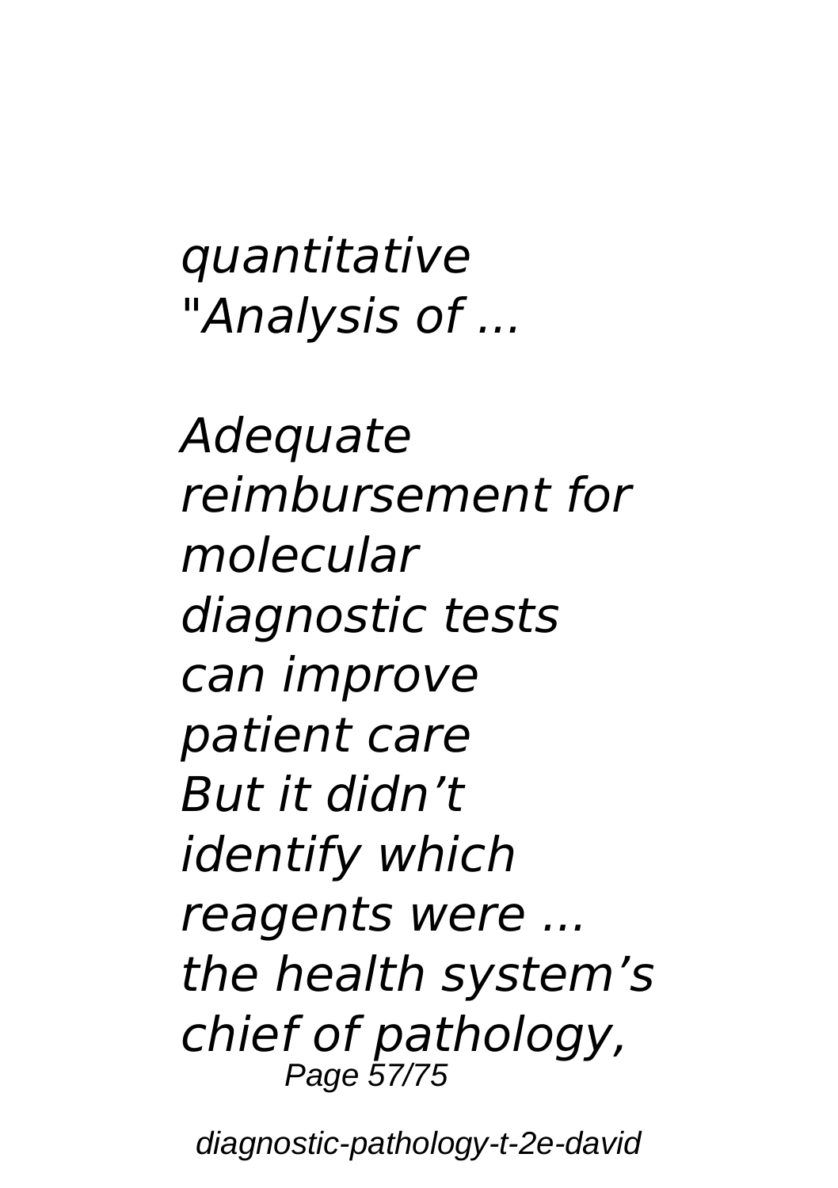*quantitative "Analysis of ...*

*Adequate reimbursement for molecular diagnostic tests can improve patient care*
*But it didn't identify which reagents were ... the health system's chief of pathology,*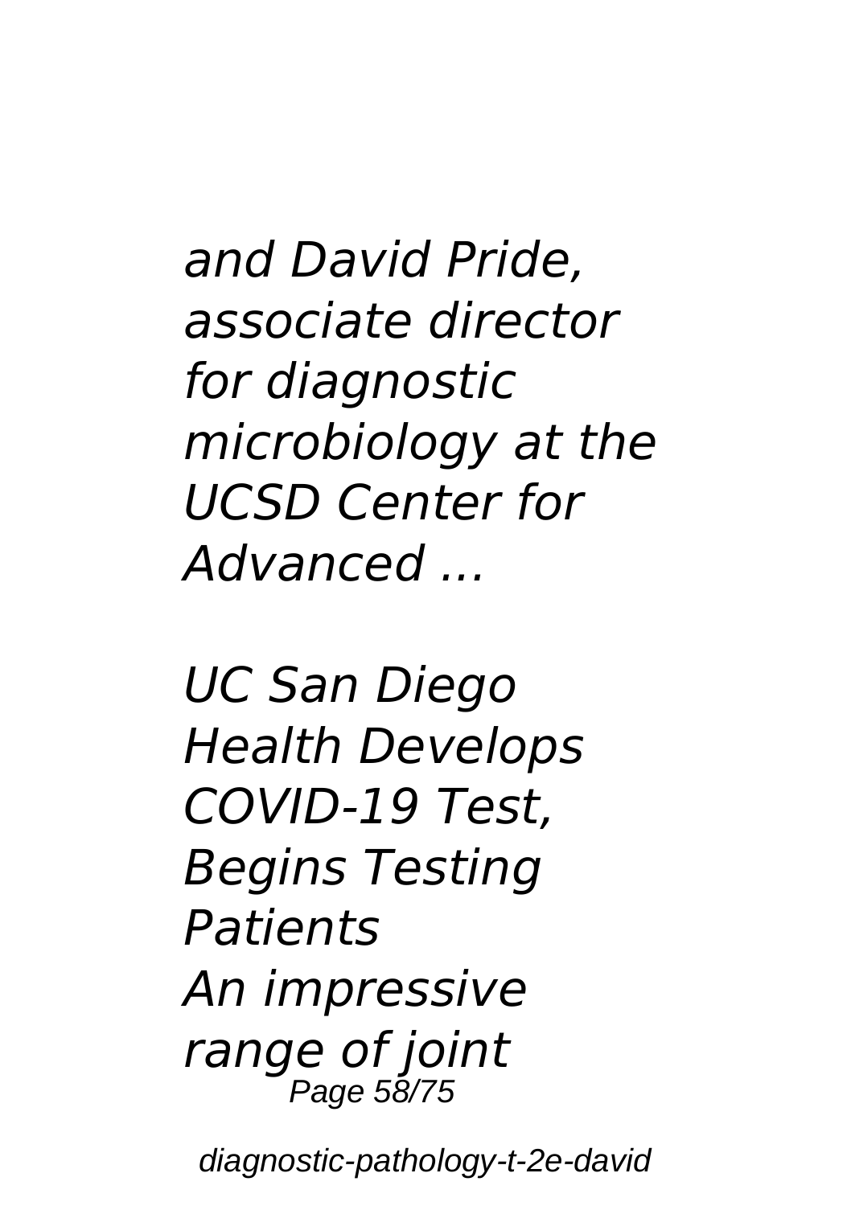*and David Pride, associate director for diagnostic microbiology at the UCSD Center for Advanced ...*

*UC San Diego Health Develops COVID-19 Test, Begins Testing Patients*
*An impressive range of joint*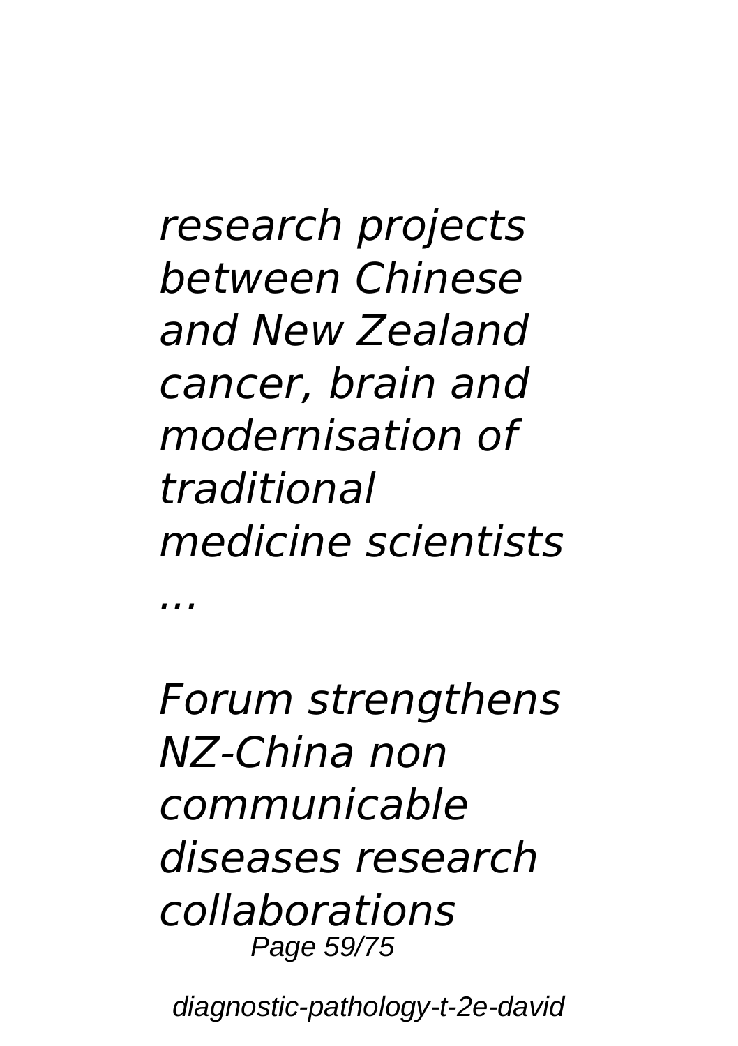*research projects between Chinese and New Zealand cancer, brain and modernisation of traditional medicine scientists ...*

*Forum strengthens NZ-China non communicable diseases research collaborations*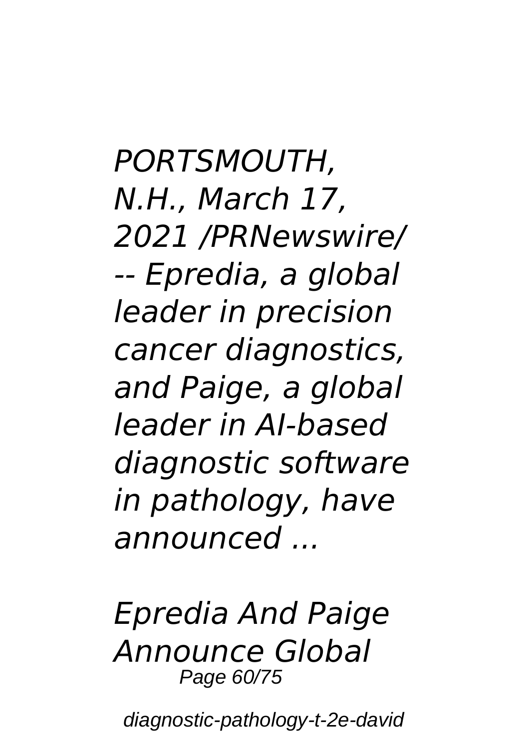*PORTSMOUTH, N.H., March 17, 2021 /PRNewswire/ -- Epredia, a global leader in precision cancer diagnostics, and Paige, a global leader in AI-based diagnostic software in pathology, have announced ...*

*Epredia And Paige Announce Global*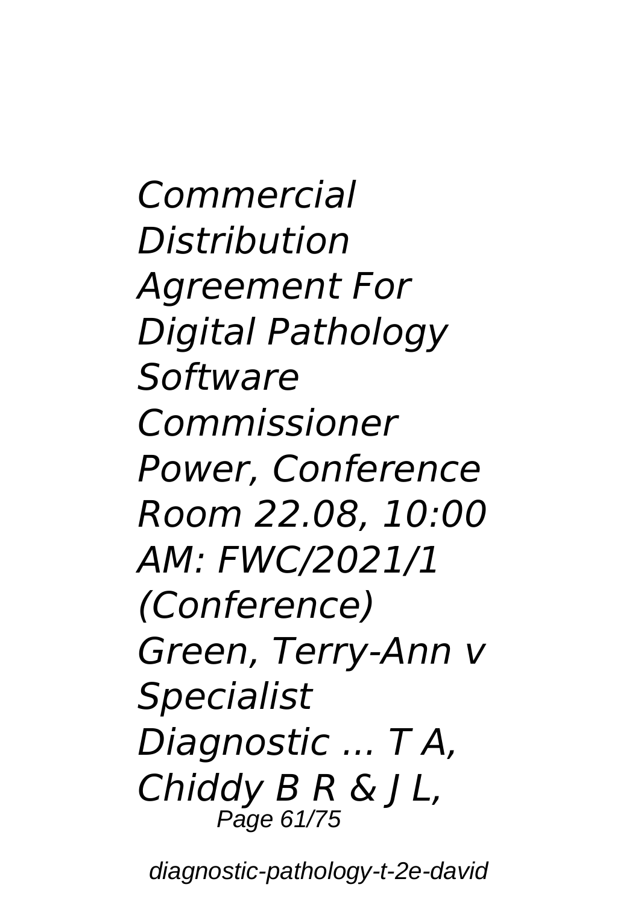*Commercial Distribution Agreement For Digital Pathology Software Commissioner Power, Conference Room 22.08, 10:00 AM: FWC/2021/1 (Conference) Green, Terry-Ann v Specialist Diagnostic ... T A, Chiddy B R & J L,*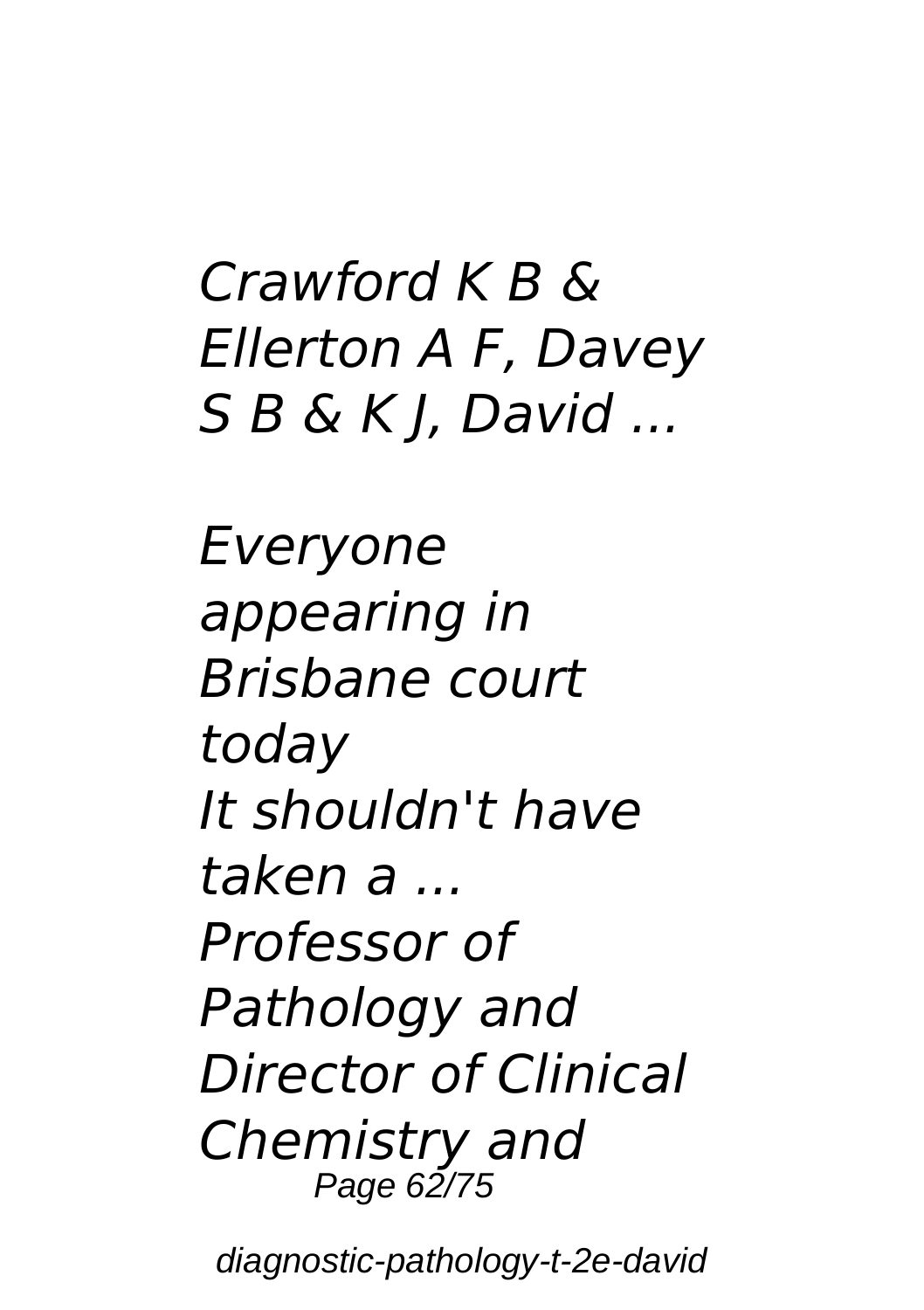*Crawford K B & Ellerton A F, Davey S B & K J, David ...*

*Everyone appearing in Brisbane court today*
*It shouldn't have taken a ...*
*Professor of Pathology and Director of Clinical Chemistry and*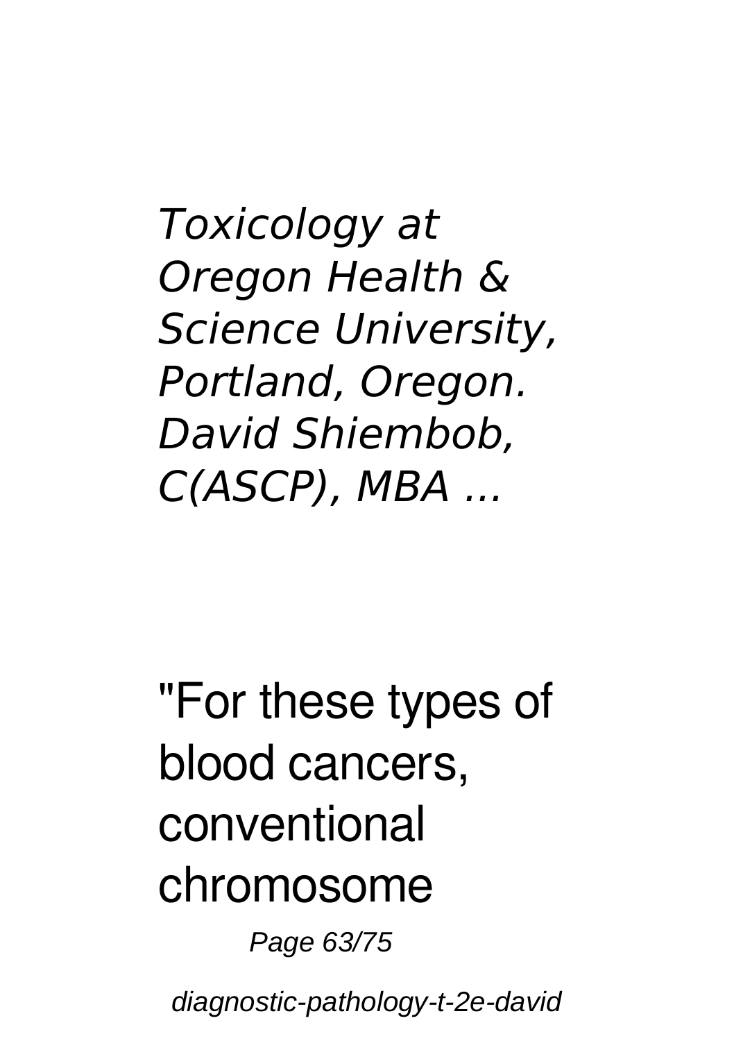*Toxicology at Oregon Health & Science University, Portland, Oregon. David Shiembob, C(ASCP), MBA ...*

"For these types of blood cancers, conventional chromosome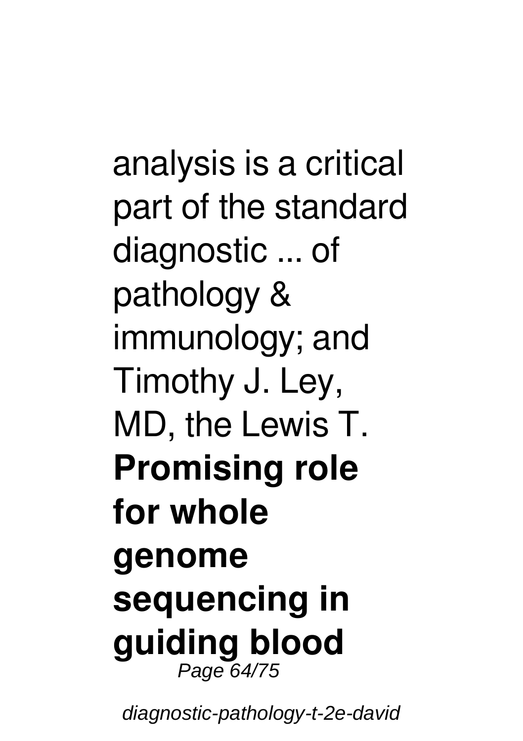analysis is a critical part of the standard diagnostic ... of pathology & immunology; and Timothy J. Ley, MD, the Lewis T.

**Promising role for whole genome sequencing in guiding blood**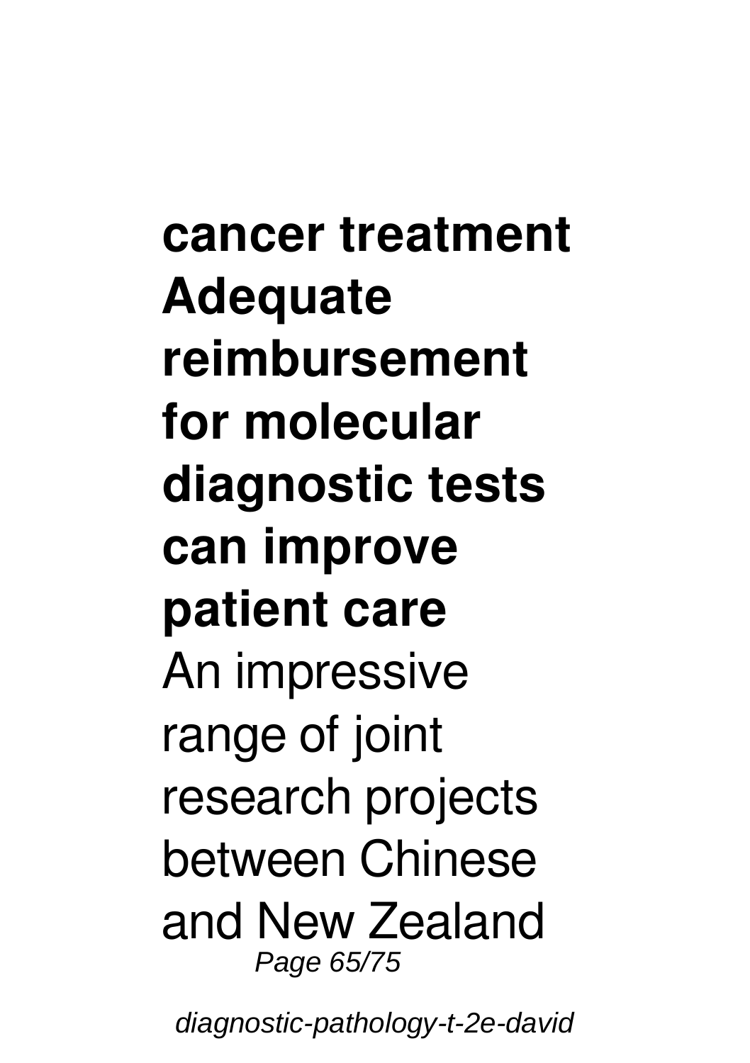**cancer treatment Adequate reimbursement for molecular diagnostic tests can improve patient care**

An impressive range of joint research projects between Chinese and New Zealand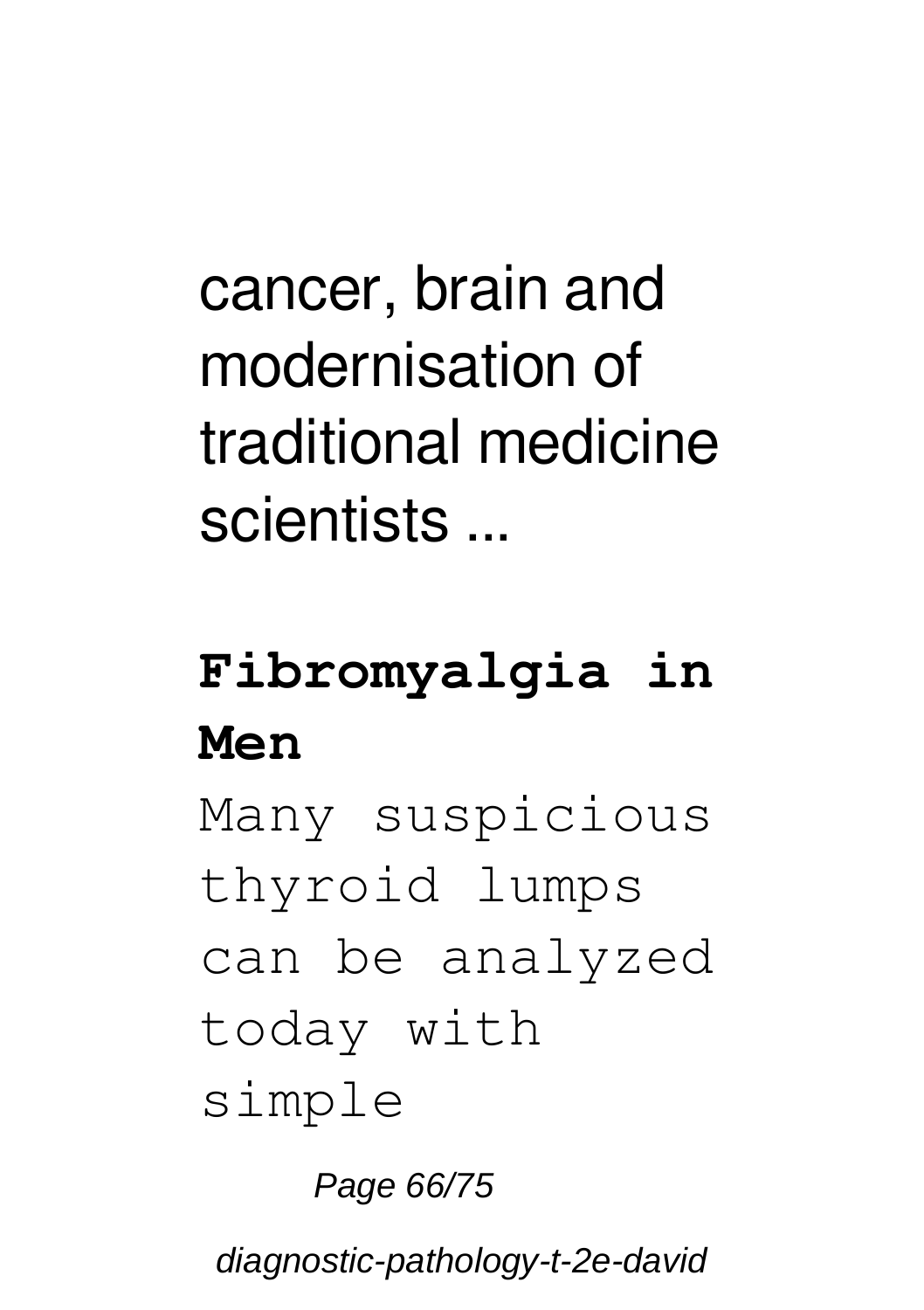cancer, brain and modernisation of traditional medicine scientists ...

## Fibromyalgia in Men

Many suspicious thyroid lumps can be analyzed today with simple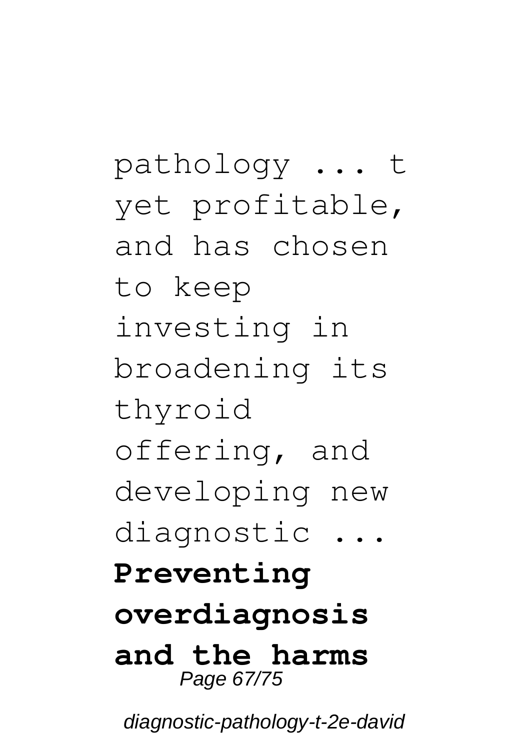pathology ... t yet profitable, and has chosen to keep investing in broadening its thyroid offering, and developing new diagnostic ...

**Preventing overdiagnosis and the harms**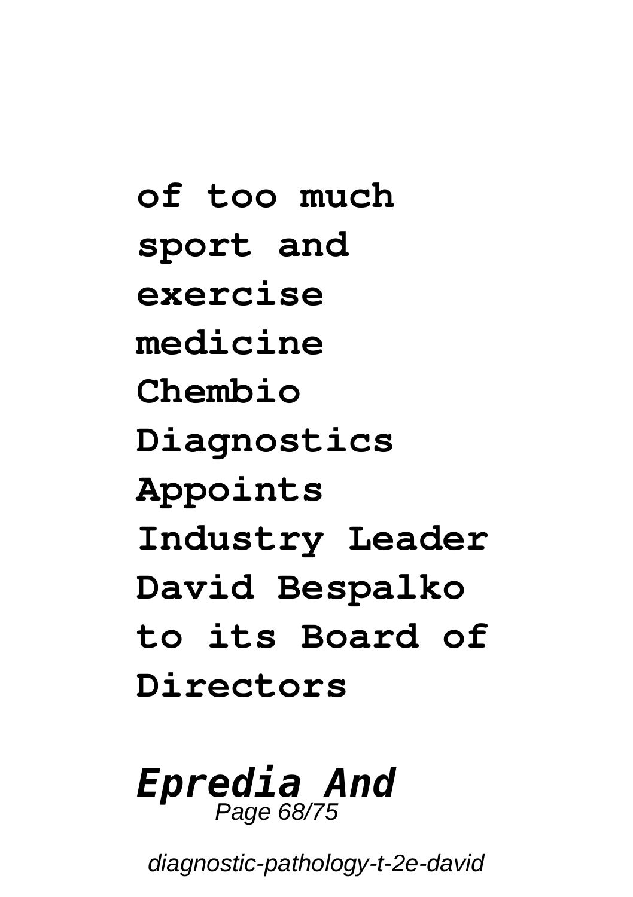**of too much sport and exercise medicine Chembio Diagnostics Appoints Industry Leader David Bespalko to its Board of Directors**

***Epredia And***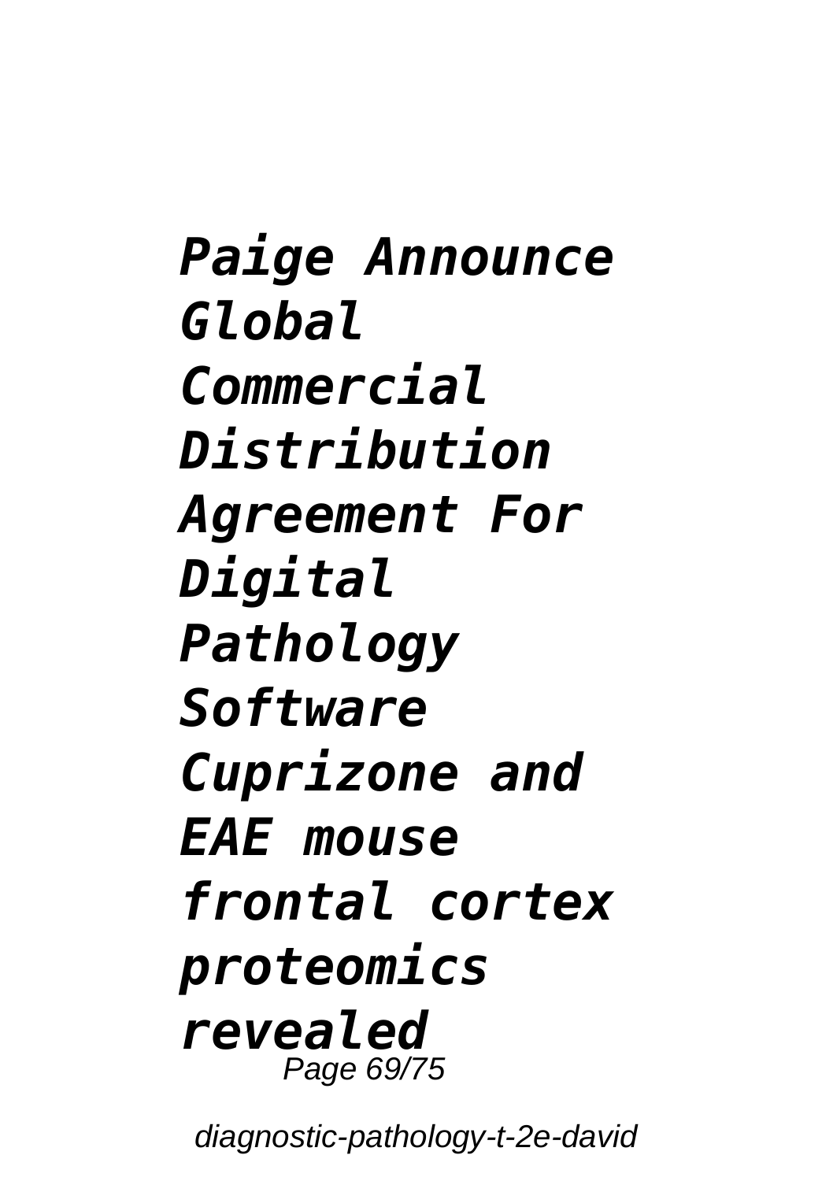***Paige Announce Global Commercial Distribution Agreement For Digital Pathology Software Cuprizone and EAE mouse frontal cortex proteomics revealed***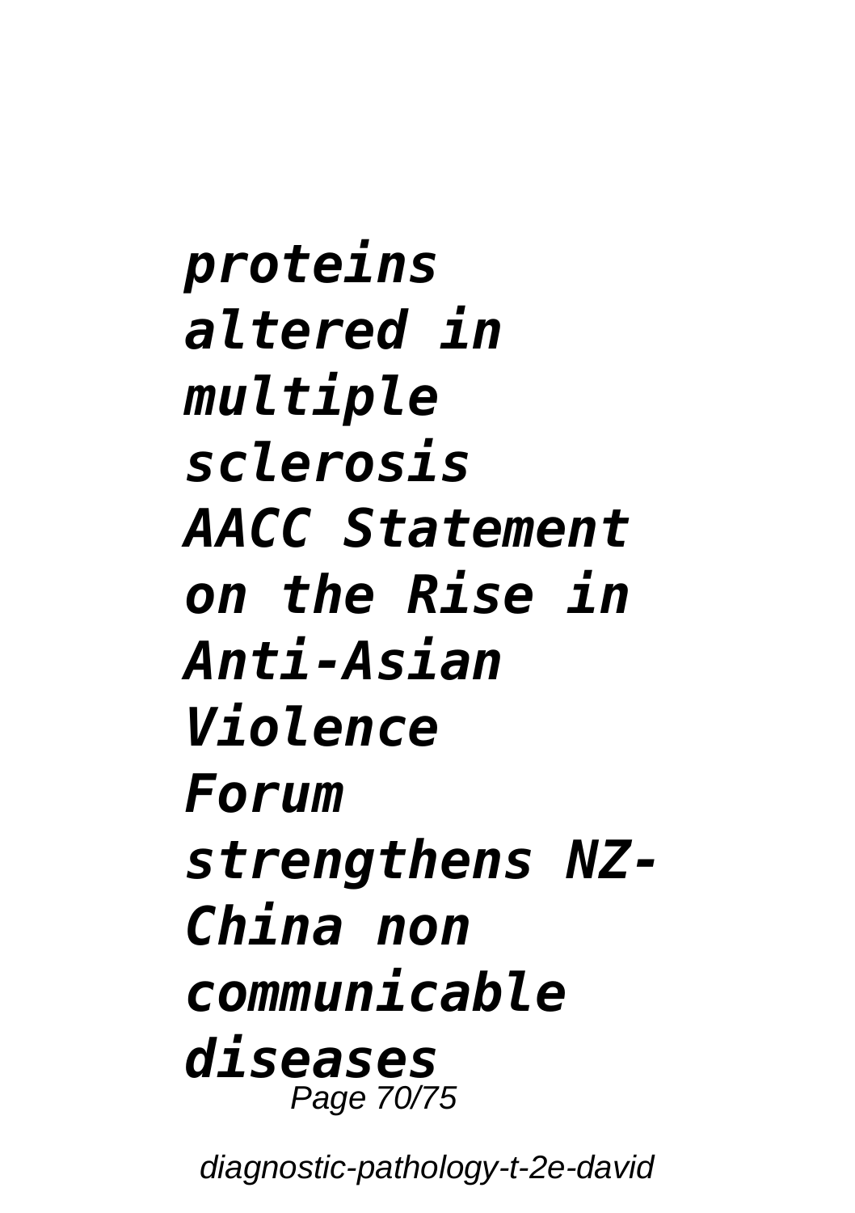*proteins altered in multiple sclerosis*
*AACC Statement on the Rise in Anti-Asian Violence*
*Forum strengthens NZ-China non communicable diseases*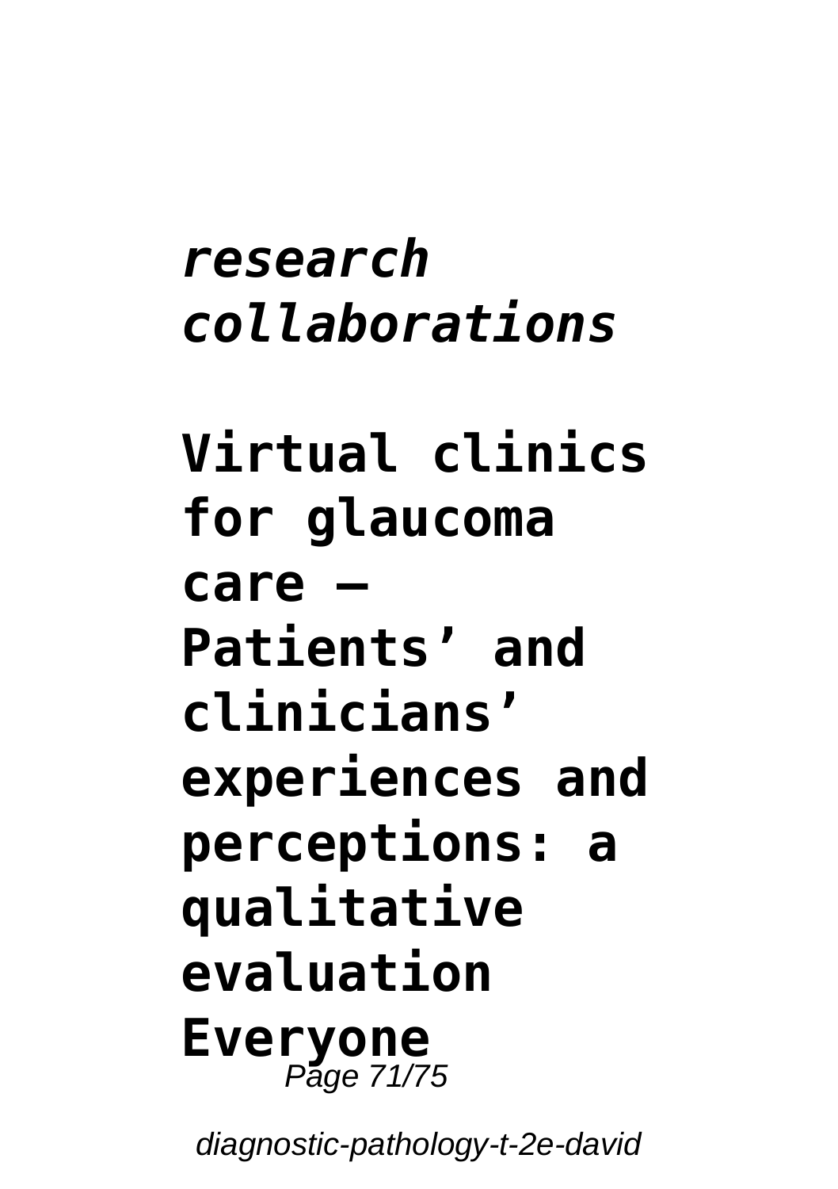*research collaborations*

**Virtual clinics for glaucoma care – Patients' and clinicians' experiences and perceptions: a qualitative evaluation Everyone**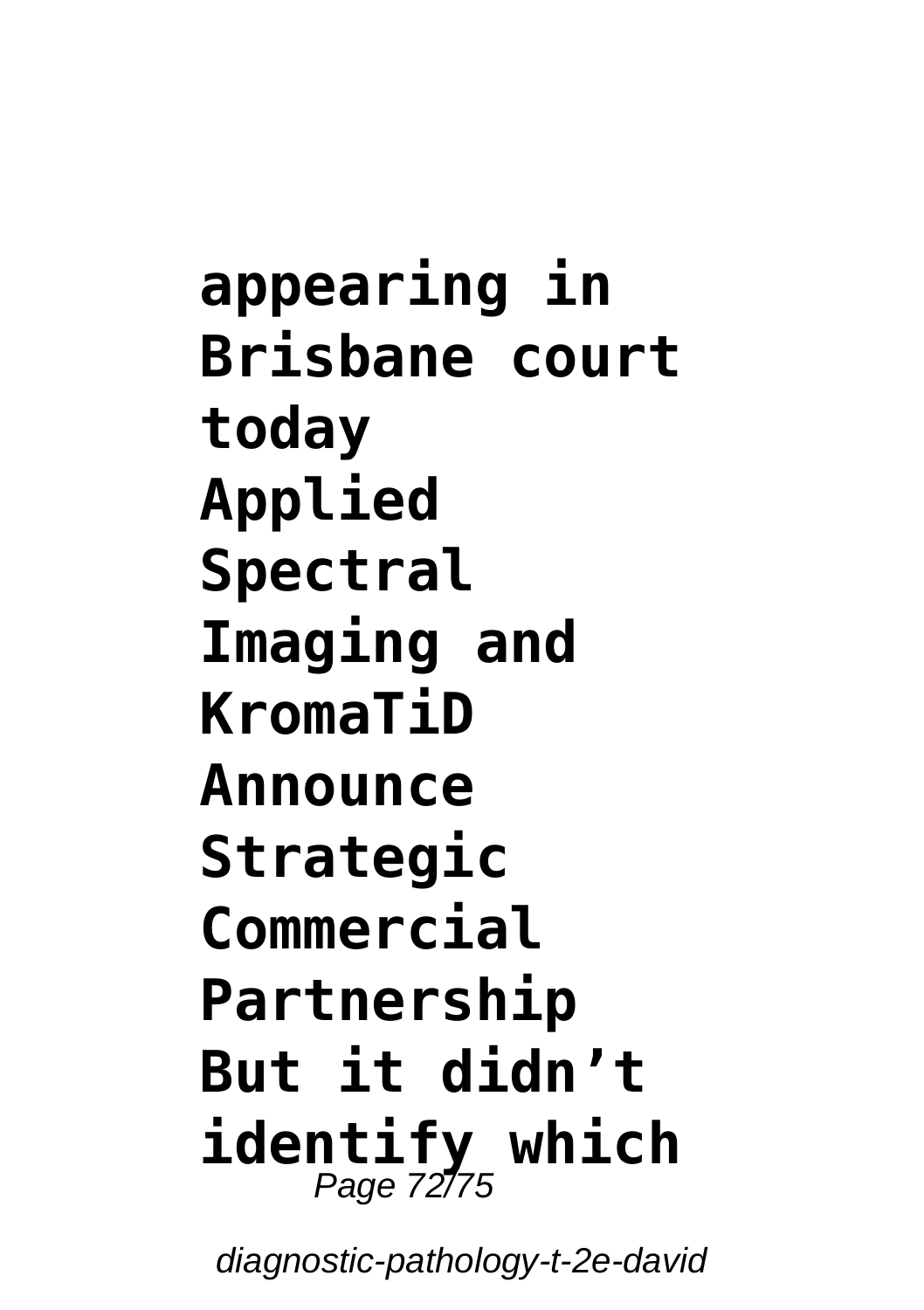**appearing in Brisbane court today**
**Applied Spectral Imaging and KromaTiD Announce Strategic Commercial Partnership**
**But it didn’t identify which**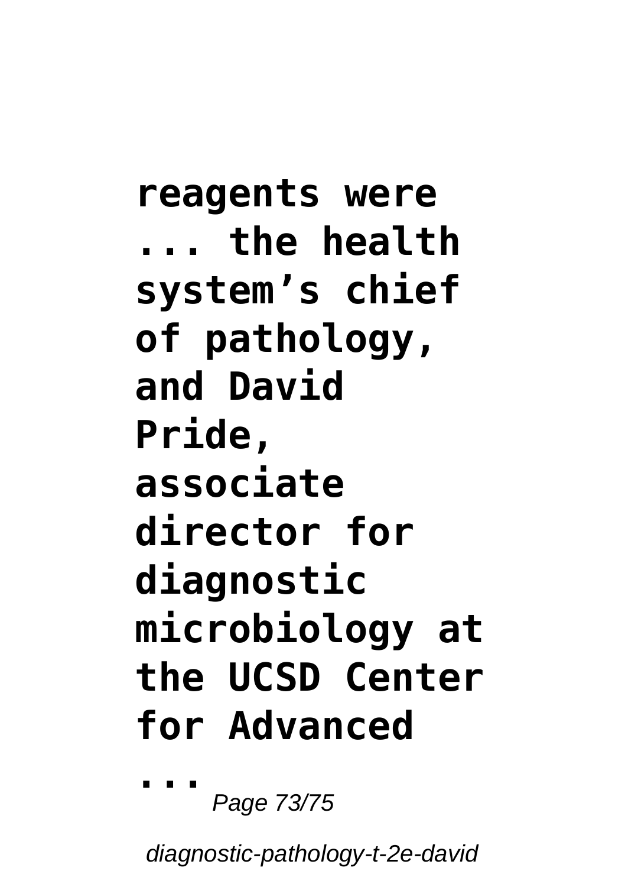**reagents were ... the health system's chief of pathology, and David Pride, associate director for diagnostic microbiology at the UCSD Center for Advanced ...**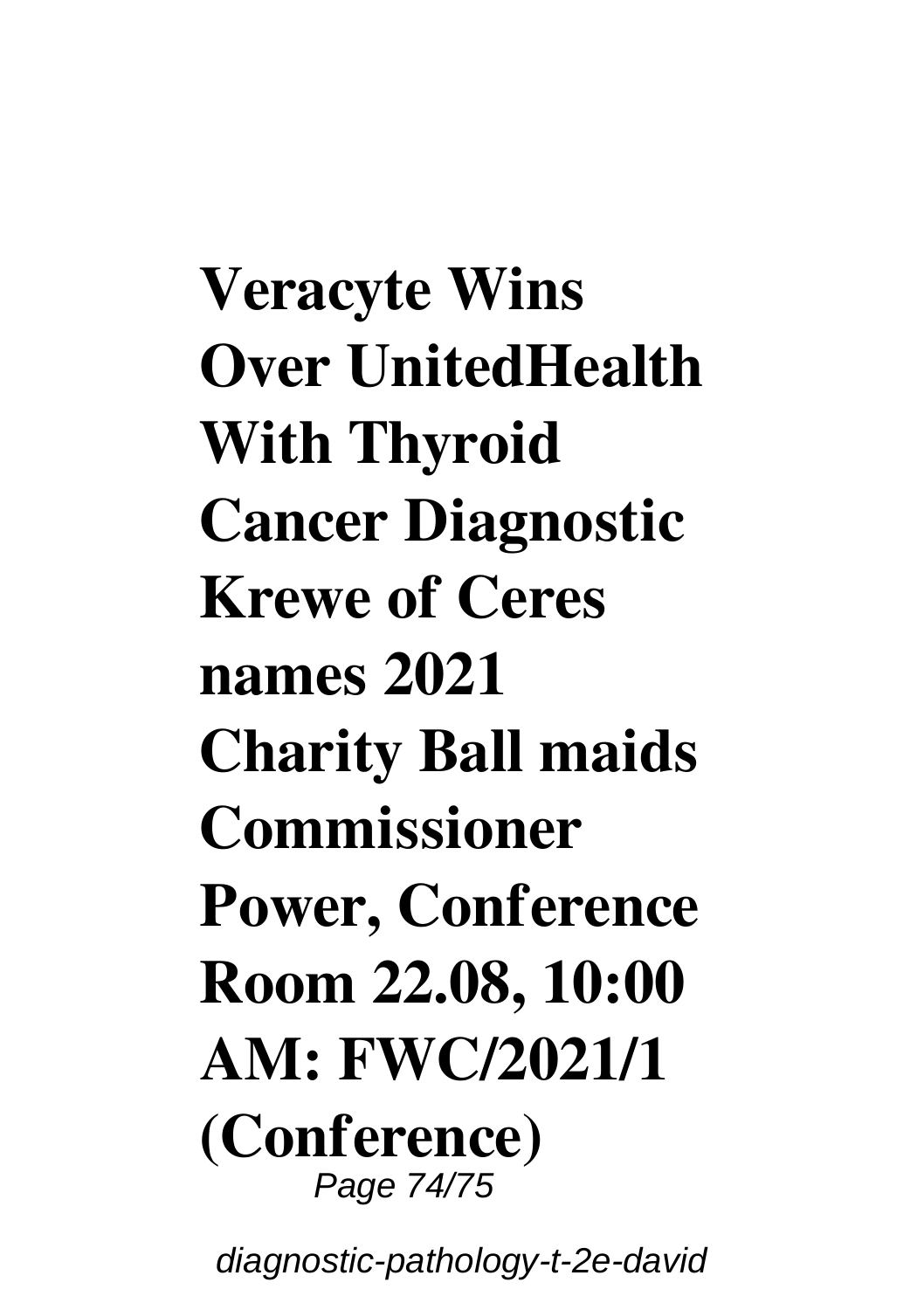**Veracyte Wins Over UnitedHealth With Thyroid Cancer Diagnostic**
**Krewe of Ceres names 2021 Charity Ball maids**
**Commissioner Power, Conference Room 22.08, 10:00 AM: FWC/2021/1 (Conference)**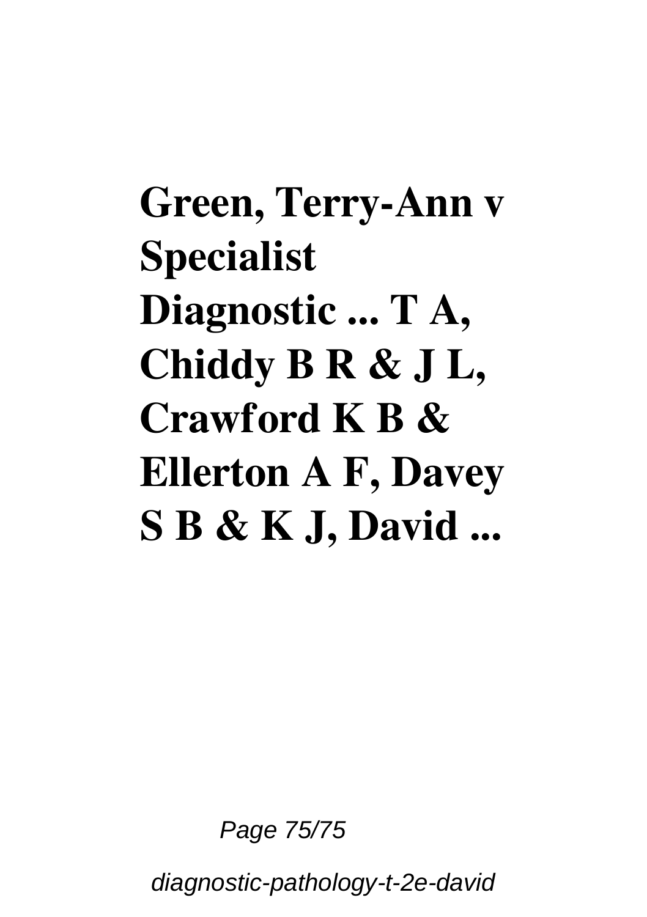**Green, Terry-Ann v Specialist Diagnostic ... T A, Chiddy B R & J L, Crawford K B & Ellerton A F, Davey S B & K J, David ...**